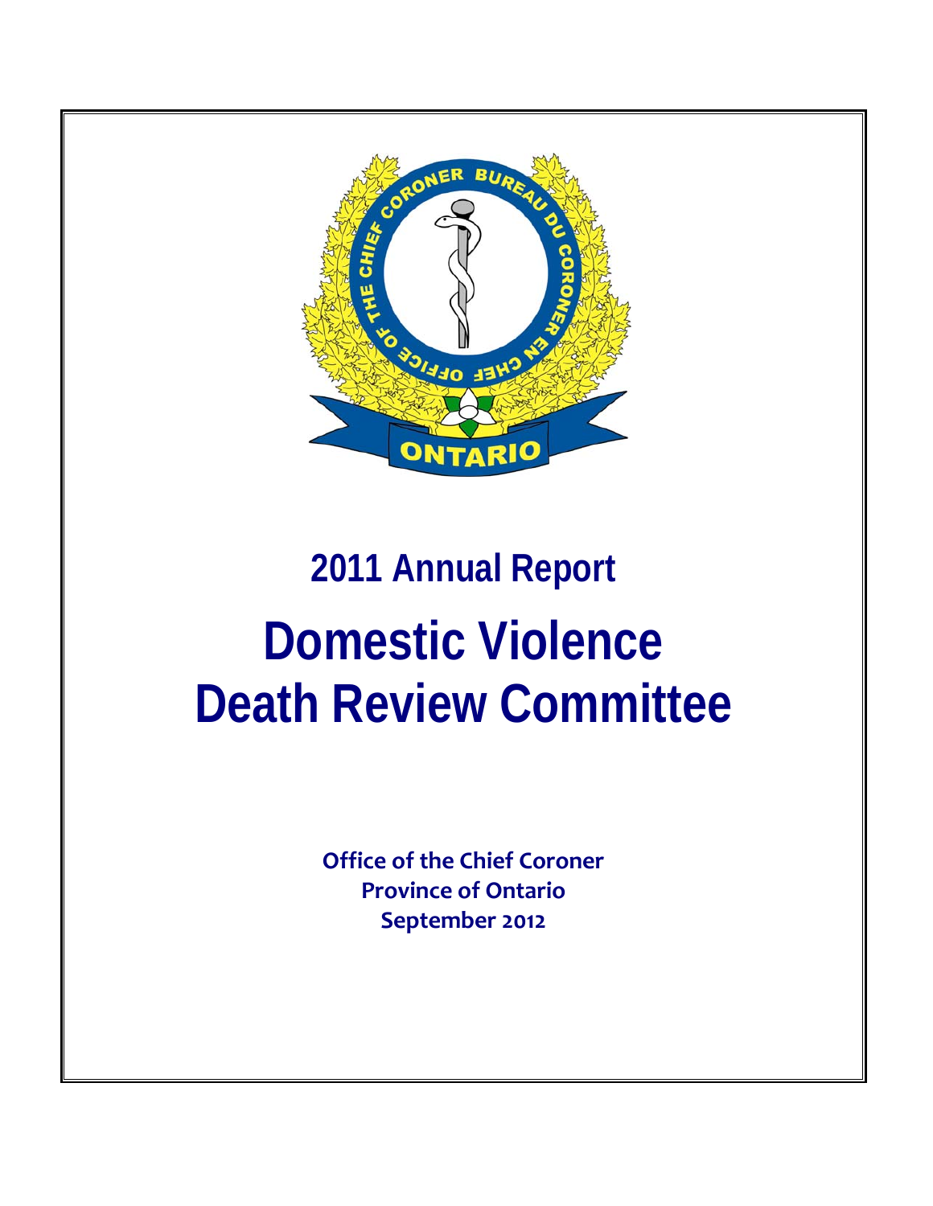# 2011 Annual Report

# Domestic Violence Death Review Committee

**Office of the Chief Coroner**
**Province of Ontario**
**September 2012**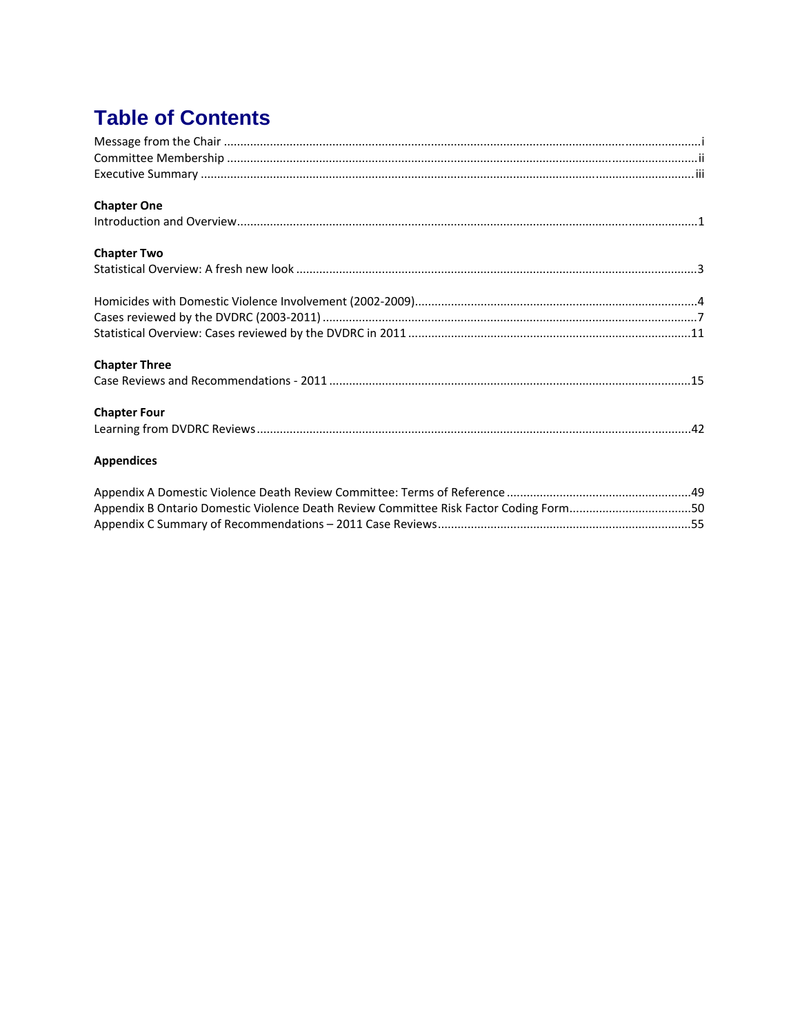# Table of Contents

Message from the Chair ....................................................................................................................................i
Committee Membership ..................................................................................................................................ii
Executive Summary .......................................................................................................................................iii

**Chapter One**

Introduction and Overview..............................................................................................................................1

**Chapter Two**

Statistical Overview: A fresh new look ............................................................................................................3

Homicides with Domestic Violence Involvement (2002-2009)........................................................................4
Cases reviewed by the DVDRC (2003-2011) ...................................................................................................7
Statistical Overview: Cases reviewed by the DVDRC in 2011 ........................................................................11

**Chapter Three**

Case Reviews and Recommendations - 2011 ................................................................................................15

**Chapter Four**

Learning from DVDRC Reviews......................................................................................................................42

**Appendices**

Appendix A Domestic Violence Death Review Committee: Terms of Reference ..........................................49
Appendix B Ontario Domestic Violence Death Review Committee Risk Factor Coding Form.......................50
Appendix C Summary of Recommendations – 2011 Case Reviews...............................................................55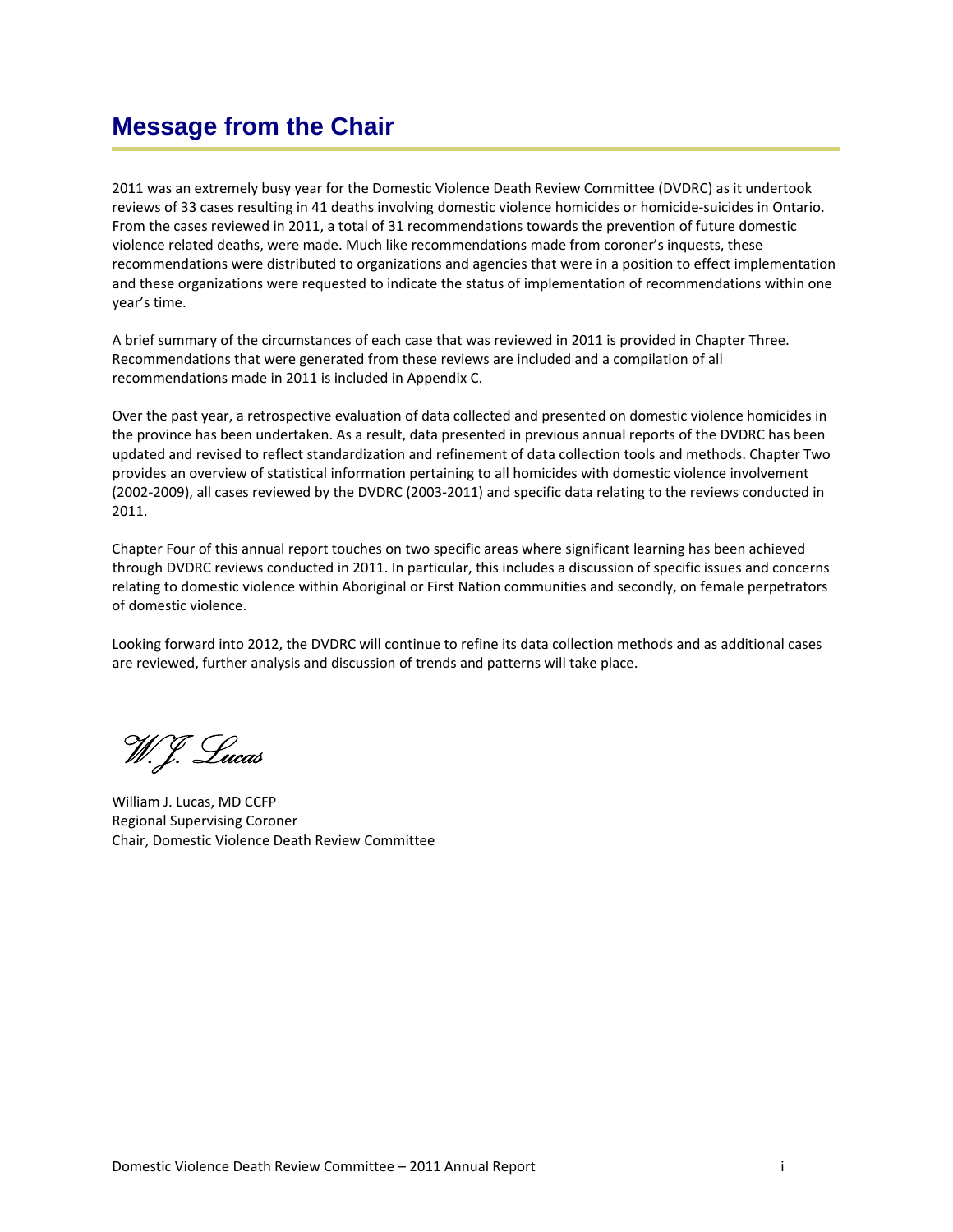# Message from the Chair

2011 was an extremely busy year for the Domestic Violence Death Review Committee (DVDRC) as it undertook reviews of 33 cases resulting in 41 deaths involving domestic violence homicides or homicide-suicides in Ontario. From the cases reviewed in 2011, a total of 31 recommendations towards the prevention of future domestic violence related deaths, were made. Much like recommendations made from coroner's inquests, these recommendations were distributed to organizations and agencies that were in a position to effect implementation and these organizations were requested to indicate the status of implementation of recommendations within one year's time.

A brief summary of the circumstances of each case that was reviewed in 2011 is provided in Chapter Three. Recommendations that were generated from these reviews are included and a compilation of all recommendations made in 2011 is included in Appendix C.

Over the past year, a retrospective evaluation of data collected and presented on domestic violence homicides in the province has been undertaken. As a result, data presented in previous annual reports of the DVDRC has been updated and revised to reflect standardization and refinement of data collection tools and methods. Chapter Two provides an overview of statistical information pertaining to all homicides with domestic violence involvement (2002-2009), all cases reviewed by the DVDRC (2003-2011) and specific data relating to the reviews conducted in 2011.

Chapter Four of this annual report touches on two specific areas where significant learning has been achieved through DVDRC reviews conducted in 2011. In particular, this includes a discussion of specific issues and concerns relating to domestic violence within Aboriginal or First Nation communities and secondly, on female perpetrators of domestic violence.

Looking forward into 2012, the DVDRC will continue to refine its data collection methods and as additional cases are reviewed, further analysis and discussion of trends and patterns will take place.

*W.J. Lucas*

William J. Lucas, MD CCFP
Regional Supervising Coroner
Chair, Domestic Violence Death Review Committee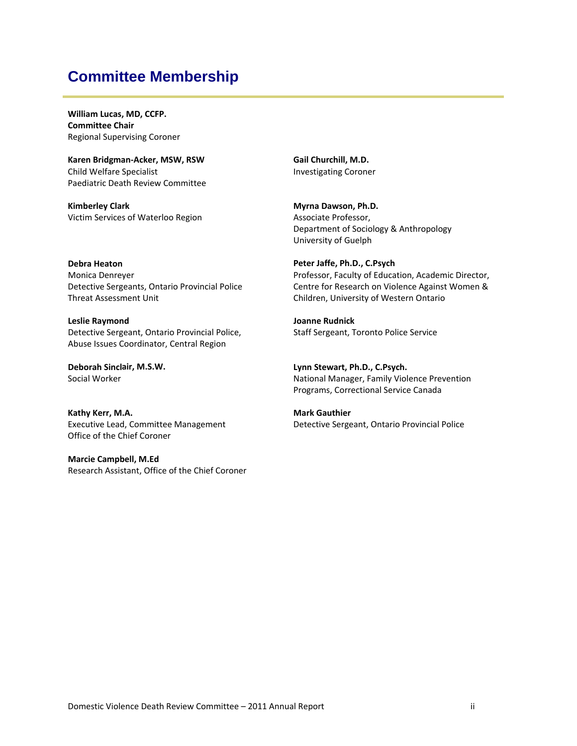# Committee Membership

**William Lucas, MD, CCFP.**
**Committee Chair**
Regional Supervising Coroner

**Karen Bridgman-Acker, MSW, RSW**
Child Welfare Specialist
Paediatric Death Review Committee

**Gail Churchill, M.D.**
Investigating Coroner

**Kimberley Clark**
Victim Services of Waterloo Region

**Myrna Dawson, Ph.D.**
Associate Professor,
Department of Sociology & Anthropology
University of Guelph

**Debra Heaton**
Monica Denreyer
Detective Sergeants, Ontario Provincial Police
Threat Assessment Unit

**Peter Jaffe, Ph.D., C.Psych**
Professor, Faculty of Education, Academic Director,
Centre for Research on Violence Against Women &
Children, University of Western Ontario

**Leslie Raymond**
Detective Sergeant, Ontario Provincial Police,
Abuse Issues Coordinator, Central Region

**Joanne Rudnick**
Staff Sergeant, Toronto Police Service

**Deborah Sinclair, M.S.W.**
Social Worker

**Lynn Stewart, Ph.D., C.Psych.**
National Manager, Family Violence Prevention
Programs, Correctional Service Canada

**Kathy Kerr, M.A.**
Executive Lead, Committee Management
Office of the Chief Coroner

**Mark Gauthier**
Detective Sergeant, Ontario Provincial Police

**Marcie Campbell, M.Ed**
Research Assistant, Office of the Chief Coroner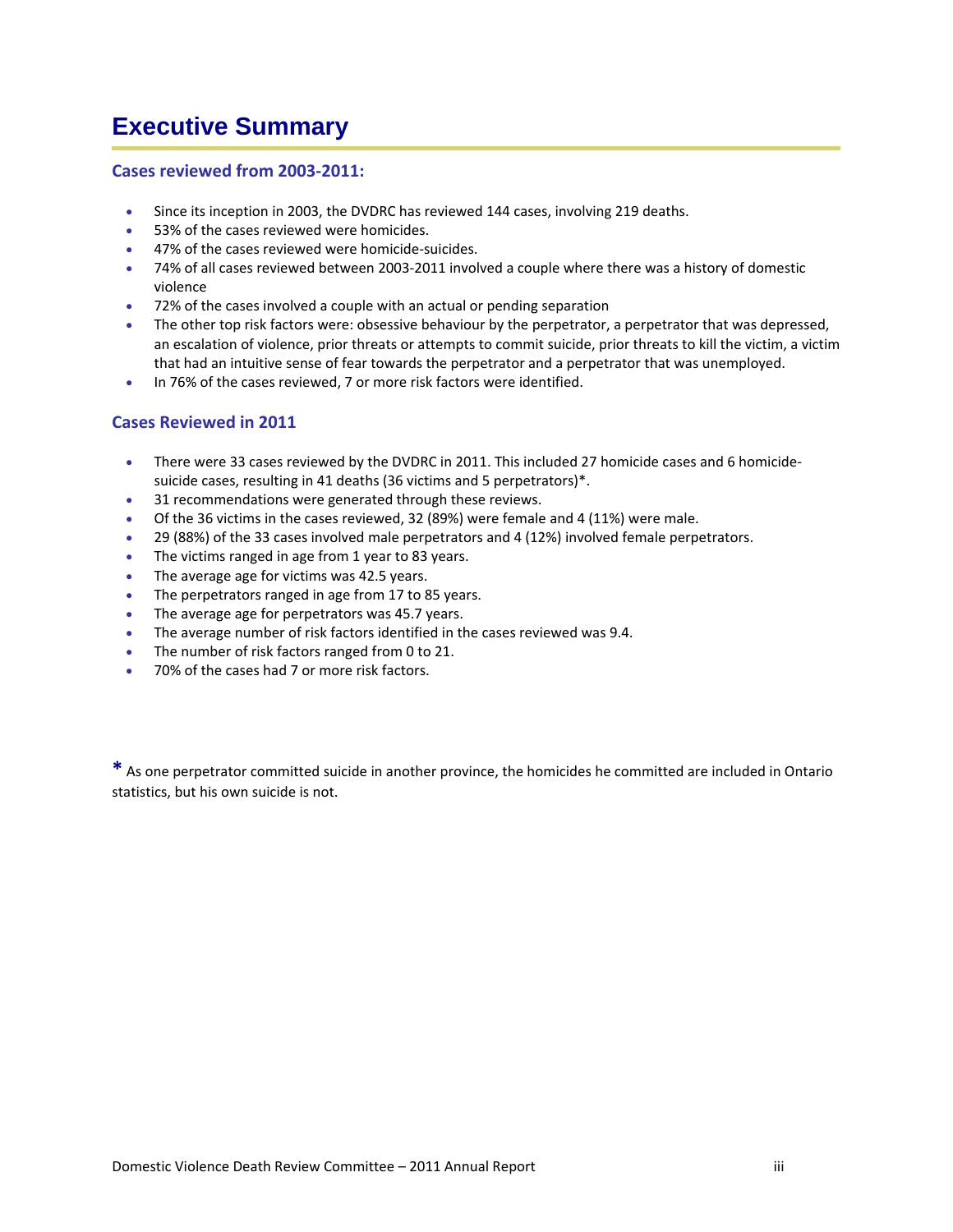# Executive Summary

## Cases reviewed from 2003-2011:

- Since its inception in 2003, the DVDRC has reviewed 144 cases, involving 219 deaths.
- 53% of the cases reviewed were homicides.
- 47% of the cases reviewed were homicide-suicides.
- 74% of all cases reviewed between 2003-2011 involved a couple where there was a history of domestic violence
- 72% of the cases involved a couple with an actual or pending separation
- The other top risk factors were: obsessive behaviour by the perpetrator, a perpetrator that was depressed, an escalation of violence, prior threats or attempts to commit suicide, prior threats to kill the victim, a victim that had an intuitive sense of fear towards the perpetrator and a perpetrator that was unemployed.
- In 76% of the cases reviewed, 7 or more risk factors were identified.

## Cases Reviewed in 2011

- There were 33 cases reviewed by the DVDRC in 2011. This included 27 homicide cases and 6 homicide-suicide cases, resulting in 41 deaths (36 victims and 5 perpetrators)*.
- 31 recommendations were generated through these reviews.
- Of the 36 victims in the cases reviewed, 32 (89%) were female and 4 (11%) were male.
- 29 (88%) of the 33 cases involved male perpetrators and 4 (12%) involved female perpetrators.
- The victims ranged in age from 1 year to 83 years.
- The average age for victims was 42.5 years.
- The perpetrators ranged in age from 17 to 85 years.
- The average age for perpetrators was 45.7 years.
- The average number of risk factors identified in the cases reviewed was 9.4.
- The number of risk factors ranged from 0 to 21.
- 70% of the cases had 7 or more risk factors.

* As one perpetrator committed suicide in another province, the homicides he committed are included in Ontario statistics, but his own suicide is not.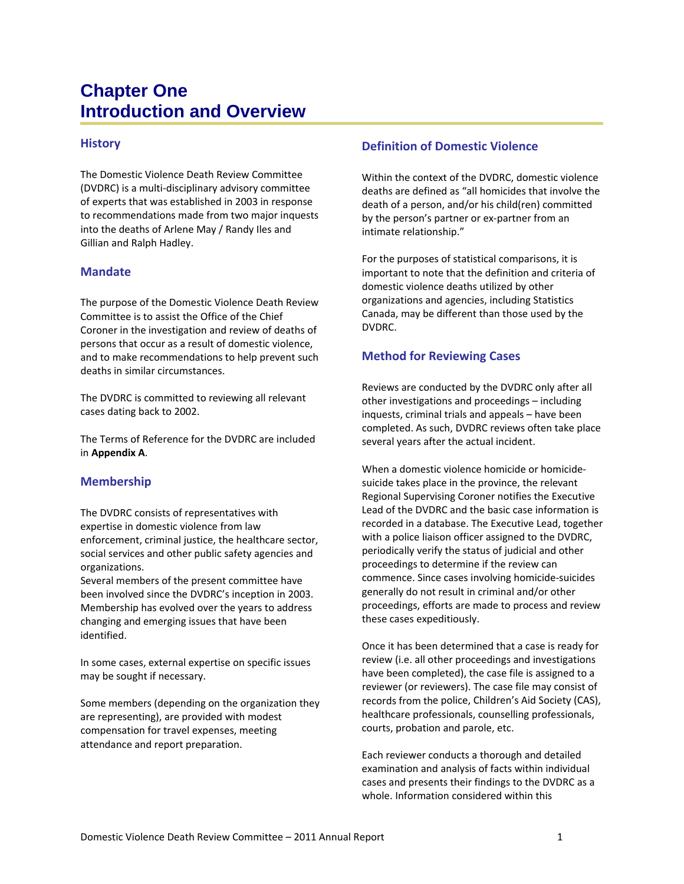# Chapter One
# Introduction and Overview

## History

The Domestic Violence Death Review Committee (DVDRC) is a multi-disciplinary advisory committee of experts that was established in 2003 in response to recommendations made from two major inquests into the deaths of Arlene May / Randy Iles and Gillian and Ralph Hadley.

## Mandate

The purpose of the Domestic Violence Death Review Committee is to assist the Office of the Chief Coroner in the investigation and review of deaths of persons that occur as a result of domestic violence, and to make recommendations to help prevent such deaths in similar circumstances.

The DVDRC is committed to reviewing all relevant cases dating back to 2002.

The Terms of Reference for the DVDRC are included in **Appendix A**.

## Membership

The DVDRC consists of representatives with expertise in domestic violence from law enforcement, criminal justice, the healthcare sector, social services and other public safety agencies and organizations.

Several members of the present committee have been involved since the DVDRC's inception in 2003. Membership has evolved over the years to address changing and emerging issues that have been identified.

In some cases, external expertise on specific issues may be sought if necessary.

Some members (depending on the organization they are representing), are provided with modest compensation for travel expenses, meeting attendance and report preparation.

## Definition of Domestic Violence

Within the context of the DVDRC, domestic violence deaths are defined as "all homicides that involve the death of a person, and/or his child(ren) committed by the person's partner or ex-partner from an intimate relationship."

For the purposes of statistical comparisons, it is important to note that the definition and criteria of domestic violence deaths utilized by other organizations and agencies, including Statistics Canada, may be different than those used by the DVDRC.

## Method for Reviewing Cases

Reviews are conducted by the DVDRC only after all other investigations and proceedings – including inquests, criminal trials and appeals – have been completed. As such, DVDRC reviews often take place several years after the actual incident.

When a domestic violence homicide or homicide-suicide takes place in the province, the relevant Regional Supervising Coroner notifies the Executive Lead of the DVDRC and the basic case information is recorded in a database. The Executive Lead, together with a police liaison officer assigned to the DVDRC, periodically verify the status of judicial and other proceedings to determine if the review can commence. Since cases involving homicide-suicides generally do not result in criminal and/or other proceedings, efforts are made to process and review these cases expeditiously.

Once it has been determined that a case is ready for review (i.e. all other proceedings and investigations have been completed), the case file is assigned to a reviewer (or reviewers). The case file may consist of records from the police, Children's Aid Society (CAS), healthcare professionals, counselling professionals, courts, probation and parole, etc.

Each reviewer conducts a thorough and detailed examination and analysis of facts within individual cases and presents their findings to the DVDRC as a whole. Information considered within this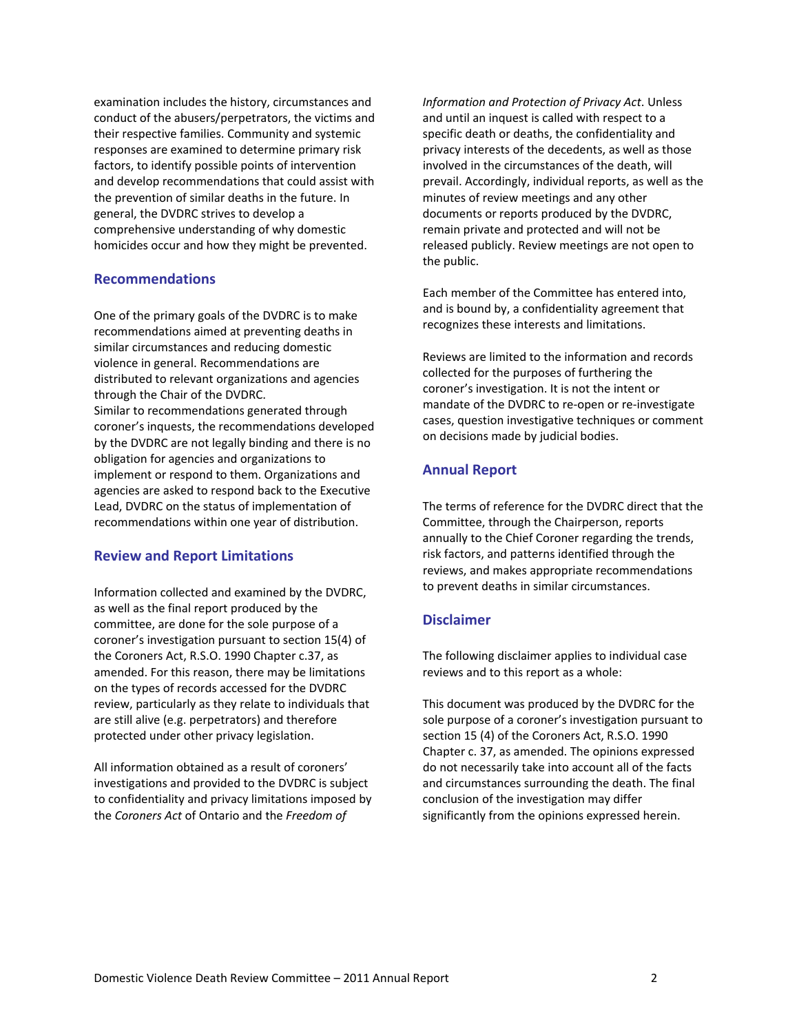examination includes the history, circumstances and conduct of the abusers/perpetrators, the victims and their respective families. Community and systemic responses are examined to determine primary risk factors, to identify possible points of intervention and develop recommendations that could assist with the prevention of similar deaths in the future. In general, the DVDRC strives to develop a comprehensive understanding of why domestic homicides occur and how they might be prevented.

## Recommendations

One of the primary goals of the DVDRC is to make recommendations aimed at preventing deaths in similar circumstances and reducing domestic violence in general. Recommendations are distributed to relevant organizations and agencies through the Chair of the DVDRC.
Similar to recommendations generated through coroner's inquests, the recommendations developed by the DVDRC are not legally binding and there is no obligation for agencies and organizations to implement or respond to them. Organizations and agencies are asked to respond back to the Executive Lead, DVDRC on the status of implementation of recommendations within one year of distribution.

## Review and Report Limitations

Information collected and examined by the DVDRC, as well as the final report produced by the committee, are done for the sole purpose of a coroner's investigation pursuant to section 15(4) of the Coroners Act, R.S.O. 1990 Chapter c.37, as amended. For this reason, there may be limitations on the types of records accessed for the DVDRC review, particularly as they relate to individuals that are still alive (e.g. perpetrators) and therefore protected under other privacy legislation.

All information obtained as a result of coroners' investigations and provided to the DVDRC is subject to confidentiality and privacy limitations imposed by the *Coroners Act* of Ontario and the *Freedom of Information and Protection of Privacy Act*. Unless and until an inquest is called with respect to a specific death or deaths, the confidentiality and privacy interests of the decedents, as well as those involved in the circumstances of the death, will prevail. Accordingly, individual reports, as well as the minutes of review meetings and any other documents or reports produced by the DVDRC, remain private and protected and will not be released publicly. Review meetings are not open to the public.

Each member of the Committee has entered into, and is bound by, a confidentiality agreement that recognizes these interests and limitations.

Reviews are limited to the information and records collected for the purposes of furthering the coroner's investigation. It is not the intent or mandate of the DVDRC to re-open or re-investigate cases, question investigative techniques or comment on decisions made by judicial bodies.

## Annual Report

The terms of reference for the DVDRC direct that the Committee, through the Chairperson, reports annually to the Chief Coroner regarding the trends, risk factors, and patterns identified through the reviews, and makes appropriate recommendations to prevent deaths in similar circumstances.

## Disclaimer

The following disclaimer applies to individual case reviews and to this report as a whole:

This document was produced by the DVDRC for the sole purpose of a coroner's investigation pursuant to section 15 (4) of the Coroners Act, R.S.O. 1990 Chapter c. 37, as amended. The opinions expressed do not necessarily take into account all of the facts and circumstances surrounding the death. The final conclusion of the investigation may differ significantly from the opinions expressed herein.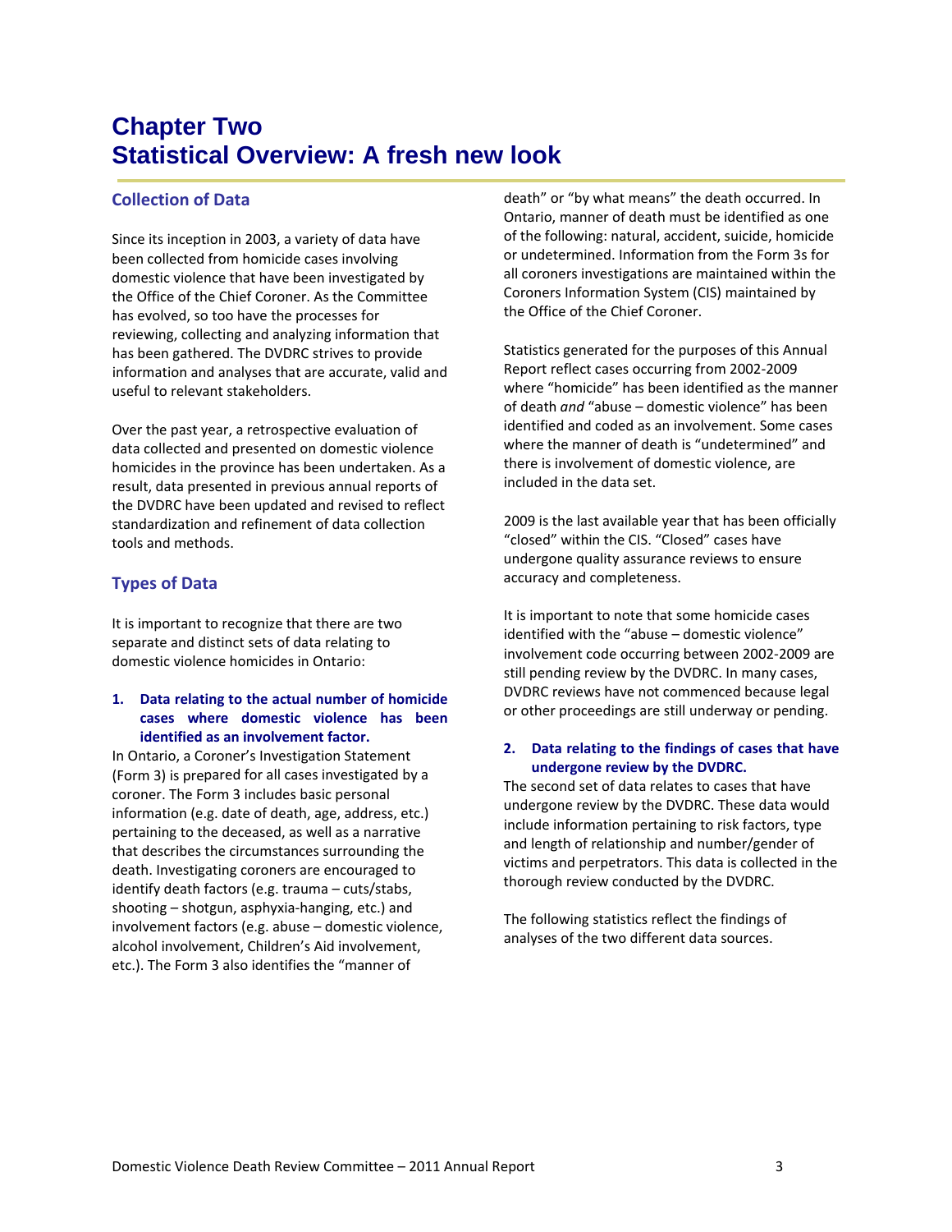# Chapter Two
# Statistical Overview: A fresh new look

## Collection of Data

Since its inception in 2003, a variety of data have been collected from homicide cases involving domestic violence that have been investigated by the Office of the Chief Coroner. As the Committee has evolved, so too have the processes for reviewing, collecting and analyzing information that has been gathered. The DVDRC strives to provide information and analyses that are accurate, valid and useful to relevant stakeholders.

Over the past year, a retrospective evaluation of data collected and presented on domestic violence homicides in the province has been undertaken. As a result, data presented in previous annual reports of the DVDRC have been updated and revised to reflect standardization and refinement of data collection tools and methods.

## Types of Data

It is important to recognize that there are two separate and distinct sets of data relating to domestic violence homicides in Ontario:

### 1. Data relating to the actual number of homicide cases where domestic violence has been identified as an involvement factor.

In Ontario, a Coroner's Investigation Statement (Form 3) is prepared for all cases investigated by a coroner. The Form 3 includes basic personal information (e.g. date of death, age, address, etc.) pertaining to the deceased, as well as a narrative that describes the circumstances surrounding the death. Investigating coroners are encouraged to identify death factors (e.g. trauma – cuts/stabs, shooting – shotgun, asphyxia-hanging, etc.) and involvement factors (e.g. abuse – domestic violence, alcohol involvement, Children's Aid involvement, etc.). The Form 3 also identifies the "manner of death" or "by what means" the death occurred. In Ontario, manner of death must be identified as one of the following: natural, accident, suicide, homicide or undetermined. Information from the Form 3s for all coroners investigations are maintained within the Coroners Information System (CIS) maintained by the Office of the Chief Coroner.

Statistics generated for the purposes of this Annual Report reflect cases occurring from 2002-2009 where "homicide" has been identified as the manner of death *and* "abuse – domestic violence" has been identified and coded as an involvement. Some cases where the manner of death is "undetermined" and there is involvement of domestic violence, are included in the data set.

2009 is the last available year that has been officially "closed" within the CIS. "Closed" cases have undergone quality assurance reviews to ensure accuracy and completeness.

It is important to note that some homicide cases identified with the "abuse – domestic violence" involvement code occurring between 2002-2009 are still pending review by the DVDRC. In many cases, DVDRC reviews have not commenced because legal or other proceedings are still underway or pending.

### 2. Data relating to the findings of cases that have undergone review by the DVDRC.

The second set of data relates to cases that have undergone review by the DVDRC. These data would include information pertaining to risk factors, type and length of relationship and number/gender of victims and perpetrators. This data is collected in the thorough review conducted by the DVDRC.

The following statistics reflect the findings of analyses of the two different data sources.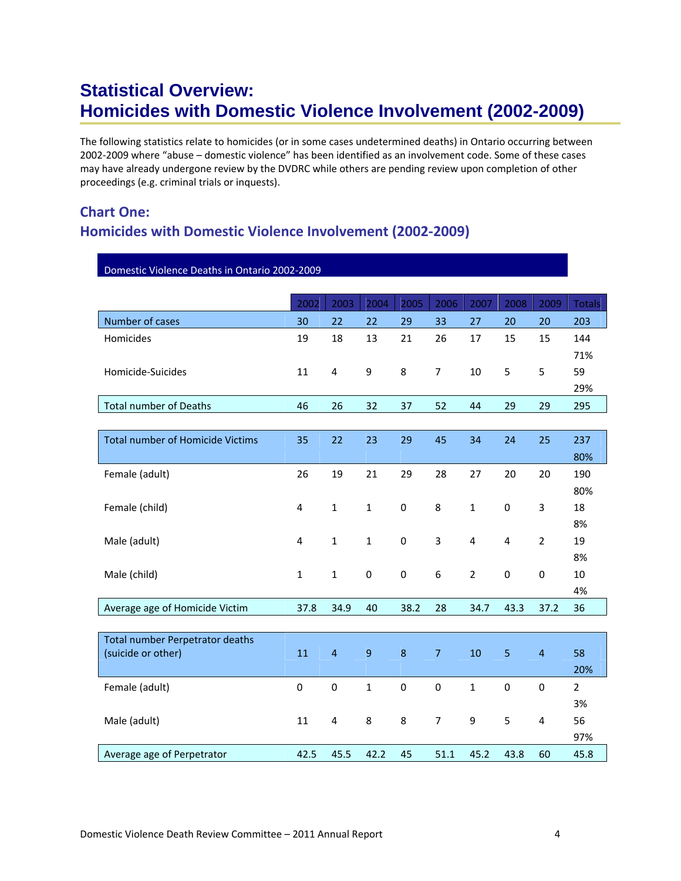# Statistical Overview:
# Homicides with Domestic Violence Involvement (2002-2009)

The following statistics relate to homicides (or in some cases undetermined deaths) in Ontario occurring between 2002-2009 where "abuse – domestic violence" has been identified as an involvement code. Some of these cases may have already undergone review by the DVDRC while others are pending review upon completion of other proceedings (e.g. criminal trials or inquests).

## Chart One:
## Homicides with Domestic Violence Involvement (2002-2009)

**Domestic Violence Deaths in Ontario 2002-2009**

| | 2002 | 2003 | 2004 | 2005 | 2006 | 2007 | 2008 | 2009 | Totals |
|---|---|---|---|---|---|---|---|---|---|
| Number of cases | 30 | 22 | 22 | 29 | 33 | 27 | 20 | 20 | 203 |
| Homicides | 19 | 18 | 13 | 21 | 26 | 17 | 15 | 15 | 144<br>71% |
| Homicide-Suicides | 11 | 4 | 9 | 8 | 7 | 10 | 5 | 5 | 59<br>29% |
| Total number of Deaths | 46 | 26 | 32 | 37 | 52 | 44 | 29 | 29 | 295 |
| | | | | | | | | | |
| Total number of Homicide Victims | 35 | 22 | 23 | 29 | 45 | 34 | 24 | 25 | 237<br>80% |
| Female (adult) | 26 | 19 | 21 | 29 | 28 | 27 | 20 | 20 | 190<br>80% |
| Female (child) | 4 | 1 | 1 | 0 | 8 | 1 | 0 | 3 | 18<br>8% |
| Male (adult) | 4 | 1 | 1 | 0 | 3 | 4 | 4 | 2 | 19<br>8% |
| Male (child) | 1 | 1 | 0 | 0 | 6 | 2 | 0 | 0 | 10<br>4% |
| Average age of Homicide Victim | 37.8 | 34.9 | 40 | 38.2 | 28 | 34.7 | 43.3 | 37.2 | 36 |
| | | | | | | | | | |
| Total number Perpetrator deaths (suicide or other) | 11 | 4 | 9 | 8 | 7 | 10 | 5 | 4 | 58<br>20% |
| Female (adult) | 0 | 0 | 1 | 0 | 0 | 1 | 0 | 0 | 2<br>3% |
| Male (adult) | 11 | 4 | 8 | 8 | 7 | 9 | 5 | 4 | 56<br>97% |
| Average age of Perpetrator | 42.5 | 45.5 | 42.2 | 45 | 51.1 | 45.2 | 43.8 | 60 | 45.8 |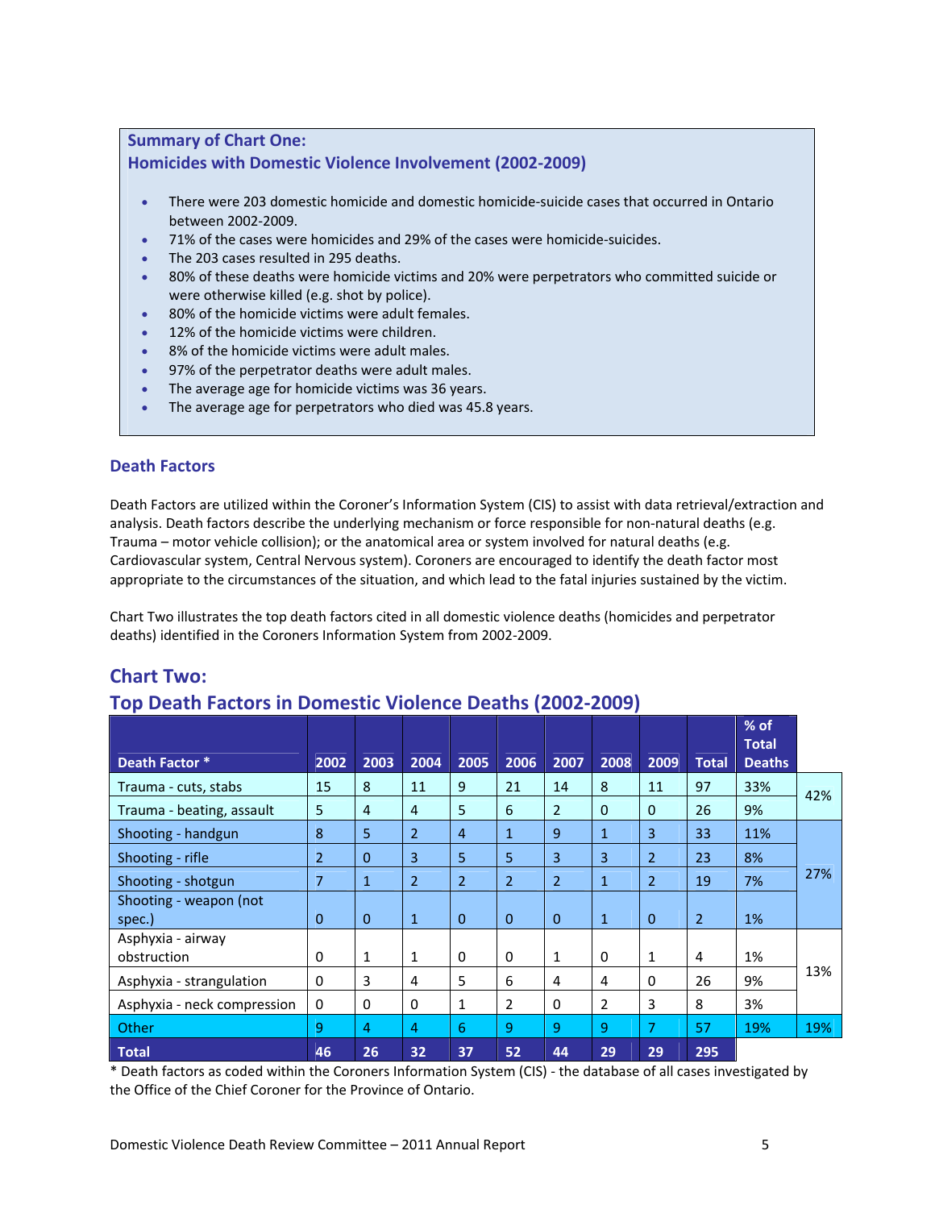### Summary of Chart One:
### Homicides with Domestic Violence Involvement (2002-2009)

- There were 203 domestic homicide and domestic homicide-suicide cases that occurred in Ontario between 2002-2009.
- 71% of the cases were homicides and 29% of the cases were homicide-suicides.
- The 203 cases resulted in 295 deaths.
- 80% of these deaths were homicide victims and 20% were perpetrators who committed suicide or were otherwise killed (e.g. shot by police).
- 80% of the homicide victims were adult females.
- 12% of the homicide victims were children.
- 8% of the homicide victims were adult males.
- 97% of the perpetrator deaths were adult males.
- The average age for homicide victims was 36 years.
- The average age for perpetrators who died was 45.8 years.

## Death Factors

Death Factors are utilized within the Coroner's Information System (CIS) to assist with data retrieval/extraction and analysis. Death factors describe the underlying mechanism or force responsible for non-natural deaths (e.g. Trauma – motor vehicle collision); or the anatomical area or system involved for natural deaths (e.g. Cardiovascular system, Central Nervous system). Coroners are encouraged to identify the death factor most appropriate to the circumstances of the situation, and which lead to the fatal injuries sustained by the victim.

Chart Two illustrates the top death factors cited in all domestic violence deaths (homicides and perpetrator deaths) identified in the Coroners Information System from 2002-2009.

## Chart Two:
## Top Death Factors in Domestic Violence Deaths (2002-2009)

| Death Factor * | 2002 | 2003 | 2004 | 2005 | 2006 | 2007 | 2008 | 2009 | Total | % of Total Deaths | |
|---|---|---|---|---|---|---|---|---|---|---|---|
| Trauma - cuts, stabs | 15 | 8 | 11 | 9 | 21 | 14 | 8 | 11 | 97 | 33% | 42% |
| Trauma - beating, assault | 5 | 4 | 4 | 5 | 6 | 2 | 0 | 0 | 26 | 9% | |
| Shooting - handgun | 8 | 5 | 2 | 4 | 1 | 9 | 1 | 3 | 33 | 11% | 27% |
| Shooting - rifle | 2 | 0 | 3 | 5 | 5 | 3 | 3 | 2 | 23 | 8% | |
| Shooting - shotgun | 7 | 1 | 2 | 2 | 2 | 2 | 1 | 2 | 19 | 7% | |
| Shooting - weapon (not spec.) | 0 | 0 | 1 | 0 | 0 | 0 | 1 | 0 | 2 | 1% | |
| Asphyxia - airway obstruction | 0 | 1 | 1 | 0 | 0 | 1 | 0 | 1 | 4 | 1% | 13% |
| Asphyxia - strangulation | 0 | 3 | 4 | 5 | 6 | 4 | 4 | 0 | 26 | 9% | |
| Asphyxia - neck compression | 0 | 0 | 0 | 1 | 2 | 0 | 2 | 3 | 8 | 3% | |
| Other | 9 | 4 | 4 | 6 | 9 | 9 | 9 | 7 | 57 | 19% | 19% |
| **Total** | **46** | **26** | **32** | **37** | **52** | **44** | **29** | **29** | **295** | | |

* Death factors as coded within the Coroners Information System (CIS) - the database of all cases investigated by the Office of the Chief Coroner for the Province of Ontario.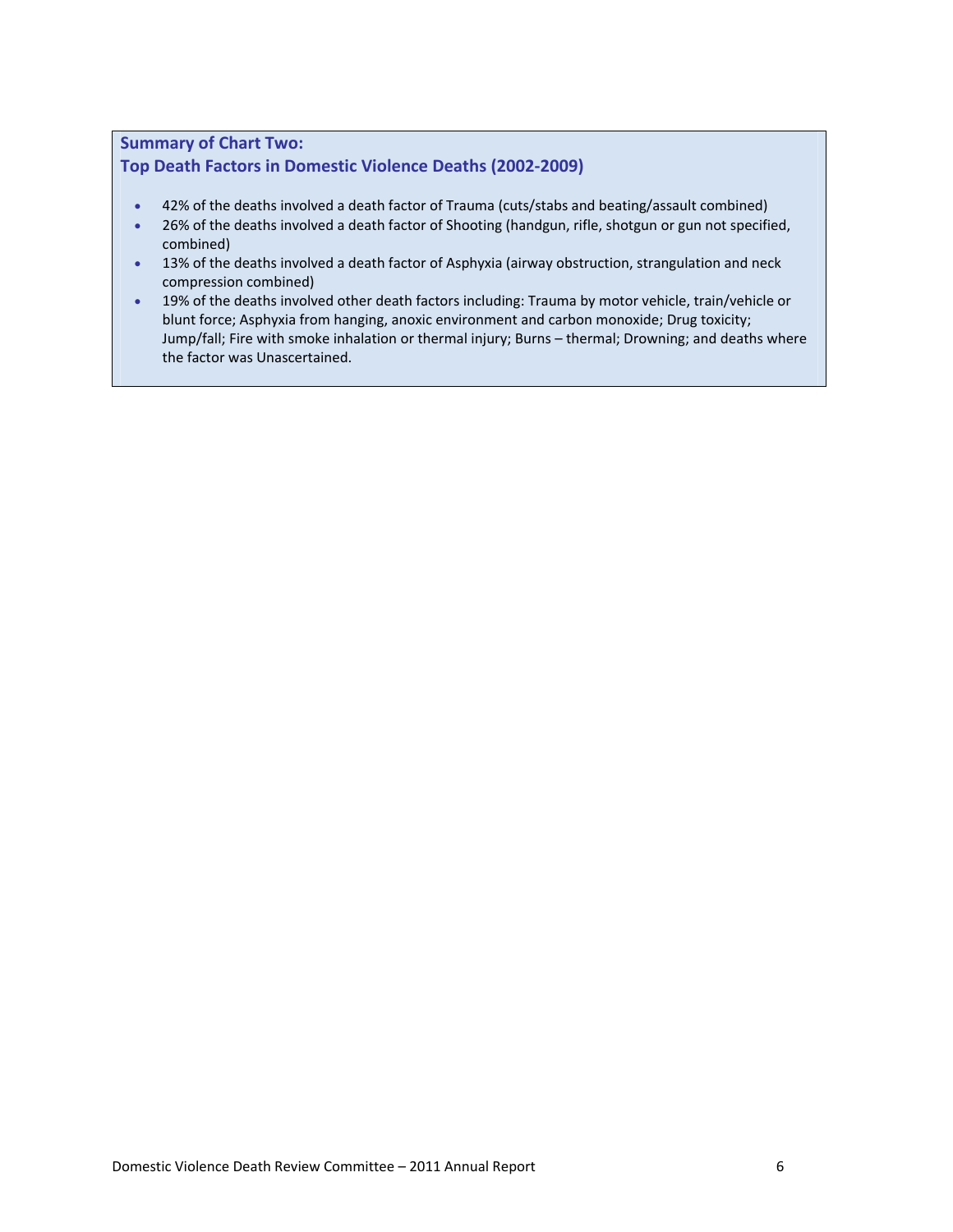**Summary of Chart Two:**
**Top Death Factors in Domestic Violence Deaths (2002-2009)**

- 42% of the deaths involved a death factor of Trauma (cuts/stabs and beating/assault combined)
- 26% of the deaths involved a death factor of Shooting (handgun, rifle, shotgun or gun not specified, combined)
- 13% of the deaths involved a death factor of Asphyxia (airway obstruction, strangulation and neck compression combined)
- 19% of the deaths involved other death factors including: Trauma by motor vehicle, train/vehicle or blunt force; Asphyxia from hanging, anoxic environment and carbon monoxide; Drug toxicity; Jump/fall; Fire with smoke inhalation or thermal injury; Burns – thermal; Drowning; and deaths where the factor was Unascertained.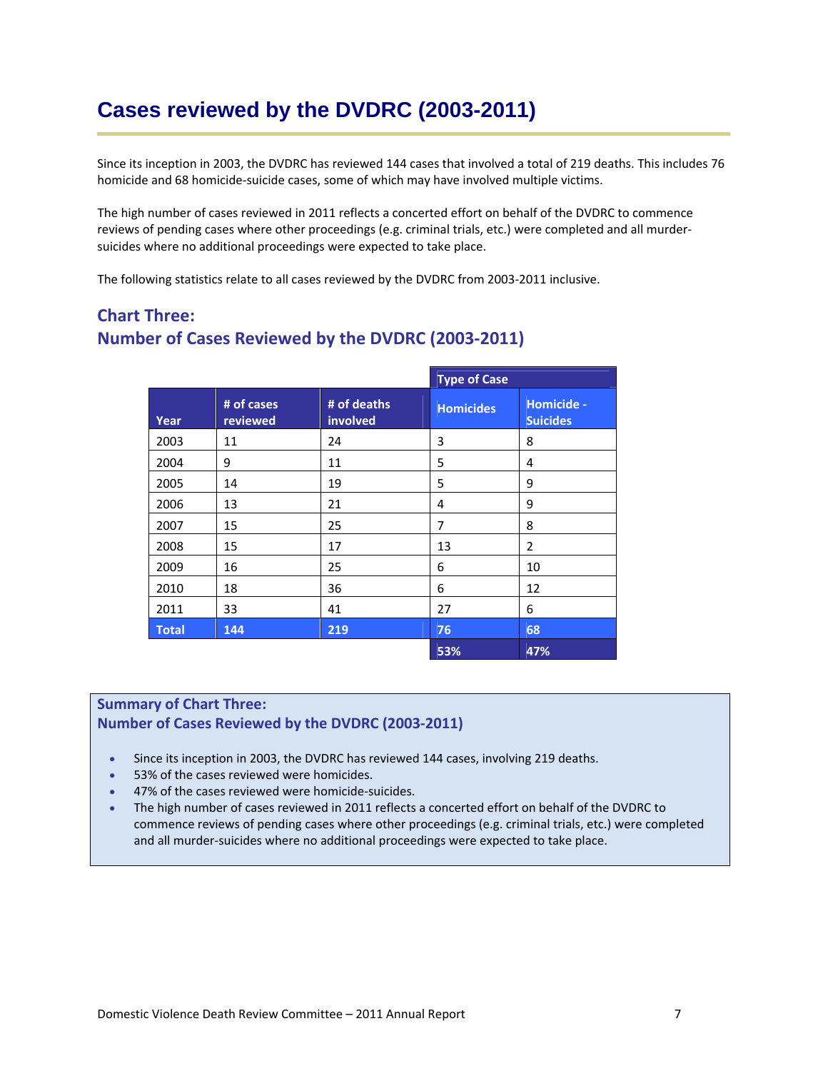# Cases reviewed by the DVDRC (2003-2011)

Since its inception in 2003, the DVDRC has reviewed 144 cases that involved a total of 219 deaths. This includes 76 homicide and 68 homicide-suicide cases, some of which may have involved multiple victims.

The high number of cases reviewed in 2011 reflects a concerted effort on behalf of the DVDRC to commence reviews of pending cases where other proceedings (e.g. criminal trials, etc.) were completed and all murder-suicides where no additional proceedings were expected to take place.

The following statistics relate to all cases reviewed by the DVDRC from 2003-2011 inclusive.

## Chart Three:
## Number of Cases Reviewed by the DVDRC (2003-2011)

| | | | Type of Case | |
|---|---|---|---|---|
| Year | # of cases reviewed | # of deaths involved | Homicides | Homicide - Suicides |
| 2003 | 11 | 24 | 3 | 8 |
| 2004 | 9 | 11 | 5 | 4 |
| 2005 | 14 | 19 | 5 | 9 |
| 2006 | 13 | 21 | 4 | 9 |
| 2007 | 15 | 25 | 7 | 8 |
| 2008 | 15 | 17 | 13 | 2 |
| 2009 | 16 | 25 | 6 | 10 |
| 2010 | 18 | 36 | 6 | 12 |
| 2011 | 33 | 41 | 27 | 6 |
| **Total** | **144** | **219** | **76** | **68** |
| | | | **53%** | **47%** |

### Summary of Chart Three:
### Number of Cases Reviewed by the DVDRC (2003-2011)

- Since its inception in 2003, the DVDRC has reviewed 144 cases, involving 219 deaths.
- 53% of the cases reviewed were homicides.
- 47% of the cases reviewed were homicide-suicides.
- The high number of cases reviewed in 2011 reflects a concerted effort on behalf of the DVDRC to commence reviews of pending cases where other proceedings (e.g. criminal trials, etc.) were completed and all murder-suicides where no additional proceedings were expected to take place.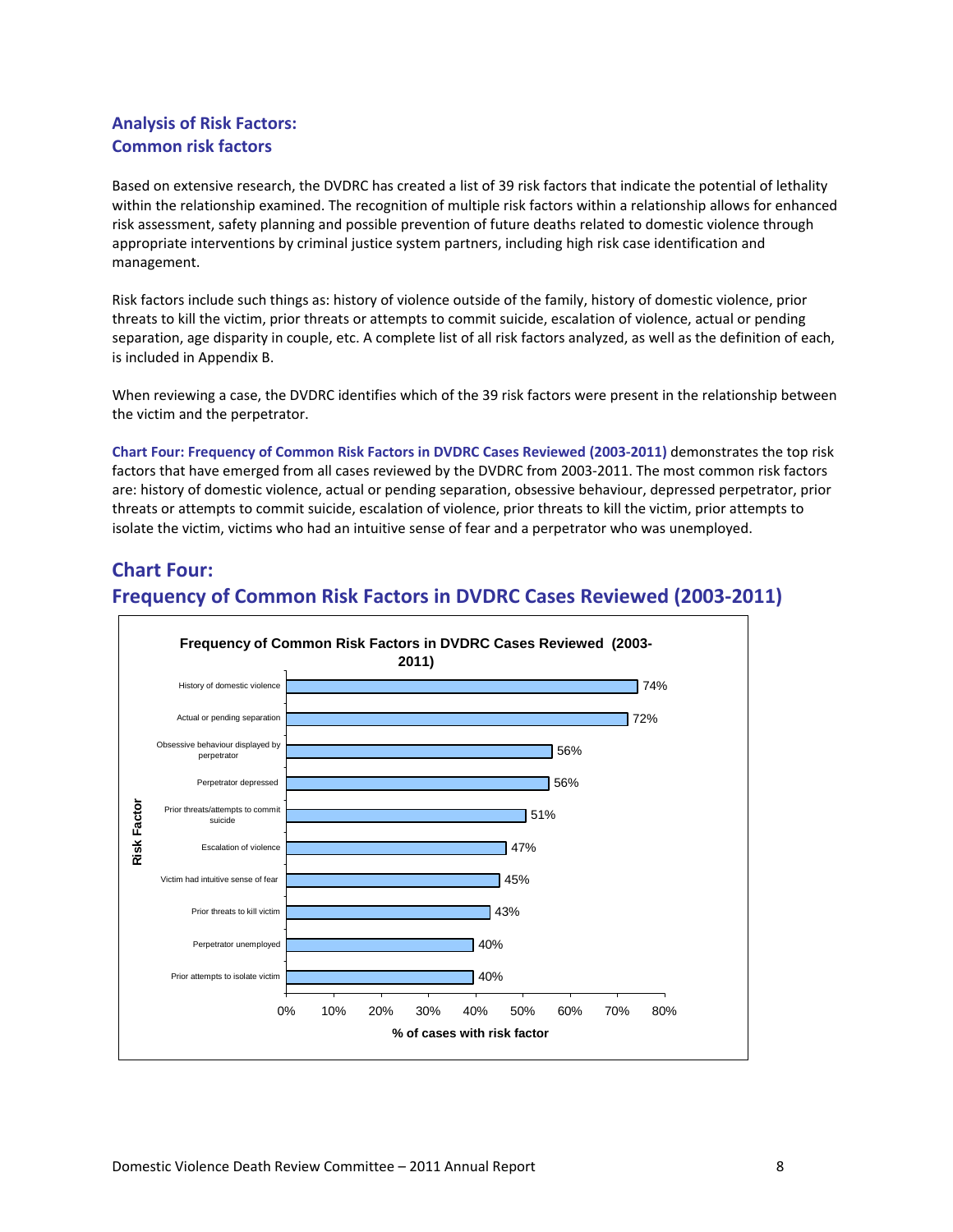## Analysis of Risk Factors:
## Common risk factors

Based on extensive research, the DVDRC has created a list of 39 risk factors that indicate the potential of lethality within the relationship examined. The recognition of multiple risk factors within a relationship allows for enhanced risk assessment, safety planning and possible prevention of future deaths related to domestic violence through appropriate interventions by criminal justice system partners, including high risk case identification and management.

Risk factors include such things as: history of violence outside of the family, history of domestic violence, prior threats to kill the victim, prior threats or attempts to commit suicide, escalation of violence, actual or pending separation, age disparity in couple, etc. A complete list of all risk factors analyzed, as well as the definition of each, is included in Appendix B.

When reviewing a case, the DVDRC identifies which of the 39 risk factors were present in the relationship between the victim and the perpetrator.

**Chart Four: Frequency of Common Risk Factors in DVDRC Cases Reviewed (2003-2011)** demonstrates the top risk factors that have emerged from all cases reviewed by the DVDRC from 2003-2011. The most common risk factors are: history of domestic violence, actual or pending separation, obsessive behaviour, depressed perpetrator, prior threats or attempts to commit suicide, escalation of violence, prior threats to kill the victim, prior attempts to isolate the victim, victims who had an intuitive sense of fear and a perpetrator who was unemployed.

## Chart Four:
## Frequency of Common Risk Factors in DVDRC Cases Reviewed (2003-2011)

**Frequency of Common Risk Factors in DVDRC Cases Reviewed (2003-2011)**

| Risk Factor | % of cases with risk factor |
|---|---|
| History of domestic violence | 74% |
| Actual or pending separation | 72% |
| Obsessive behaviour displayed by perpetrator | 56% |
| Perpetrator depressed | 56% |
| Prior threats/attempts to commit suicide | 51% |
| Escalation of violence | 47% |
| Victim had intuitive sense of fear | 45% |
| Prior threats to kill victim | 43% |
| Perpetrator unemployed | 40% |
| Prior attempts to isolate victim | 40% |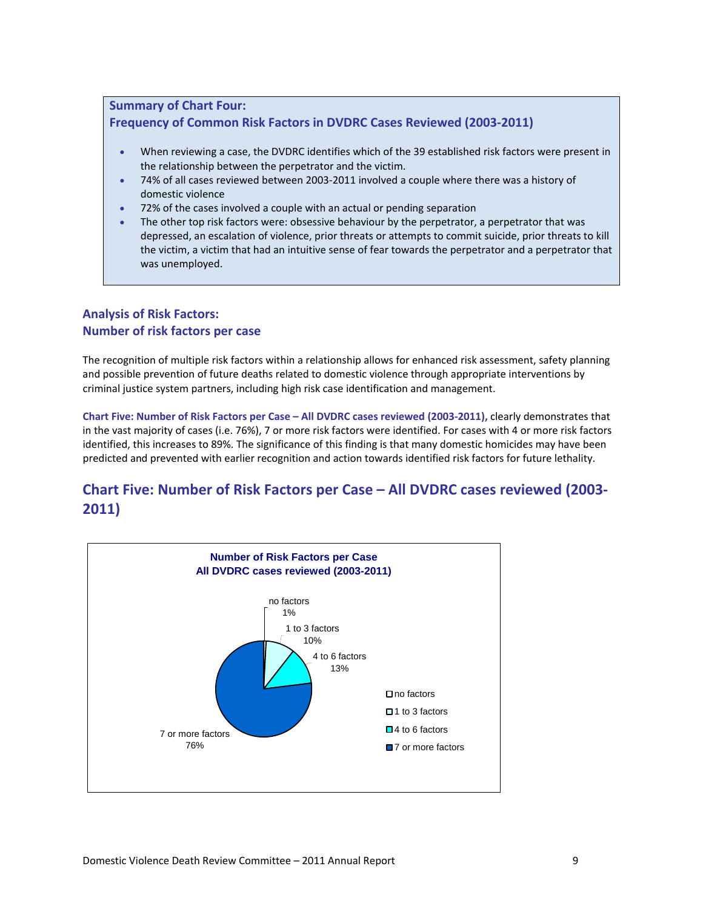**Summary of Chart Four:**
**Frequency of Common Risk Factors in DVDRC Cases Reviewed (2003-2011)**

- When reviewing a case, the DVDRC identifies which of the 39 established risk factors were present in the relationship between the perpetrator and the victim.
- 74% of all cases reviewed between 2003-2011 involved a couple where there was a history of domestic violence
- 72% of the cases involved a couple with an actual or pending separation
- The other top risk factors were: obsessive behaviour by the perpetrator, a perpetrator that was depressed, an escalation of violence, prior threats or attempts to commit suicide, prior threats to kill the victim, a victim that had an intuitive sense of fear towards the perpetrator and a perpetrator that was unemployed.

## Analysis of Risk Factors: Number of risk factors per case

The recognition of multiple risk factors within a relationship allows for enhanced risk assessment, safety planning and possible prevention of future deaths related to domestic violence through appropriate interventions by criminal justice system partners, including high risk case identification and management.

**Chart Five: Number of Risk Factors per Case – All DVDRC cases reviewed (2003-2011),** clearly demonstrates that in the vast majority of cases (i.e. 76%), 7 or more risk factors were identified. For cases with 4 or more risk factors identified, this increases to 89%. The significance of this finding is that many domestic homicides may have been predicted and prevented with earlier recognition and action towards identified risk factors for future lethality.

## Chart Five: Number of Risk Factors per Case – All DVDRC cases reviewed (2003-2011)

**Number of Risk Factors per Case**
**All DVDRC cases reviewed (2003-2011)**

| Number of risk factors | Percentage |
|---|---|
| no factors | 1% |
| 1 to 3 factors | 10% |
| 4 to 6 factors | 13% |
| 7 or more factors | 76% |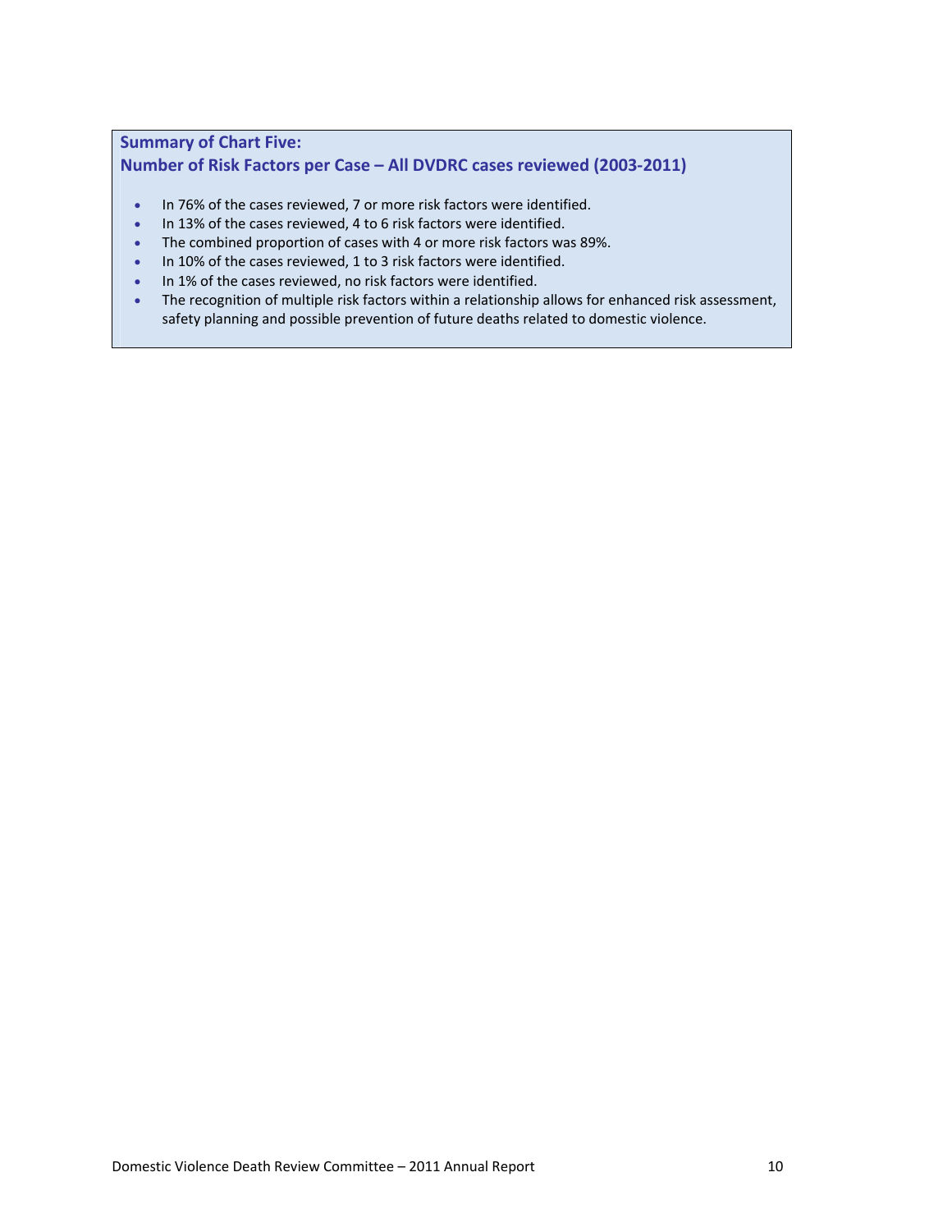**Summary of Chart Five:**
**Number of Risk Factors per Case – All DVDRC cases reviewed (2003-2011)**

- In 76% of the cases reviewed, 7 or more risk factors were identified.
- In 13% of the cases reviewed, 4 to 6 risk factors were identified.
- The combined proportion of cases with 4 or more risk factors was 89%.
- In 10% of the cases reviewed, 1 to 3 risk factors were identified.
- In 1% of the cases reviewed, no risk factors were identified.
- The recognition of multiple risk factors within a relationship allows for enhanced risk assessment, safety planning and possible prevention of future deaths related to domestic violence.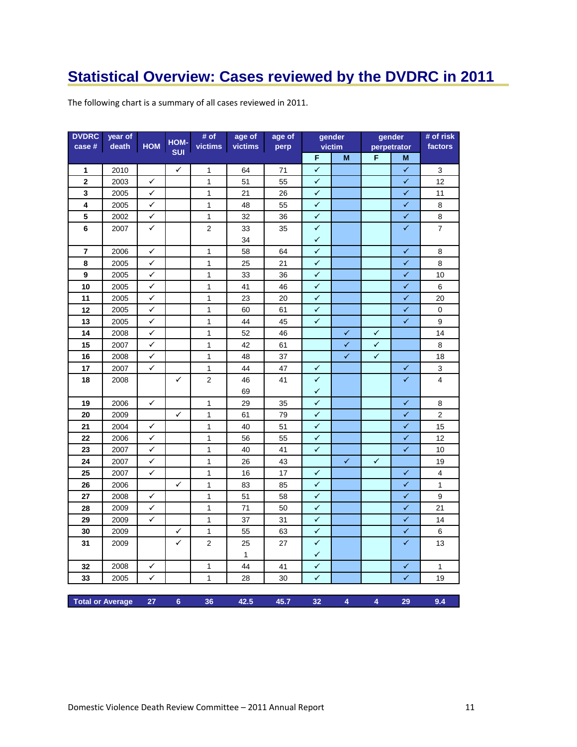# Statistical Overview: Cases reviewed by the DVDRC in 2011

The following chart is a summary of all cases reviewed in 2011.

| DVDRC case # | year of death | HOM | HOM-SUI | # of victims | age of victims | age of perp | gender victim | | gender perpetrator | | # of risk factors |
|---|---|---|---|---|---|---|---|---|---|---|---|
| | | | | | | | F | M | F | M | |
| 1 | 2010 | | ✓ | 1 | 64 | 71 | ✓ | | | ✓ | 3 |
| 2 | 2003 | ✓ | | 1 | 51 | 55 | ✓ | | | ✓ | 12 |
| 3 | 2005 | ✓ | | 1 | 21 | 26 | ✓ | | | ✓ | 11 |
| 4 | 2005 | ✓ | | 1 | 48 | 55 | ✓ | | | ✓ | 8 |
| 5 | 2002 | ✓ | | 1 | 32 | 36 | ✓ | | | ✓ | 8 |
| 6 | 2007 | ✓ | | 2 | 33<br>34 | 35 | ✓<br>✓ | | | ✓ | 7 |
| 7 | 2006 | ✓ | | 1 | 58 | 64 | ✓ | | | ✓ | 8 |
| 8 | 2005 | ✓ | | 1 | 25 | 21 | ✓ | | | ✓ | 8 |
| 9 | 2005 | ✓ | | 1 | 33 | 36 | ✓ | | | ✓ | 10 |
| 10 | 2005 | ✓ | | 1 | 41 | 46 | ✓ | | | ✓ | 6 |
| 11 | 2005 | ✓ | | 1 | 23 | 20 | ✓ | | | ✓ | 20 |
| 12 | 2005 | ✓ | | 1 | 60 | 61 | ✓ | | | ✓ | 0 |
| 13 | 2005 | ✓ | | 1 | 44 | 45 | ✓ | | | ✓ | 9 |
| 14 | 2008 | ✓ | | 1 | 52 | 46 | | ✓ | ✓ | | 14 |
| 15 | 2007 | ✓ | | 1 | 42 | 61 | | ✓ | ✓ | | 8 |
| 16 | 2008 | ✓ | | 1 | 48 | 37 | | ✓ | ✓ | | 18 |
| 17 | 2007 | ✓ | | 1 | 44 | 47 | ✓ | | | ✓ | 3 |
| 18 | 2008 | | ✓ | 2 | 46<br>69 | 41 | ✓<br>✓ | | | ✓ | 4 |
| 19 | 2006 | ✓ | | 1 | 29 | 35 | ✓ | | | ✓ | 8 |
| 20 | 2009 | | ✓ | 1 | 61 | 79 | ✓ | | | ✓ | 2 |
| 21 | 2004 | ✓ | | 1 | 40 | 51 | ✓ | | | ✓ | 15 |
| 22 | 2006 | ✓ | | 1 | 56 | 55 | ✓ | | | ✓ | 12 |
| 23 | 2007 | ✓ | | 1 | 40 | 41 | ✓ | | | ✓ | 10 |
| 24 | 2007 | ✓ | | 1 | 26 | 43 | | ✓ | ✓ | | 19 |
| 25 | 2007 | ✓ | | 1 | 16 | 17 | ✓ | | | ✓ | 4 |
| 26 | 2006 | | ✓ | 1 | 83 | 85 | ✓ | | | ✓ | 1 |
| 27 | 2008 | ✓ | | 1 | 51 | 58 | ✓ | | | ✓ | 9 |
| 28 | 2009 | ✓ | | 1 | 71 | 50 | ✓ | | | ✓ | 21 |
| 29 | 2009 | ✓ | | 1 | 37 | 31 | ✓ | | | ✓ | 14 |
| 30 | 2009 | | ✓ | 1 | 55 | 63 | ✓ | | | ✓ | 6 |
| 31 | 2009 | | ✓ | 2 | 25<br>1 | 27 | ✓<br>✓ | | | ✓ | 13 |
| 32 | 2008 | ✓ | | 1 | 44 | 41 | ✓ | | | ✓ | 1 |
| 33 | 2005 | ✓ | | 1 | 28 | 30 | ✓ | | | ✓ | 19 |
| **Total or Average** | | **27** | **6** | **36** | **42.5** | **45.7** | **32** | **4** | **4** | **29** | **9.4** |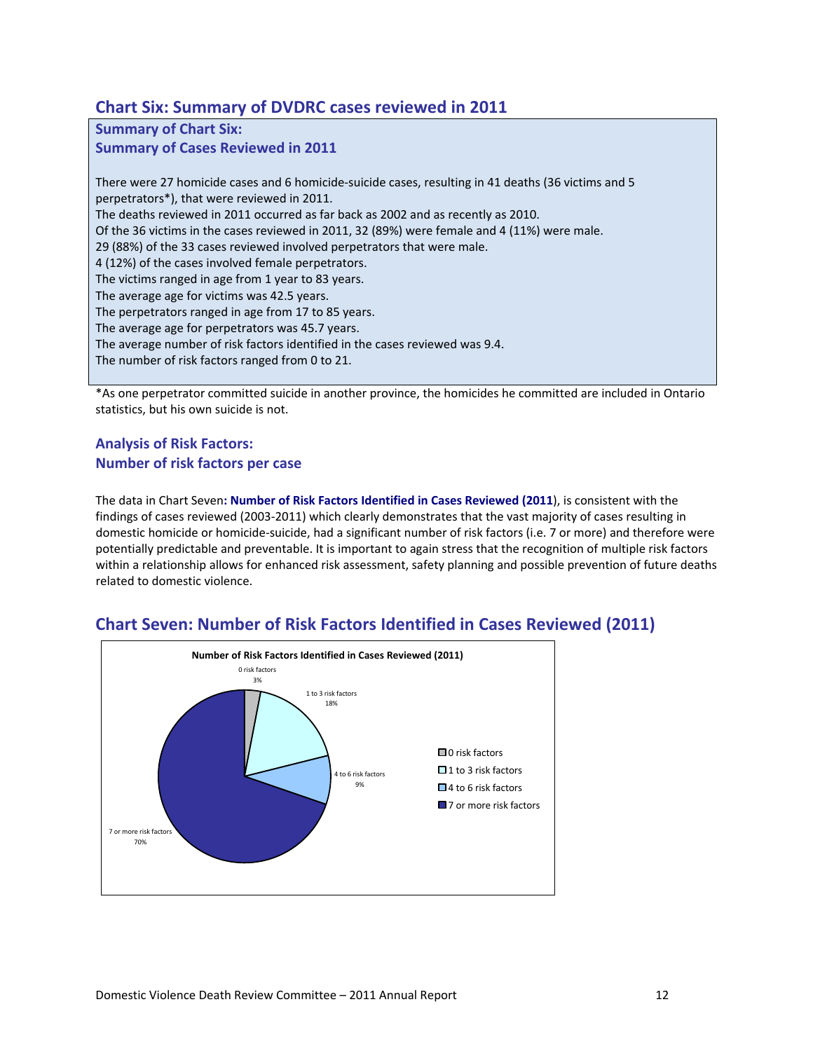## Chart Six: Summary of DVDRC cases reviewed in 2011

### Summary of Chart Six:
### Summary of Cases Reviewed in 2011

There were 27 homicide cases and 6 homicide-suicide cases, resulting in 41 deaths (36 victims and 5 perpetrators*), that were reviewed in 2011.
The deaths reviewed in 2011 occurred as far back as 2002 and as recently as 2010.
Of the 36 victims in the cases reviewed in 2011, 32 (89%) were female and 4 (11%) were male.
29 (88%) of the 33 cases reviewed involved perpetrators that were male.
4 (12%) of the cases involved female perpetrators.
The victims ranged in age from 1 year to 83 years.
The average age for victims was 42.5 years.
The perpetrators ranged in age from 17 to 85 years.
The average age for perpetrators was 45.7 years.
The average number of risk factors identified in the cases reviewed was 9.4.
The number of risk factors ranged from 0 to 21.

*As one perpetrator committed suicide in another province, the homicides he committed are included in Ontario statistics, but his own suicide is not.

### Analysis of Risk Factors:
### Number of risk factors per case

The data in Chart Seven**: Number of Risk Factors Identified in Cases Reviewed (2011)**), is consistent with the findings of cases reviewed (2003-2011) which clearly demonstrates that the vast majority of cases resulting in domestic homicide or homicide-suicide, had a significant number of risk factors (i.e. 7 or more) and therefore were potentially predictable and preventable. It is important to again stress that the recognition of multiple risk factors within a relationship allows for enhanced risk assessment, safety planning and possible prevention of future deaths related to domestic violence.

## Chart Seven: Number of Risk Factors Identified in Cases Reviewed (2011)

**Number of Risk Factors Identified in Cases Reviewed (2011)**

| Number of risk factors | Percentage |
|---|---|
| 0 risk factors | 3% |
| 1 to 3 risk factors | 18% |
| 4 to 6 risk factors | 9% |
| 7 or more risk factors | 70% |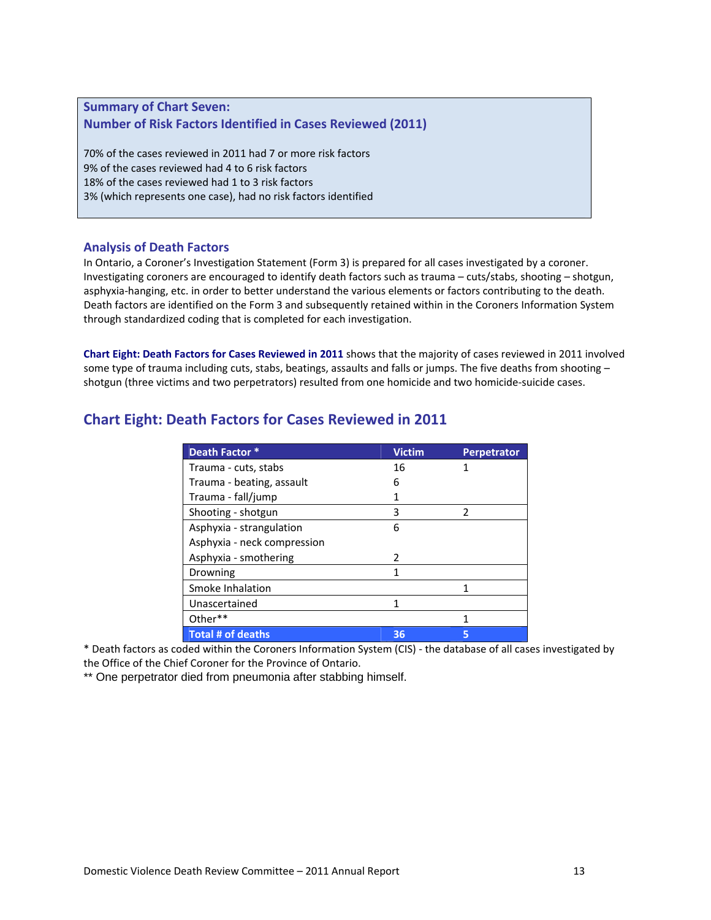**Summary of Chart Seven:**
**Number of Risk Factors Identified in Cases Reviewed (2011)**

70% of the cases reviewed in 2011 had 7 or more risk factors
9% of the cases reviewed had 4 to 6 risk factors
18% of the cases reviewed had 1 to 3 risk factors
3% (which represents one case), had no risk factors identified

## Analysis of Death Factors

In Ontario, a Coroner's Investigation Statement (Form 3) is prepared for all cases investigated by a coroner. Investigating coroners are encouraged to identify death factors such as trauma – cuts/stabs, shooting – shotgun, asphyxia-hanging, etc. in order to better understand the various elements or factors contributing to the death. Death factors are identified on the Form 3 and subsequently retained within in the Coroners Information System through standardized coding that is completed for each investigation.

**Chart Eight: Death Factors for Cases Reviewed in 2011** shows that the majority of cases reviewed in 2011 involved some type of trauma including cuts, stabs, beatings, assaults and falls or jumps. The five deaths from shooting – shotgun (three victims and two perpetrators) resulted from one homicide and two homicide-suicide cases.

## Chart Eight: Death Factors for Cases Reviewed in 2011

| Death Factor * | Victim | Perpetrator |
|---|---|---|
| Trauma - cuts, stabs | 16 | 1 |
| Trauma - beating, assault | 6 | |
| Trauma - fall/jump | 1 | |
| Shooting - shotgun | 3 | 2 |
| Asphyxia - strangulation | 6 | |
| Asphyxia - neck compression | | |
| Asphyxia - smothering | 2 | |
| Drowning | 1 | |
| Smoke Inhalation | | 1 |
| Unascertained | 1 | |
| Other** | | 1 |
| **Total # of deaths** | **36** | **5** |

* Death factors as coded within the Coroners Information System (CIS) - the database of all cases investigated by the Office of the Chief Coroner for the Province of Ontario.
** One perpetrator died from pneumonia after stabbing himself.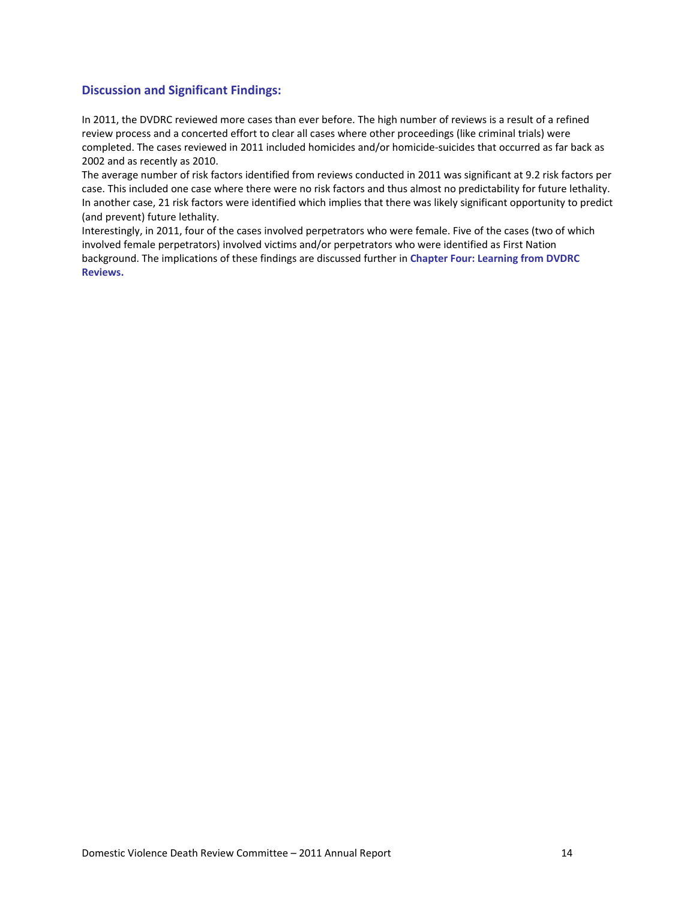### Discussion and Significant Findings:

In 2011, the DVDRC reviewed more cases than ever before. The high number of reviews is a result of a refined review process and a concerted effort to clear all cases where other proceedings (like criminal trials) were completed. The cases reviewed in 2011 included homicides and/or homicide-suicides that occurred as far back as 2002 and as recently as 2010.

The average number of risk factors identified from reviews conducted in 2011 was significant at 9.2 risk factors per case. This included one case where there were no risk factors and thus almost no predictability for future lethality. In another case, 21 risk factors were identified which implies that there was likely significant opportunity to predict (and prevent) future lethality.

Interestingly, in 2011, four of the cases involved perpetrators who were female. Five of the cases (two of which involved female perpetrators) involved victims and/or perpetrators who were identified as First Nation background. The implications of these findings are discussed further in **Chapter Four: Learning from DVDRC Reviews.**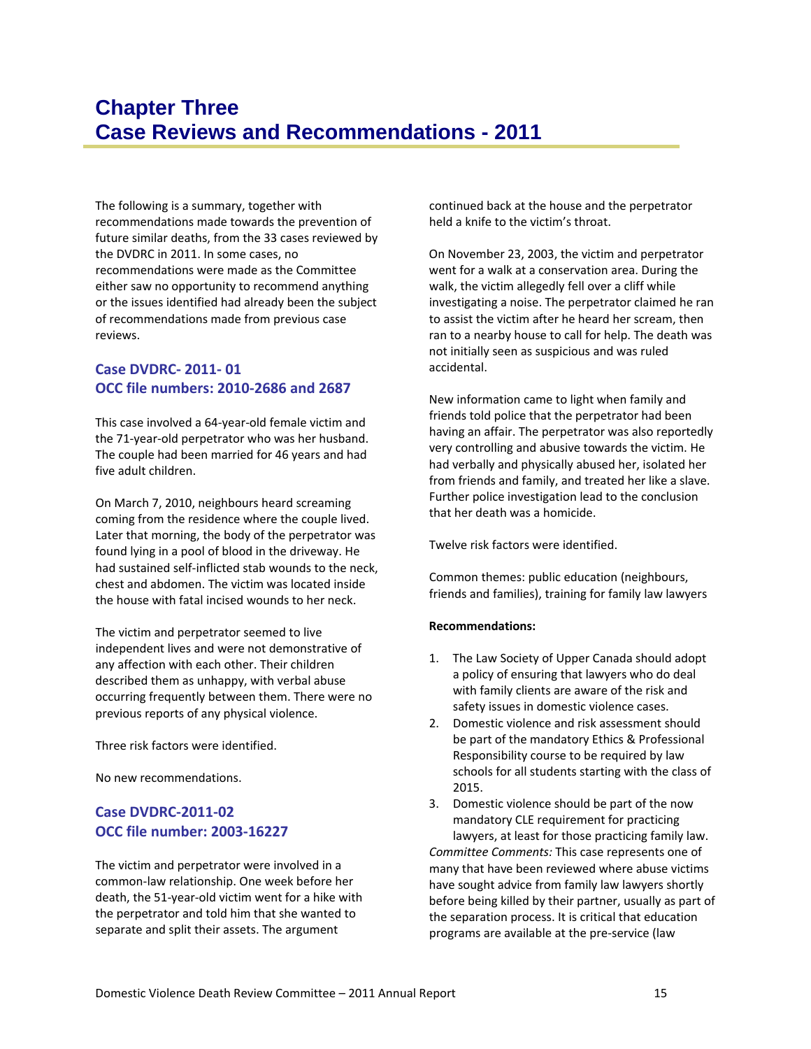# Chapter Three
# Case Reviews and Recommendations - 2011

The following is a summary, together with recommendations made towards the prevention of future similar deaths, from the 33 cases reviewed by the DVDRC in 2011. In some cases, no recommendations were made as the Committee either saw no opportunity to recommend anything or the issues identified had already been the subject of recommendations made from previous case reviews.

### Case DVDRC- 2011- 01
### OCC file numbers: 2010-2686 and 2687

This case involved a 64-year-old female victim and the 71-year-old perpetrator who was her husband. The couple had been married for 46 years and had five adult children.

On March 7, 2010, neighbours heard screaming coming from the residence where the couple lived. Later that morning, the body of the perpetrator was found lying in a pool of blood in the driveway. He had sustained self-inflicted stab wounds to the neck, chest and abdomen. The victim was located inside the house with fatal incised wounds to her neck.

The victim and perpetrator seemed to live independent lives and were not demonstrative of any affection with each other. Their children described them as unhappy, with verbal abuse occurring frequently between them. There were no previous reports of any physical violence.

Three risk factors were identified.

No new recommendations.

### Case DVDRC-2011-02
### OCC file number: 2003-16227

The victim and perpetrator were involved in a common-law relationship. One week before her death, the 51-year-old victim went for a hike with the perpetrator and told him that she wanted to separate and split their assets. The argument continued back at the house and the perpetrator held a knife to the victim's throat.

On November 23, 2003, the victim and perpetrator went for a walk at a conservation area. During the walk, the victim allegedly fell over a cliff while investigating a noise. The perpetrator claimed he ran to assist the victim after he heard her scream, then ran to a nearby house to call for help. The death was not initially seen as suspicious and was ruled accidental.

New information came to light when family and friends told police that the perpetrator had been having an affair. The perpetrator was also reportedly very controlling and abusive towards the victim. He had verbally and physically abused her, isolated her from friends and family, and treated her like a slave. Further police investigation lead to the conclusion that her death was a homicide.

Twelve risk factors were identified.

Common themes: public education (neighbours, friends and families), training for family law lawyers

**Recommendations:**

1. The Law Society of Upper Canada should adopt a policy of ensuring that lawyers who do deal with family clients are aware of the risk and safety issues in domestic violence cases.
2. Domestic violence and risk assessment should be part of the mandatory Ethics & Professional Responsibility course to be required by law schools for all students starting with the class of 2015.
3. Domestic violence should be part of the now mandatory CLE requirement for practicing lawyers, at least for those practicing family law.

*Committee Comments:* This case represents one of many that have been reviewed where abuse victims have sought advice from family law lawyers shortly before being killed by their partner, usually as part of the separation process. It is critical that education programs are available at the pre-service (law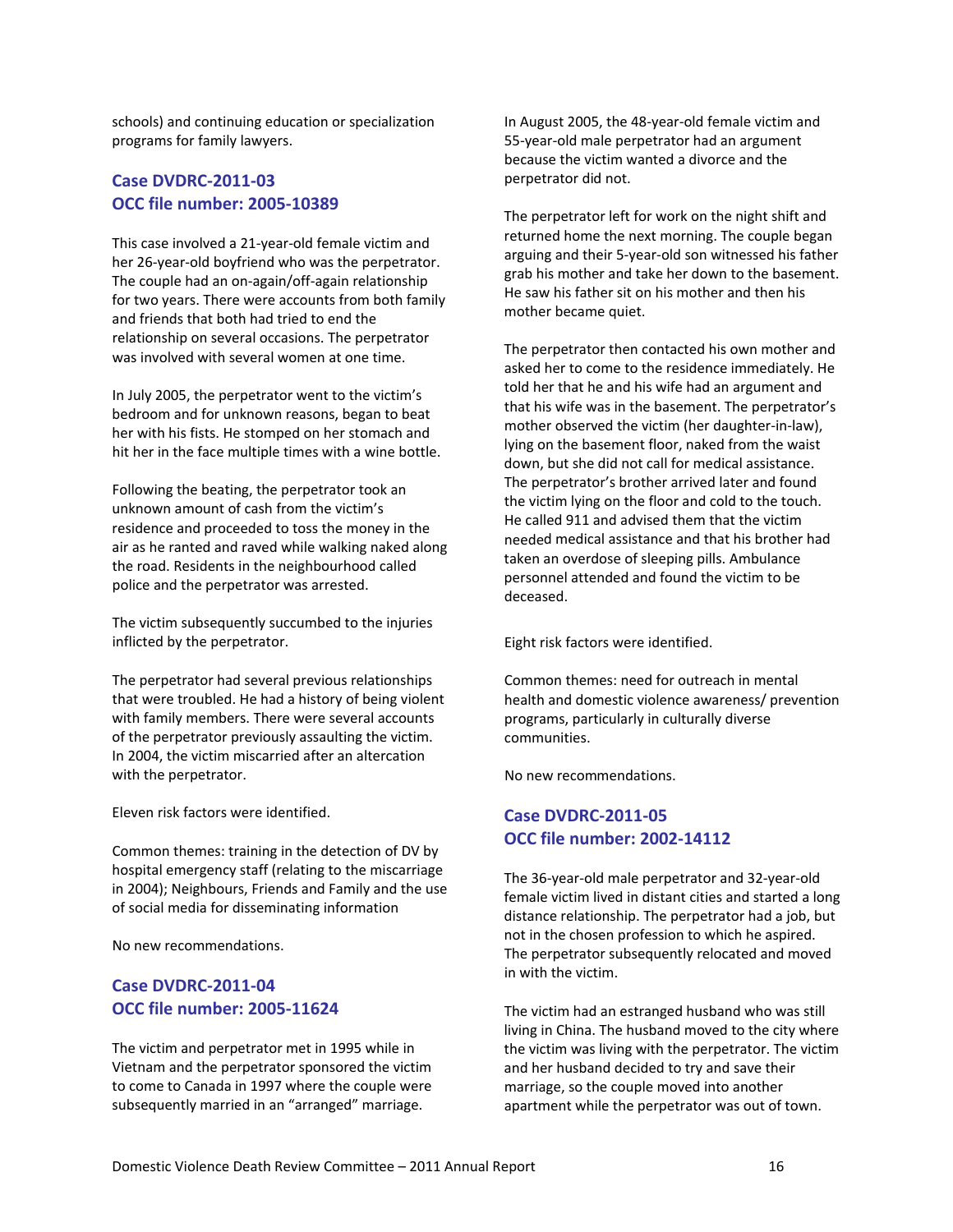schools) and continuing education or specialization programs for family lawyers.

## Case DVDRC-2011-03
## OCC file number: 2005-10389

This case involved a 21-year-old female victim and her 26-year-old boyfriend who was the perpetrator. The couple had an on-again/off-again relationship for two years. There were accounts from both family and friends that both had tried to end the relationship on several occasions. The perpetrator was involved with several women at one time.

In July 2005, the perpetrator went to the victim's bedroom and for unknown reasons, began to beat her with his fists. He stomped on her stomach and hit her in the face multiple times with a wine bottle.

Following the beating, the perpetrator took an unknown amount of cash from the victim's residence and proceeded to toss the money in the air as he ranted and raved while walking naked along the road. Residents in the neighbourhood called police and the perpetrator was arrested.

The victim subsequently succumbed to the injuries inflicted by the perpetrator.

The perpetrator had several previous relationships that were troubled. He had a history of being violent with family members. There were several accounts of the perpetrator previously assaulting the victim. In 2004, the victim miscarried after an altercation with the perpetrator.

Eleven risk factors were identified.

Common themes: training in the detection of DV by hospital emergency staff (relating to the miscarriage in 2004); Neighbours, Friends and Family and the use of social media for disseminating information

No new recommendations.

## Case DVDRC-2011-04
## OCC file number: 2005-11624

The victim and perpetrator met in 1995 while in Vietnam and the perpetrator sponsored the victim to come to Canada in 1997 where the couple were subsequently married in an "arranged" marriage.

In August 2005, the 48-year-old female victim and 55-year-old male perpetrator had an argument because the victim wanted a divorce and the perpetrator did not.

The perpetrator left for work on the night shift and returned home the next morning. The couple began arguing and their 5-year-old son witnessed his father grab his mother and take her down to the basement. He saw his father sit on his mother and then his mother became quiet.

The perpetrator then contacted his own mother and asked her to come to the residence immediately. He told her that he and his wife had an argument and that his wife was in the basement. The perpetrator's mother observed the victim (her daughter-in-law), lying on the basement floor, naked from the waist down, but she did not call for medical assistance. The perpetrator's brother arrived later and found the victim lying on the floor and cold to the touch. He called 911 and advised them that the victim needed medical assistance and that his brother had taken an overdose of sleeping pills. Ambulance personnel attended and found the victim to be deceased.

Eight risk factors were identified.

Common themes: need for outreach in mental health and domestic violence awareness/ prevention programs, particularly in culturally diverse communities.

No new recommendations.

## Case DVDRC-2011-05
## OCC file number: 2002-14112

The 36-year-old male perpetrator and 32-year-old female victim lived in distant cities and started a long distance relationship. The perpetrator had a job, but not in the chosen profession to which he aspired. The perpetrator subsequently relocated and moved in with the victim.

The victim had an estranged husband who was still living in China. The husband moved to the city where the victim was living with the perpetrator. The victim and her husband decided to try and save their marriage, so the couple moved into another apartment while the perpetrator was out of town.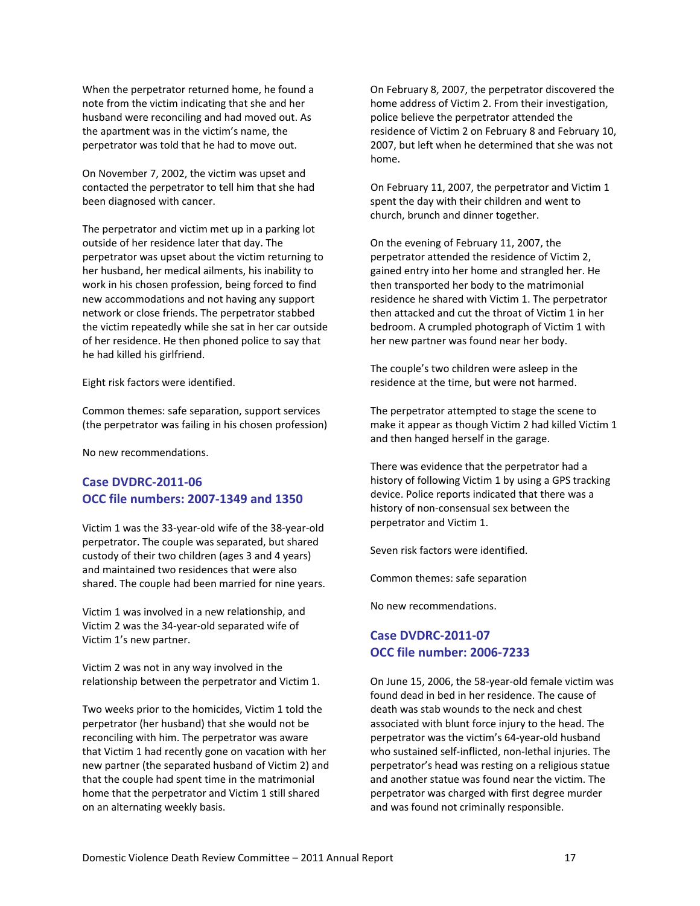When the perpetrator returned home, he found a note from the victim indicating that she and her husband were reconciling and had moved out. As the apartment was in the victim's name, the perpetrator was told that he had to move out.

On November 7, 2002, the victim was upset and contacted the perpetrator to tell him that she had been diagnosed with cancer.

The perpetrator and victim met up in a parking lot outside of her residence later that day. The perpetrator was upset about the victim returning to her husband, her medical ailments, his inability to work in his chosen profession, being forced to find new accommodations and not having any support network or close friends. The perpetrator stabbed the victim repeatedly while she sat in her car outside of her residence. He then phoned police to say that he had killed his girlfriend.

Eight risk factors were identified.

Common themes: safe separation, support services (the perpetrator was failing in his chosen profession)

No new recommendations.

### Case DVDRC-2011-06
### OCC file numbers: 2007-1349 and 1350

Victim 1 was the 33-year-old wife of the 38-year-old perpetrator. The couple was separated, but shared custody of their two children (ages 3 and 4 years) and maintained two residences that were also shared. The couple had been married for nine years.

Victim 1 was involved in a new relationship, and Victim 2 was the 34-year-old separated wife of Victim 1's new partner.

Victim 2 was not in any way involved in the relationship between the perpetrator and Victim 1.

Two weeks prior to the homicides, Victim 1 told the perpetrator (her husband) that she would not be reconciling with him. The perpetrator was aware that Victim 1 had recently gone on vacation with her new partner (the separated husband of Victim 2) and that the couple had spent time in the matrimonial home that the perpetrator and Victim 1 still shared on an alternating weekly basis.

On February 8, 2007, the perpetrator discovered the home address of Victim 2. From their investigation, police believe the perpetrator attended the residence of Victim 2 on February 8 and February 10, 2007, but left when he determined that she was not home.

On February 11, 2007, the perpetrator and Victim 1 spent the day with their children and went to church, brunch and dinner together.

On the evening of February 11, 2007, the perpetrator attended the residence of Victim 2, gained entry into her home and strangled her. He then transported her body to the matrimonial residence he shared with Victim 1. The perpetrator then attacked and cut the throat of Victim 1 in her bedroom. A crumpled photograph of Victim 1 with her new partner was found near her body.

The couple's two children were asleep in the residence at the time, but were not harmed.

The perpetrator attempted to stage the scene to make it appear as though Victim 2 had killed Victim 1 and then hanged herself in the garage.

There was evidence that the perpetrator had a history of following Victim 1 by using a GPS tracking device. Police reports indicated that there was a history of non-consensual sex between the perpetrator and Victim 1.

Seven risk factors were identified.

Common themes: safe separation

No new recommendations.

### Case DVDRC-2011-07
### OCC file number: 2006-7233

On June 15, 2006, the 58-year-old female victim was found dead in bed in her residence. The cause of death was stab wounds to the neck and chest associated with blunt force injury to the head. The perpetrator was the victim's 64-year-old husband who sustained self-inflicted, non-lethal injuries. The perpetrator's head was resting on a religious statue and another statue was found near the victim. The perpetrator was charged with first degree murder and was found not criminally responsible.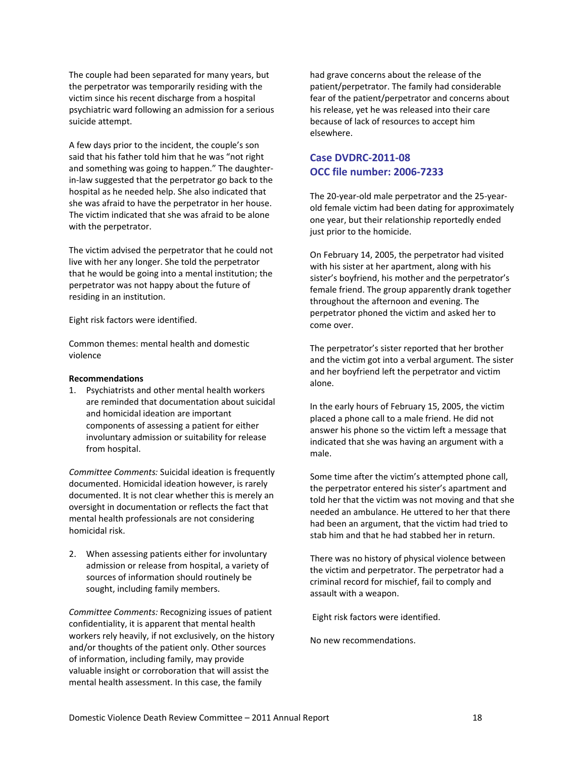The couple had been separated for many years, but the perpetrator was temporarily residing with the victim since his recent discharge from a hospital psychiatric ward following an admission for a serious suicide attempt.

A few days prior to the incident, the couple's son said that his father told him that he was "not right and something was going to happen." The daughter-in-law suggested that the perpetrator go back to the hospital as he needed help. She also indicated that she was afraid to have the perpetrator in her house. The victim indicated that she was afraid to be alone with the perpetrator.

The victim advised the perpetrator that he could not live with her any longer. She told the perpetrator that he would be going into a mental institution; the perpetrator was not happy about the future of residing in an institution.

Eight risk factors were identified.

Common themes: mental health and domestic violence

**Recommendations**

1. Psychiatrists and other mental health workers are reminded that documentation about suicidal and homicidal ideation are important components of assessing a patient for either involuntary admission or suitability for release from hospital.

*Committee Comments:* Suicidal ideation is frequently documented. Homicidal ideation however, is rarely documented. It is not clear whether this is merely an oversight in documentation or reflects the fact that mental health professionals are not considering homicidal risk.

2. When assessing patients either for involuntary admission or release from hospital, a variety of sources of information should routinely be sought, including family members.

*Committee Comments:* Recognizing issues of patient confidentiality, it is apparent that mental health workers rely heavily, if not exclusively, on the history and/or thoughts of the patient only. Other sources of information, including family, may provide valuable insight or corroboration that will assist the mental health assessment. In this case, the family had grave concerns about the release of the patient/perpetrator. The family had considerable fear of the patient/perpetrator and concerns about his release, yet he was released into their care because of lack of resources to accept him elsewhere.

## Case DVDRC-2011-08
## OCC file number: 2006-7233

The 20-year-old male perpetrator and the 25-year-old female victim had been dating for approximately one year, but their relationship reportedly ended just prior to the homicide.

On February 14, 2005, the perpetrator had visited with his sister at her apartment, along with his sister's boyfriend, his mother and the perpetrator's female friend. The group apparently drank together throughout the afternoon and evening. The perpetrator phoned the victim and asked her to come over.

The perpetrator's sister reported that her brother and the victim got into a verbal argument. The sister and her boyfriend left the perpetrator and victim alone.

In the early hours of February 15, 2005, the victim placed a phone call to a male friend. He did not answer his phone so the victim left a message that indicated that she was having an argument with a male.

Some time after the victim's attempted phone call, the perpetrator entered his sister's apartment and told her that the victim was not moving and that she needed an ambulance. He uttered to her that there had been an argument, that the victim had tried to stab him and that he had stabbed her in return.

There was no history of physical violence between the victim and perpetrator. The perpetrator had a criminal record for mischief, fail to comply and assault with a weapon.

Eight risk factors were identified.

No new recommendations.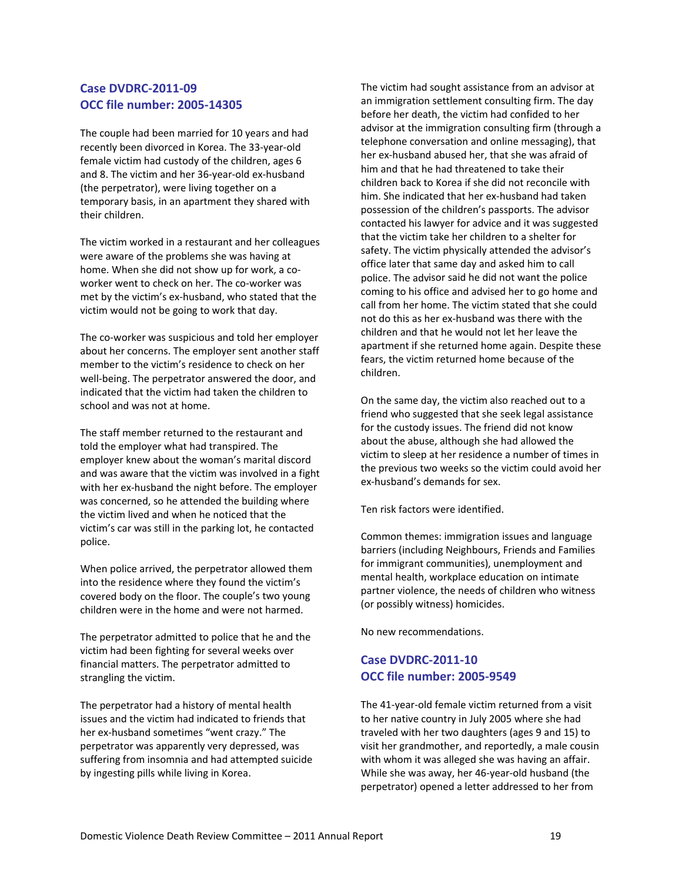## Case DVDRC-2011-09
## OCC file number: 2005-14305

The couple had been married for 10 years and had recently been divorced in Korea. The 33-year-old female victim had custody of the children, ages 6 and 8. The victim and her 36-year-old ex-husband (the perpetrator), were living together on a temporary basis, in an apartment they shared with their children.

The victim worked in a restaurant and her colleagues were aware of the problems she was having at home. When she did not show up for work, a co-worker went to check on her. The co-worker was met by the victim's ex-husband, who stated that the victim would not be going to work that day.

The co-worker was suspicious and told her employer about her concerns. The employer sent another staff member to the victim's residence to check on her well-being. The perpetrator answered the door, and indicated that the victim had taken the children to school and was not at home.

The staff member returned to the restaurant and told the employer what had transpired. The employer knew about the woman's marital discord and was aware that the victim was involved in a fight with her ex-husband the night before. The employer was concerned, so he attended the building where the victim lived and when he noticed that the victim's car was still in the parking lot, he contacted police.

When police arrived, the perpetrator allowed them into the residence where they found the victim's covered body on the floor. The couple's two young children were in the home and were not harmed.

The perpetrator admitted to police that he and the victim had been fighting for several weeks over financial matters. The perpetrator admitted to strangling the victim.

The perpetrator had a history of mental health issues and the victim had indicated to friends that her ex-husband sometimes "went crazy." The perpetrator was apparently very depressed, was suffering from insomnia and had attempted suicide by ingesting pills while living in Korea.

The victim had sought assistance from an advisor at an immigration settlement consulting firm. The day before her death, the victim had confided to her advisor at the immigration consulting firm (through a telephone conversation and online messaging), that her ex-husband abused her, that she was afraid of him and that he had threatened to take their children back to Korea if she did not reconcile with him. She indicated that her ex-husband had taken possession of the children's passports. The advisor contacted his lawyer for advice and it was suggested that the victim take her children to a shelter for safety. The victim physically attended the advisor's office later that same day and asked him to call police. The advisor said he did not want the police coming to his office and advised her to go home and call from her home. The victim stated that she could not do this as her ex-husband was there with the children and that he would not let her leave the apartment if she returned home again. Despite these fears, the victim returned home because of the children.

On the same day, the victim also reached out to a friend who suggested that she seek legal assistance for the custody issues. The friend did not know about the abuse, although she had allowed the victim to sleep at her residence a number of times in the previous two weeks so the victim could avoid her ex-husband's demands for sex.

Ten risk factors were identified.

Common themes: immigration issues and language barriers (including Neighbours, Friends and Families for immigrant communities), unemployment and mental health, workplace education on intimate partner violence, the needs of children who witness (or possibly witness) homicides.

No new recommendations.

## Case DVDRC-2011-10
## OCC file number: 2005-9549

The 41-year-old female victim returned from a visit to her native country in July 2005 where she had traveled with her two daughters (ages 9 and 15) to visit her grandmother, and reportedly, a male cousin with whom it was alleged she was having an affair. While she was away, her 46-year-old husband (the perpetrator) opened a letter addressed to her from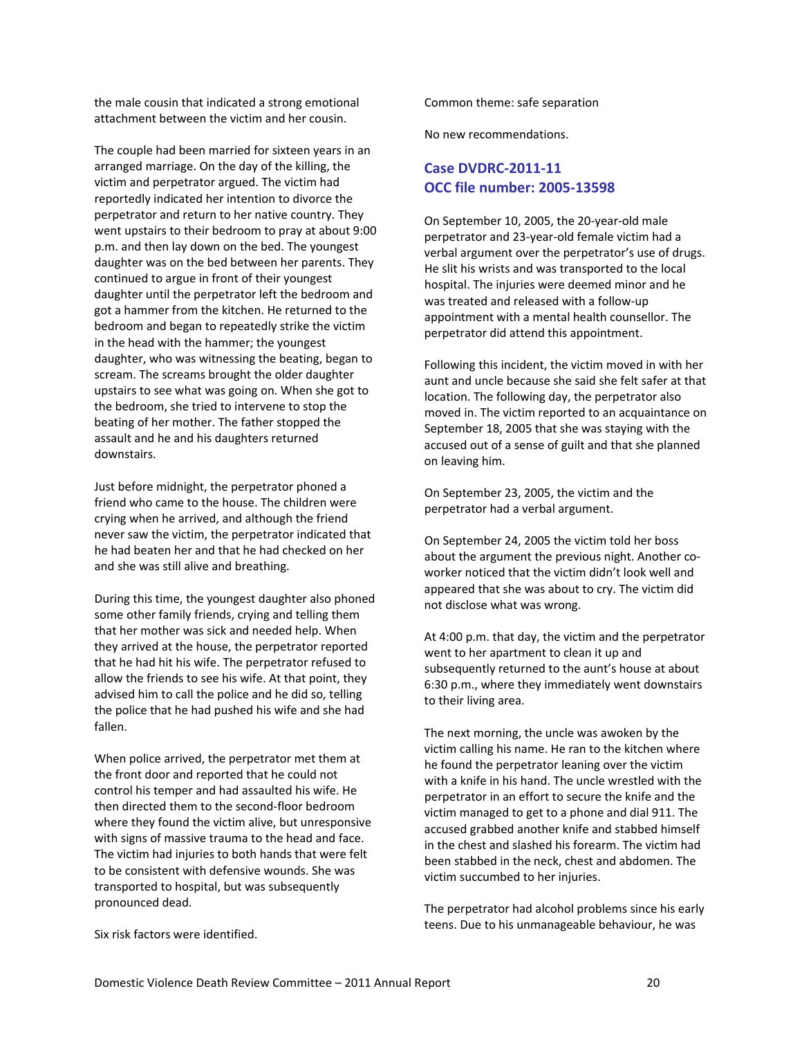the male cousin that indicated a strong emotional attachment between the victim and her cousin.

The couple had been married for sixteen years in an arranged marriage. On the day of the killing, the victim and perpetrator argued. The victim had reportedly indicated her intention to divorce the perpetrator and return to her native country. They went upstairs to their bedroom to pray at about 9:00 p.m. and then lay down on the bed. The youngest daughter was on the bed between her parents. They continued to argue in front of their youngest daughter until the perpetrator left the bedroom and got a hammer from the kitchen. He returned to the bedroom and began to repeatedly strike the victim in the head with the hammer; the youngest daughter, who was witnessing the beating, began to scream. The screams brought the older daughter upstairs to see what was going on. When she got to the bedroom, she tried to intervene to stop the beating of her mother. The father stopped the assault and he and his daughters returned downstairs.

Just before midnight, the perpetrator phoned a friend who came to the house. The children were crying when he arrived, and although the friend never saw the victim, the perpetrator indicated that he had beaten her and that he had checked on her and she was still alive and breathing.

During this time, the youngest daughter also phoned some other family friends, crying and telling them that her mother was sick and needed help. When they arrived at the house, the perpetrator reported that he had hit his wife. The perpetrator refused to allow the friends to see his wife. At that point, they advised him to call the police and he did so, telling the police that he had pushed his wife and she had fallen.

When police arrived, the perpetrator met them at the front door and reported that he could not control his temper and had assaulted his wife. He then directed them to the second-floor bedroom where they found the victim alive, but unresponsive with signs of massive trauma to the head and face. The victim had injuries to both hands that were felt to be consistent with defensive wounds. She was transported to hospital, but was subsequently pronounced dead.

Six risk factors were identified.

Common theme: safe separation

No new recommendations.

## Case DVDRC-2011-11
## OCC file number: 2005-13598

On September 10, 2005, the 20-year-old male perpetrator and 23-year-old female victim had a verbal argument over the perpetrator's use of drugs. He slit his wrists and was transported to the local hospital. The injuries were deemed minor and he was treated and released with a follow-up appointment with a mental health counsellor. The perpetrator did attend this appointment.

Following this incident, the victim moved in with her aunt and uncle because she said she felt safer at that location. The following day, the perpetrator also moved in. The victim reported to an acquaintance on September 18, 2005 that she was staying with the accused out of a sense of guilt and that she planned on leaving him.

On September 23, 2005, the victim and the perpetrator had a verbal argument.

On September 24, 2005 the victim told her boss about the argument the previous night. Another co-worker noticed that the victim didn't look well and appeared that she was about to cry. The victim did not disclose what was wrong.

At 4:00 p.m. that day, the victim and the perpetrator went to her apartment to clean it up and subsequently returned to the aunt's house at about 6:30 p.m., where they immediately went downstairs to their living area.

The next morning, the uncle was awoken by the victim calling his name. He ran to the kitchen where he found the perpetrator leaning over the victim with a knife in his hand. The uncle wrestled with the perpetrator in an effort to secure the knife and the victim managed to get to a phone and dial 911. The accused grabbed another knife and stabbed himself in the chest and slashed his forearm. The victim had been stabbed in the neck, chest and abdomen. The victim succumbed to her injuries.

The perpetrator had alcohol problems since his early teens. Due to his unmanageable behaviour, he was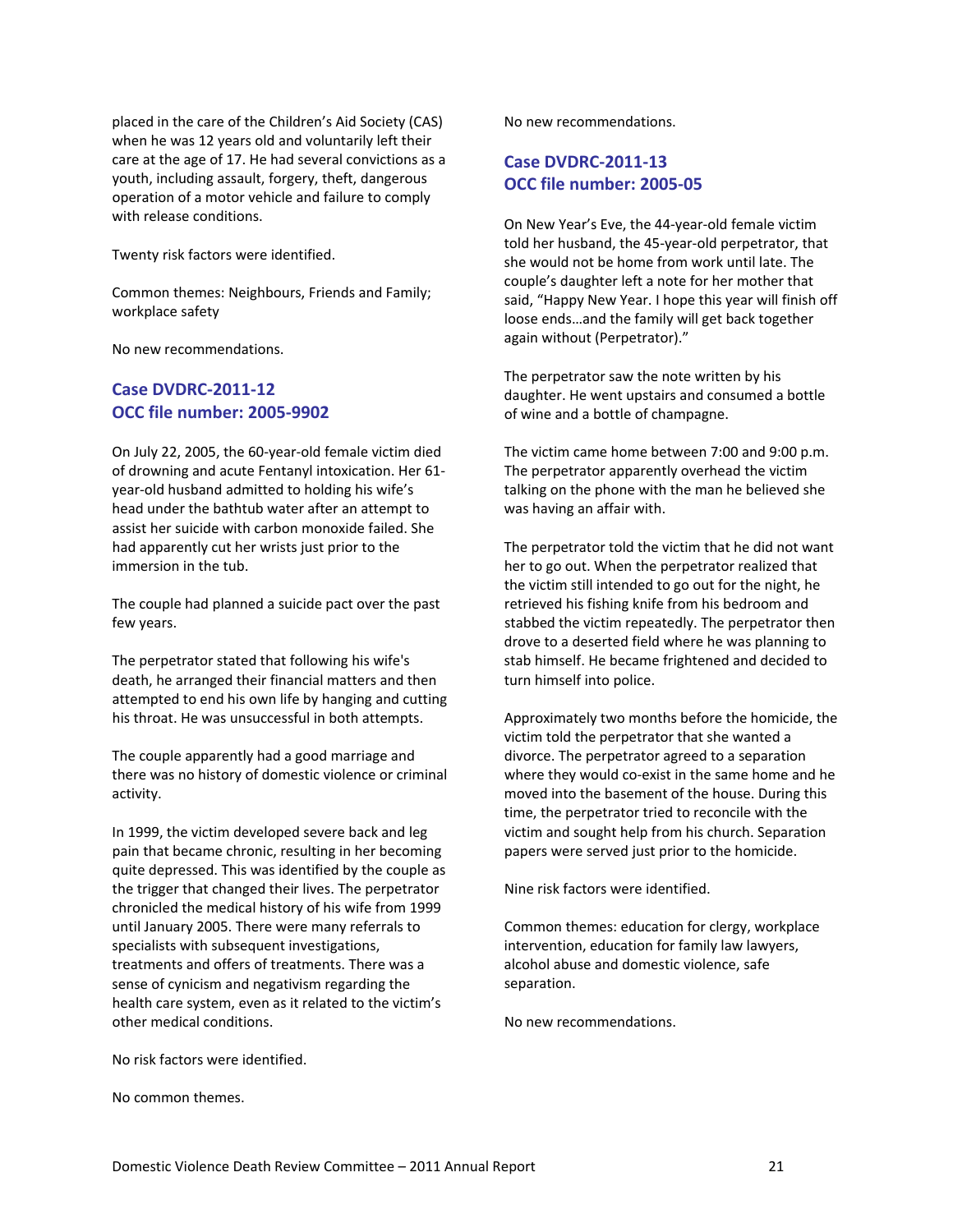placed in the care of the Children's Aid Society (CAS) when he was 12 years old and voluntarily left their care at the age of 17. He had several convictions as a youth, including assault, forgery, theft, dangerous operation of a motor vehicle and failure to comply with release conditions.

Twenty risk factors were identified.

Common themes: Neighbours, Friends and Family; workplace safety

No new recommendations.

### Case DVDRC-2011-12
### OCC file number: 2005-9902

On July 22, 2005, the 60-year-old female victim died of drowning and acute Fentanyl intoxication. Her 61-year-old husband admitted to holding his wife's head under the bathtub water after an attempt to assist her suicide with carbon monoxide failed. She had apparently cut her wrists just prior to the immersion in the tub.

The couple had planned a suicide pact over the past few years.

The perpetrator stated that following his wife's death, he arranged their financial matters and then attempted to end his own life by hanging and cutting his throat. He was unsuccessful in both attempts.

The couple apparently had a good marriage and there was no history of domestic violence or criminal activity.

In 1999, the victim developed severe back and leg pain that became chronic, resulting in her becoming quite depressed. This was identified by the couple as the trigger that changed their lives. The perpetrator chronicled the medical history of his wife from 1999 until January 2005. There were many referrals to specialists with subsequent investigations, treatments and offers of treatments. There was a sense of cynicism and negativism regarding the health care system, even as it related to the victim's other medical conditions.

No risk factors were identified.

No common themes.

No new recommendations.

### Case DVDRC-2011-13
### OCC file number: 2005-05

On New Year's Eve, the 44-year-old female victim told her husband, the 45-year-old perpetrator, that she would not be home from work until late. The couple's daughter left a note for her mother that said, "Happy New Year. I hope this year will finish off loose ends…and the family will get back together again without (Perpetrator)."

The perpetrator saw the note written by his daughter. He went upstairs and consumed a bottle of wine and a bottle of champagne.

The victim came home between 7:00 and 9:00 p.m. The perpetrator apparently overhead the victim talking on the phone with the man he believed she was having an affair with.

The perpetrator told the victim that he did not want her to go out. When the perpetrator realized that the victim still intended to go out for the night, he retrieved his fishing knife from his bedroom and stabbed the victim repeatedly. The perpetrator then drove to a deserted field where he was planning to stab himself. He became frightened and decided to turn himself into police.

Approximately two months before the homicide, the victim told the perpetrator that she wanted a divorce. The perpetrator agreed to a separation where they would co-exist in the same home and he moved into the basement of the house. During this time, the perpetrator tried to reconcile with the victim and sought help from his church. Separation papers were served just prior to the homicide.

Nine risk factors were identified.

Common themes: education for clergy, workplace intervention, education for family law lawyers, alcohol abuse and domestic violence, safe separation.

No new recommendations.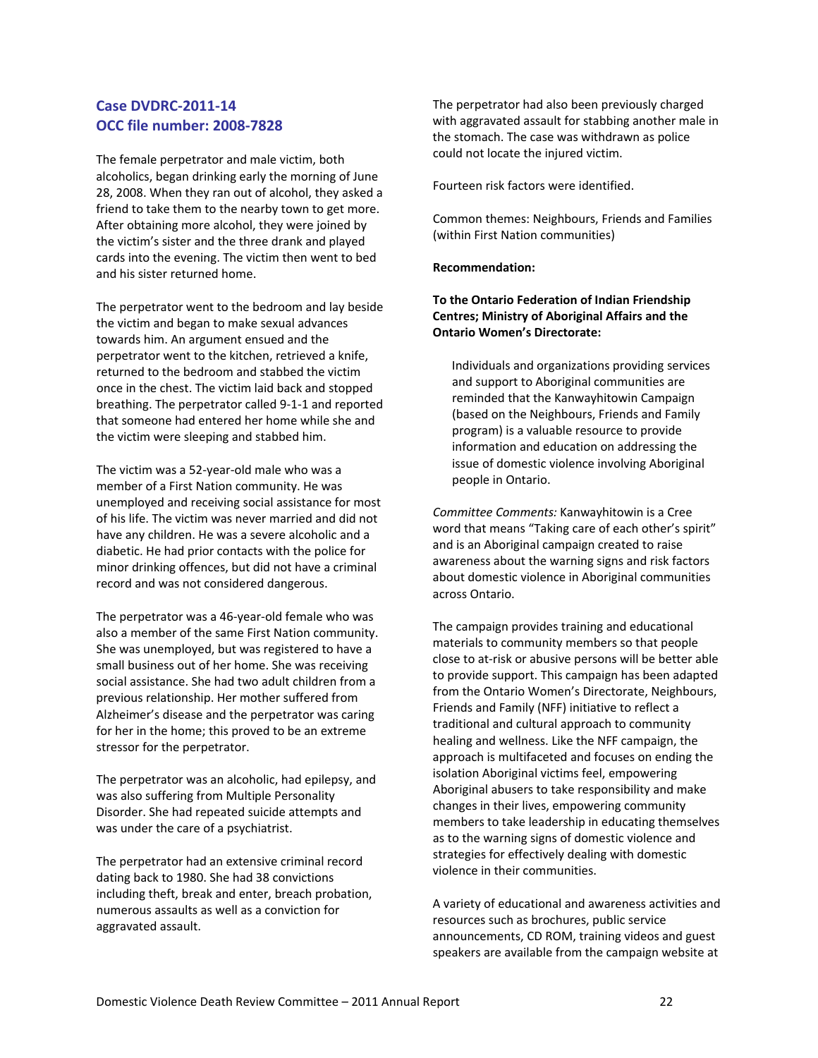## Case DVDRC-2011-14
## OCC file number: 2008-7828

The female perpetrator and male victim, both alcoholics, began drinking early the morning of June 28, 2008. When they ran out of alcohol, they asked a friend to take them to the nearby town to get more. After obtaining more alcohol, they were joined by the victim's sister and the three drank and played cards into the evening. The victim then went to bed and his sister returned home.

The perpetrator went to the bedroom and lay beside the victim and began to make sexual advances towards him. An argument ensued and the perpetrator went to the kitchen, retrieved a knife, returned to the bedroom and stabbed the victim once in the chest. The victim laid back and stopped breathing. The perpetrator called 9-1-1 and reported that someone had entered her home while she and the victim were sleeping and stabbed him.

The victim was a 52-year-old male who was a member of a First Nation community. He was unemployed and receiving social assistance for most of his life. The victim was never married and did not have any children. He was a severe alcoholic and a diabetic. He had prior contacts with the police for minor drinking offences, but did not have a criminal record and was not considered dangerous.

The perpetrator was a 46-year-old female who was also a member of the same First Nation community. She was unemployed, but was registered to have a small business out of her home. She was receiving social assistance. She had two adult children from a previous relationship. Her mother suffered from Alzheimer's disease and the perpetrator was caring for her in the home; this proved to be an extreme stressor for the perpetrator.

The perpetrator was an alcoholic, had epilepsy, and was also suffering from Multiple Personality Disorder. She had repeated suicide attempts and was under the care of a psychiatrist.

The perpetrator had an extensive criminal record dating back to 1980. She had 38 convictions including theft, break and enter, breach probation, numerous assaults as well as a conviction for aggravated assault.

The perpetrator had also been previously charged with aggravated assault for stabbing another male in the stomach. The case was withdrawn as police could not locate the injured victim.

Fourteen risk factors were identified.

Common themes: Neighbours, Friends and Families (within First Nation communities)

**Recommendation:**

**To the Ontario Federation of Indian Friendship Centres; Ministry of Aboriginal Affairs and the Ontario Women's Directorate:**

> Individuals and organizations providing services and support to Aboriginal communities are reminded that the Kanwayhitowin Campaign (based on the Neighbours, Friends and Family program) is a valuable resource to provide information and education on addressing the issue of domestic violence involving Aboriginal people in Ontario.

*Committee Comments:* Kanwayhitowin is a Cree word that means "Taking care of each other's spirit" and is an Aboriginal campaign created to raise awareness about the warning signs and risk factors about domestic violence in Aboriginal communities across Ontario.

The campaign provides training and educational materials to community members so that people close to at-risk or abusive persons will be better able to provide support. This campaign has been adapted from the Ontario Women's Directorate, Neighbours, Friends and Family (NFF) initiative to reflect a traditional and cultural approach to community healing and wellness. Like the NFF campaign, the approach is multifaceted and focuses on ending the isolation Aboriginal victims feel, empowering Aboriginal abusers to take responsibility and make changes in their lives, empowering community members to take leadership in educating themselves as to the warning signs of domestic violence and strategies for effectively dealing with domestic violence in their communities.

A variety of educational and awareness activities and resources such as brochures, public service announcements, CD ROM, training videos and guest speakers are available from the campaign website at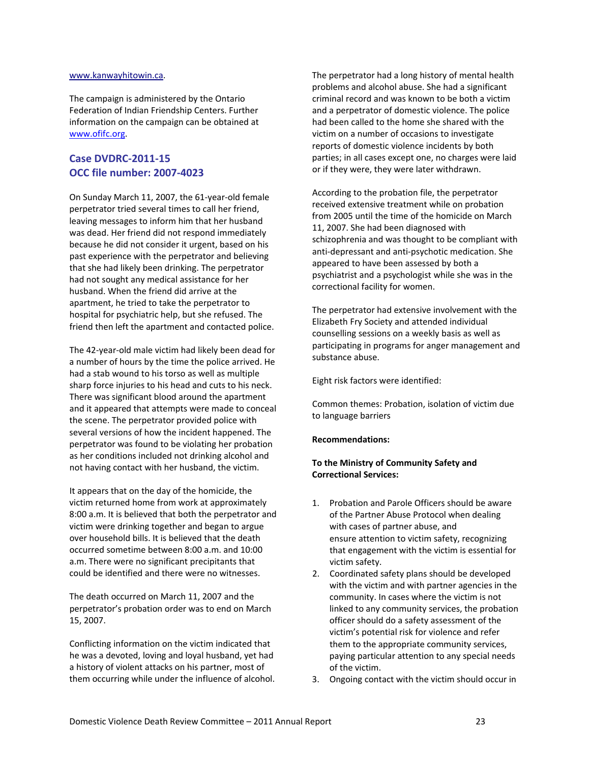www.kanwayhitowin.ca.

The campaign is administered by the Ontario Federation of Indian Friendship Centers. Further information on the campaign can be obtained at www.ofifc.org.

## Case DVDRC-2011-15
## OCC file number: 2007-4023

On Sunday March 11, 2007, the 61-year-old female perpetrator tried several times to call her friend, leaving messages to inform him that her husband was dead. Her friend did not respond immediately because he did not consider it urgent, based on his past experience with the perpetrator and believing that she had likely been drinking. The perpetrator had not sought any medical assistance for her husband. When the friend did arrive at the apartment, he tried to take the perpetrator to hospital for psychiatric help, but she refused. The friend then left the apartment and contacted police.

The 42-year-old male victim had likely been dead for a number of hours by the time the police arrived. He had a stab wound to his torso as well as multiple sharp force injuries to his head and cuts to his neck. There was significant blood around the apartment and it appeared that attempts were made to conceal the scene. The perpetrator provided police with several versions of how the incident happened. The perpetrator was found to be violating her probation as her conditions included not drinking alcohol and not having contact with her husband, the victim.

It appears that on the day of the homicide, the victim returned home from work at approximately 8:00 a.m. It is believed that both the perpetrator and victim were drinking together and began to argue over household bills. It is believed that the death occurred sometime between 8:00 a.m. and 10:00 a.m. There were no significant precipitants that could be identified and there were no witnesses.

The death occurred on March 11, 2007 and the perpetrator's probation order was to end on March 15, 2007.

Conflicting information on the victim indicated that he was a devoted, loving and loyal husband, yet had a history of violent attacks on his partner, most of them occurring while under the influence of alcohol.

The perpetrator had a long history of mental health problems and alcohol abuse. She had a significant criminal record and was known to be both a victim and a perpetrator of domestic violence. The police had been called to the home she shared with the victim on a number of occasions to investigate reports of domestic violence incidents by both parties; in all cases except one, no charges were laid or if they were, they were later withdrawn.

According to the probation file, the perpetrator received extensive treatment while on probation from 2005 until the time of the homicide on March 11, 2007. She had been diagnosed with schizophrenia and was thought to be compliant with anti-depressant and anti-psychotic medication. She appeared to have been assessed by both a psychiatrist and a psychologist while she was in the correctional facility for women.

The perpetrator had extensive involvement with the Elizabeth Fry Society and attended individual counselling sessions on a weekly basis as well as participating in programs for anger management and substance abuse.

Eight risk factors were identified:

Common themes: Probation, isolation of victim due to language barriers

**Recommendations:**

**To the Ministry of Community Safety and Correctional Services:**

1. Probation and Parole Officers should be aware of the Partner Abuse Protocol when dealing with cases of partner abuse, and ensure attention to victim safety, recognizing that engagement with the victim is essential for victim safety.
2. Coordinated safety plans should be developed with the victim and with partner agencies in the community. In cases where the victim is not linked to any community services, the probation officer should do a safety assessment of the victim's potential risk for violence and refer them to the appropriate community services, paying particular attention to any special needs of the victim.
3. Ongoing contact with the victim should occur in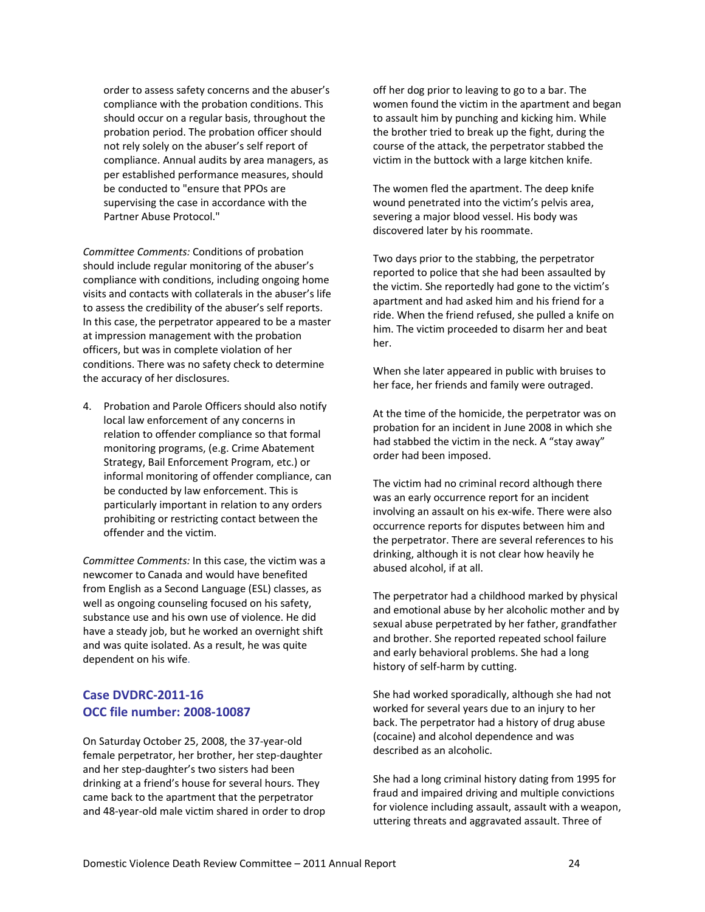order to assess safety concerns and the abuser's compliance with the probation conditions. This should occur on a regular basis, throughout the probation period. The probation officer should not rely solely on the abuser's self report of compliance. Annual audits by area managers, as per established performance measures, should be conducted to "ensure that PPOs are supervising the case in accordance with the Partner Abuse Protocol."

*Committee Comments:* Conditions of probation should include regular monitoring of the abuser's compliance with conditions, including ongoing home visits and contacts with collaterals in the abuser's life to assess the credibility of the abuser's self reports. In this case, the perpetrator appeared to be a master at impression management with the probation officers, but was in complete violation of her conditions. There was no safety check to determine the accuracy of her disclosures.

4. Probation and Parole Officers should also notify local law enforcement of any concerns in relation to offender compliance so that formal monitoring programs, (e.g. Crime Abatement Strategy, Bail Enforcement Program, etc.) or informal monitoring of offender compliance, can be conducted by law enforcement. This is particularly important in relation to any orders prohibiting or restricting contact between the offender and the victim.

*Committee Comments:* In this case, the victim was a newcomer to Canada and would have benefited from English as a Second Language (ESL) classes, as well as ongoing counseling focused on his safety, substance use and his own use of violence. He did have a steady job, but he worked an overnight shift and was quite isolated. As a result, he was quite dependent on his wife.

## Case DVDRC-2011-16
## OCC file number: 2008-10087

On Saturday October 25, 2008, the 37-year-old female perpetrator, her brother, her step-daughter and her step-daughter's two sisters had been drinking at a friend's house for several hours. They came back to the apartment that the perpetrator and 48-year-old male victim shared in order to drop off her dog prior to leaving to go to a bar. The women found the victim in the apartment and began to assault him by punching and kicking him. While the brother tried to break up the fight, during the course of the attack, the perpetrator stabbed the victim in the buttock with a large kitchen knife.

The women fled the apartment. The deep knife wound penetrated into the victim's pelvis area, severing a major blood vessel. His body was discovered later by his roommate.

Two days prior to the stabbing, the perpetrator reported to police that she had been assaulted by the victim. She reportedly had gone to the victim's apartment and had asked him and his friend for a ride. When the friend refused, she pulled a knife on him. The victim proceeded to disarm her and beat her.

When she later appeared in public with bruises to her face, her friends and family were outraged.

At the time of the homicide, the perpetrator was on probation for an incident in June 2008 in which she had stabbed the victim in the neck. A "stay away" order had been imposed.

The victim had no criminal record although there was an early occurrence report for an incident involving an assault on his ex-wife. There were also occurrence reports for disputes between him and the perpetrator. There are several references to his drinking, although it is not clear how heavily he abused alcohol, if at all.

The perpetrator had a childhood marked by physical and emotional abuse by her alcoholic mother and by sexual abuse perpetrated by her father, grandfather and brother. She reported repeated school failure and early behavioral problems. She had a long history of self-harm by cutting.

She had worked sporadically, although she had not worked for several years due to an injury to her back. The perpetrator had a history of drug abuse (cocaine) and alcohol dependence and was described as an alcoholic.

She had a long criminal history dating from 1995 for fraud and impaired driving and multiple convictions for violence including assault, assault with a weapon, uttering threats and aggravated assault. Three of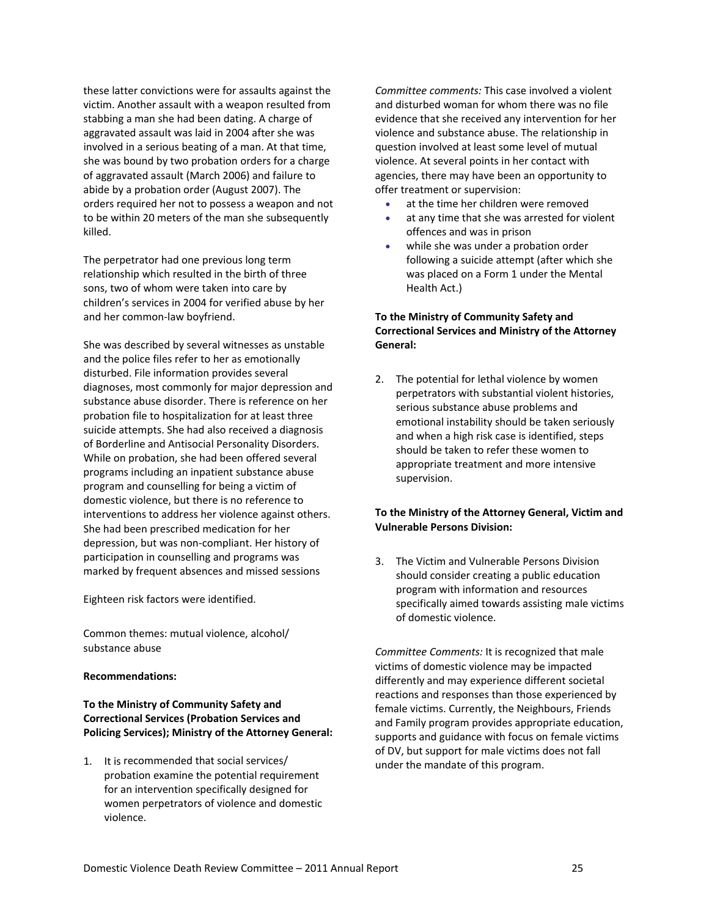these latter convictions were for assaults against the victim. Another assault with a weapon resulted from stabbing a man she had been dating. A charge of aggravated assault was laid in 2004 after she was involved in a serious beating of a man. At that time, she was bound by two probation orders for a charge of aggravated assault (March 2006) and failure to abide by a probation order (August 2007). The orders required her not to possess a weapon and not to be within 20 meters of the man she subsequently killed.

The perpetrator had one previous long term relationship which resulted in the birth of three sons, two of whom were taken into care by children's services in 2004 for verified abuse by her and her common-law boyfriend.

She was described by several witnesses as unstable and the police files refer to her as emotionally disturbed. File information provides several diagnoses, most commonly for major depression and substance abuse disorder. There is reference on her probation file to hospitalization for at least three suicide attempts. She had also received a diagnosis of Borderline and Antisocial Personality Disorders. While on probation, she had been offered several programs including an inpatient substance abuse program and counselling for being a victim of domestic violence, but there is no reference to interventions to address her violence against others. She had been prescribed medication for her depression, but was non-compliant. Her history of participation in counselling and programs was marked by frequent absences and missed sessions

Eighteen risk factors were identified.

Common themes: mutual violence, alcohol/ substance abuse

**Recommendations:**

**To the Ministry of Community Safety and Correctional Services (Probation Services and Policing Services); Ministry of the Attorney General:**

1. It is recommended that social services/ probation examine the potential requirement for an intervention specifically designed for women perpetrators of violence and domestic violence.

*Committee comments:* This case involved a violent and disturbed woman for whom there was no file evidence that she received any intervention for her violence and substance abuse. The relationship in question involved at least some level of mutual violence. At several points in her contact with agencies, there may have been an opportunity to offer treatment or supervision:

- at the time her children were removed
- at any time that she was arrested for violent offences and was in prison
- while she was under a probation order following a suicide attempt (after which she was placed on a Form 1 under the Mental Health Act.)

**To the Ministry of Community Safety and Correctional Services and Ministry of the Attorney General:**

2. The potential for lethal violence by women perpetrators with substantial violent histories, serious substance abuse problems and emotional instability should be taken seriously and when a high risk case is identified, steps should be taken to refer these women to appropriate treatment and more intensive supervision.

**To the Ministry of the Attorney General, Victim and Vulnerable Persons Division:**

3. The Victim and Vulnerable Persons Division should consider creating a public education program with information and resources specifically aimed towards assisting male victims of domestic violence.

*Committee Comments:* It is recognized that male victims of domestic violence may be impacted differently and may experience different societal reactions and responses than those experienced by female victims. Currently, the Neighbours, Friends and Family program provides appropriate education, supports and guidance with focus on female victims of DV, but support for male victims does not fall under the mandate of this program.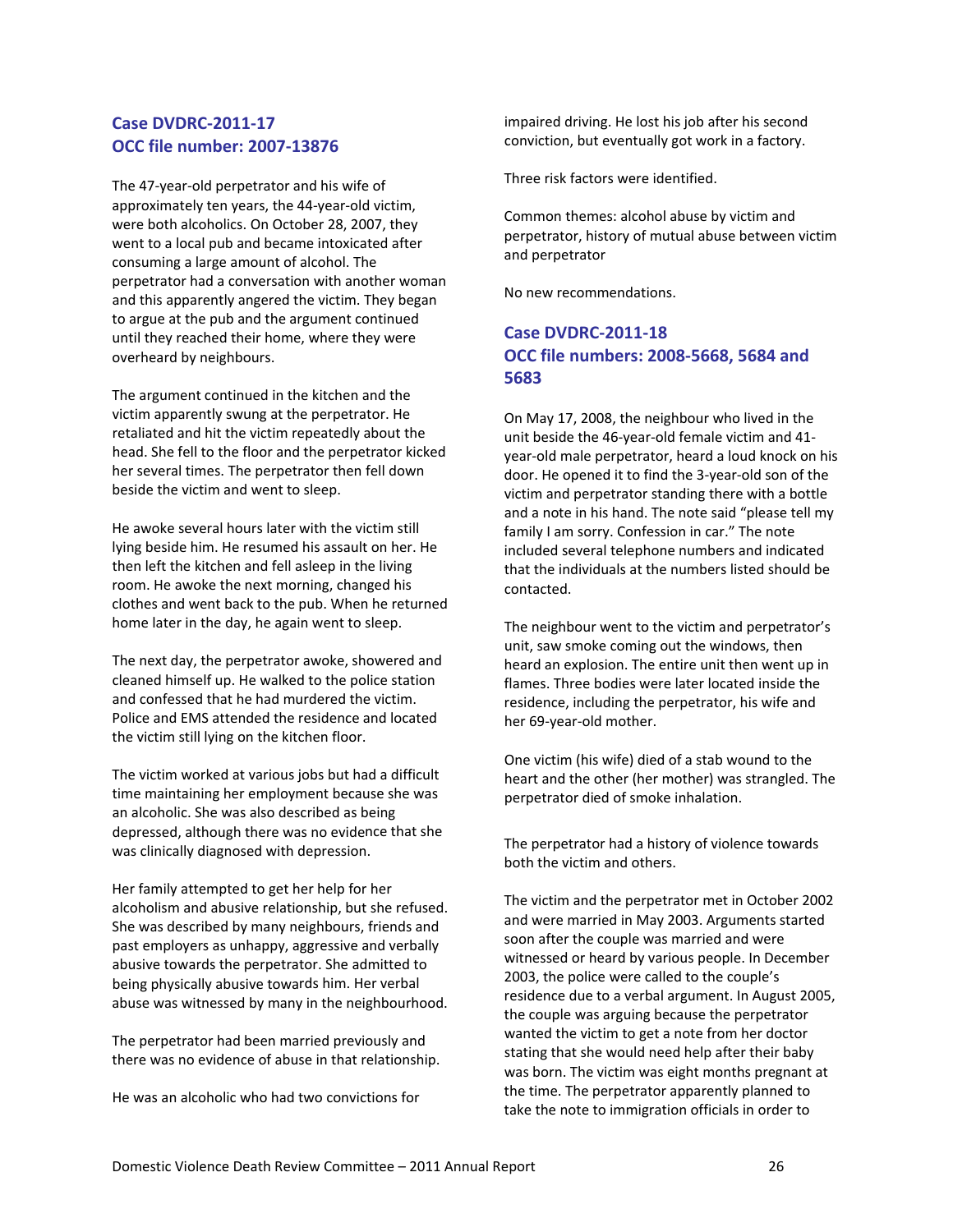## Case DVDRC-2011-17
## OCC file number: 2007-13876

The 47-year-old perpetrator and his wife of approximately ten years, the 44-year-old victim, were both alcoholics. On October 28, 2007, they went to a local pub and became intoxicated after consuming a large amount of alcohol. The perpetrator had a conversation with another woman and this apparently angered the victim. They began to argue at the pub and the argument continued until they reached their home, where they were overheard by neighbours.

The argument continued in the kitchen and the victim apparently swung at the perpetrator. He retaliated and hit the victim repeatedly about the head. She fell to the floor and the perpetrator kicked her several times. The perpetrator then fell down beside the victim and went to sleep.

He awoke several hours later with the victim still lying beside him. He resumed his assault on her. He then left the kitchen and fell asleep in the living room. He awoke the next morning, changed his clothes and went back to the pub. When he returned home later in the day, he again went to sleep.

The next day, the perpetrator awoke, showered and cleaned himself up. He walked to the police station and confessed that he had murdered the victim. Police and EMS attended the residence and located the victim still lying on the kitchen floor.

The victim worked at various jobs but had a difficult time maintaining her employment because she was an alcoholic. She was also described as being depressed, although there was no evidence that she was clinically diagnosed with depression.

Her family attempted to get her help for her alcoholism and abusive relationship, but she refused. She was described by many neighbours, friends and past employers as unhappy, aggressive and verbally abusive towards the perpetrator. She admitted to being physically abusive towards him. Her verbal abuse was witnessed by many in the neighbourhood.

The perpetrator had been married previously and there was no evidence of abuse in that relationship.

He was an alcoholic who had two convictions for impaired driving. He lost his job after his second conviction, but eventually got work in a factory.

Three risk factors were identified.

Common themes: alcohol abuse by victim and perpetrator, history of mutual abuse between victim and perpetrator

No new recommendations.

## Case DVDRC-2011-18
## OCC file numbers: 2008-5668, 5684 and 5683

On May 17, 2008, the neighbour who lived in the unit beside the 46-year-old female victim and 41-year-old male perpetrator, heard a loud knock on his door. He opened it to find the 3-year-old son of the victim and perpetrator standing there with a bottle and a note in his hand. The note said "please tell my family I am sorry. Confession in car." The note included several telephone numbers and indicated that the individuals at the numbers listed should be contacted.

The neighbour went to the victim and perpetrator's unit, saw smoke coming out the windows, then heard an explosion. The entire unit then went up in flames. Three bodies were later located inside the residence, including the perpetrator, his wife and her 69-year-old mother.

One victim (his wife) died of a stab wound to the heart and the other (her mother) was strangled. The perpetrator died of smoke inhalation.

The perpetrator had a history of violence towards both the victim and others.

The victim and the perpetrator met in October 2002 and were married in May 2003. Arguments started soon after the couple was married and were witnessed or heard by various people. In December 2003, the police were called to the couple's residence due to a verbal argument. In August 2005, the couple was arguing because the perpetrator wanted the victim to get a note from her doctor stating that she would need help after their baby was born. The victim was eight months pregnant at the time. The perpetrator apparently planned to take the note to immigration officials in order to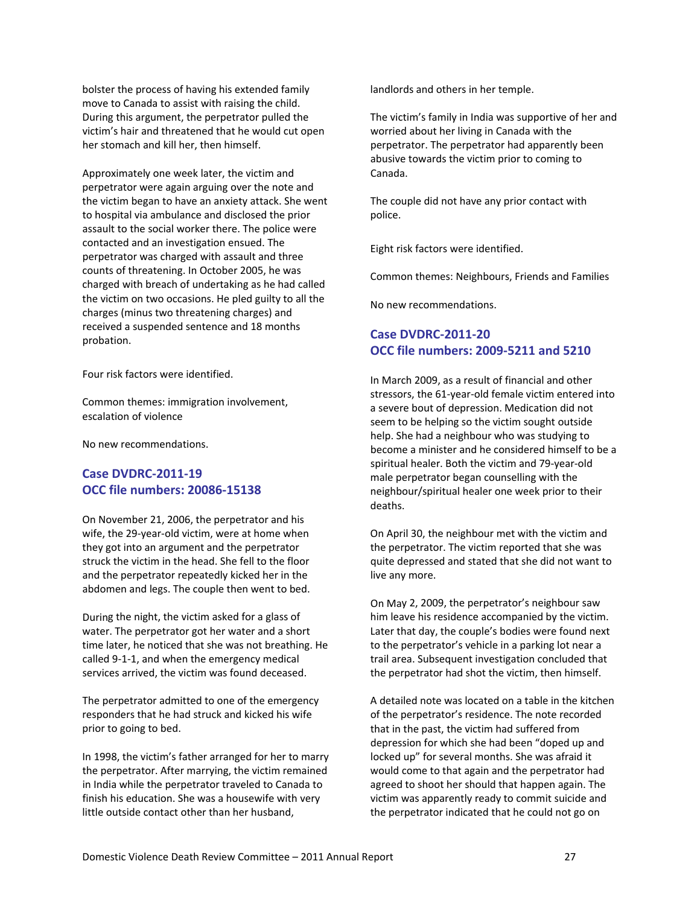bolster the process of having his extended family move to Canada to assist with raising the child. During this argument, the perpetrator pulled the victim's hair and threatened that he would cut open her stomach and kill her, then himself.

Approximately one week later, the victim and perpetrator were again arguing over the note and the victim began to have an anxiety attack. She went to hospital via ambulance and disclosed the prior assault to the social worker there. The police were contacted and an investigation ensued. The perpetrator was charged with assault and three counts of threatening. In October 2005, he was charged with breach of undertaking as he had called the victim on two occasions. He pled guilty to all the charges (minus two threatening charges) and received a suspended sentence and 18 months probation.

Four risk factors were identified.

Common themes: immigration involvement, escalation of violence

No new recommendations.

### Case DVDRC-2011-19
### OCC file numbers: 20086-15138

On November 21, 2006, the perpetrator and his wife, the 29-year-old victim, were at home when they got into an argument and the perpetrator struck the victim in the head. She fell to the floor and the perpetrator repeatedly kicked her in the abdomen and legs. The couple then went to bed.

During the night, the victim asked for a glass of water. The perpetrator got her water and a short time later, he noticed that she was not breathing. He called 9-1-1, and when the emergency medical services arrived, the victim was found deceased.

The perpetrator admitted to one of the emergency responders that he had struck and kicked his wife prior to going to bed.

In 1998, the victim's father arranged for her to marry the perpetrator. After marrying, the victim remained in India while the perpetrator traveled to Canada to finish his education. She was a housewife with very little outside contact other than her husband, landlords and others in her temple.

The victim's family in India was supportive of her and worried about her living in Canada with the perpetrator. The perpetrator had apparently been abusive towards the victim prior to coming to Canada.

The couple did not have any prior contact with police.

Eight risk factors were identified.

Common themes: Neighbours, Friends and Families

No new recommendations.

### Case DVDRC-2011-20
### OCC file numbers: 2009-5211 and 5210

In March 2009, as a result of financial and other stressors, the 61-year-old female victim entered into a severe bout of depression. Medication did not seem to be helping so the victim sought outside help. She had a neighbour who was studying to become a minister and he considered himself to be a spiritual healer. Both the victim and 79-year-old male perpetrator began counselling with the neighbour/spiritual healer one week prior to their deaths.

On April 30, the neighbour met with the victim and the perpetrator. The victim reported that she was quite depressed and stated that she did not want to live any more.

On May 2, 2009, the perpetrator's neighbour saw him leave his residence accompanied by the victim. Later that day, the couple's bodies were found next to the perpetrator's vehicle in a parking lot near a trail area. Subsequent investigation concluded that the perpetrator had shot the victim, then himself.

A detailed note was located on a table in the kitchen of the perpetrator's residence. The note recorded that in the past, the victim had suffered from depression for which she had been "doped up and locked up" for several months. She was afraid it would come to that again and the perpetrator had agreed to shoot her should that happen again. The victim was apparently ready to commit suicide and the perpetrator indicated that he could not go on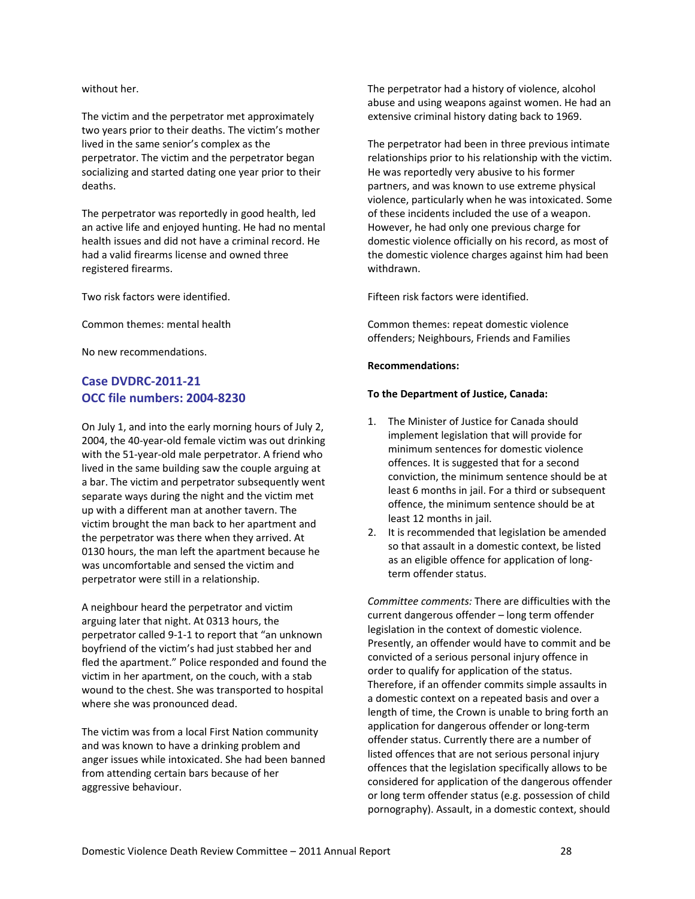without her.

The victim and the perpetrator met approximately two years prior to their deaths. The victim's mother lived in the same senior's complex as the perpetrator. The victim and the perpetrator began socializing and started dating one year prior to their deaths.

The perpetrator was reportedly in good health, led an active life and enjoyed hunting. He had no mental health issues and did not have a criminal record. He had a valid firearms license and owned three registered firearms.

Two risk factors were identified.

Common themes: mental health

No new recommendations.

## Case DVDRC-2011-21
## OCC file numbers: 2004-8230

On July 1, and into the early morning hours of July 2, 2004, the 40-year-old female victim was out drinking with the 51-year-old male perpetrator. A friend who lived in the same building saw the couple arguing at a bar. The victim and perpetrator subsequently went separate ways during the night and the victim met up with a different man at another tavern. The victim brought the man back to her apartment and the perpetrator was there when they arrived. At 0130 hours, the man left the apartment because he was uncomfortable and sensed the victim and perpetrator were still in a relationship.

A neighbour heard the perpetrator and victim arguing later that night. At 0313 hours, the perpetrator called 9-1-1 to report that "an unknown boyfriend of the victim's had just stabbed her and fled the apartment." Police responded and found the victim in her apartment, on the couch, with a stab wound to the chest. She was transported to hospital where she was pronounced dead.

The victim was from a local First Nation community and was known to have a drinking problem and anger issues while intoxicated. She had been banned from attending certain bars because of her aggressive behaviour.

The perpetrator had a history of violence, alcohol abuse and using weapons against women. He had an extensive criminal history dating back to 1969.

The perpetrator had been in three previous intimate relationships prior to his relationship with the victim. He was reportedly very abusive to his former partners, and was known to use extreme physical violence, particularly when he was intoxicated. Some of these incidents included the use of a weapon. However, he had only one previous charge for domestic violence officially on his record, as most of the domestic violence charges against him had been withdrawn.

Fifteen risk factors were identified.

Common themes: repeat domestic violence offenders; Neighbours, Friends and Families

**Recommendations:**

**To the Department of Justice, Canada:**

1. The Minister of Justice for Canada should implement legislation that will provide for minimum sentences for domestic violence offences. It is suggested that for a second conviction, the minimum sentence should be at least 6 months in jail. For a third or subsequent offence, the minimum sentence should be at least 12 months in jail.
2. It is recommended that legislation be amended so that assault in a domestic context, be listed as an eligible offence for application of long-term offender status.

*Committee comments:* There are difficulties with the current dangerous offender – long term offender legislation in the context of domestic violence. Presently, an offender would have to commit and be convicted of a serious personal injury offence in order to qualify for application of the status. Therefore, if an offender commits simple assaults in a domestic context on a repeated basis and over a length of time, the Crown is unable to bring forth an application for dangerous offender or long-term offender status. Currently there are a number of listed offences that are not serious personal injury offences that the legislation specifically allows to be considered for application of the dangerous offender or long term offender status (e.g. possession of child pornography). Assault, in a domestic context, should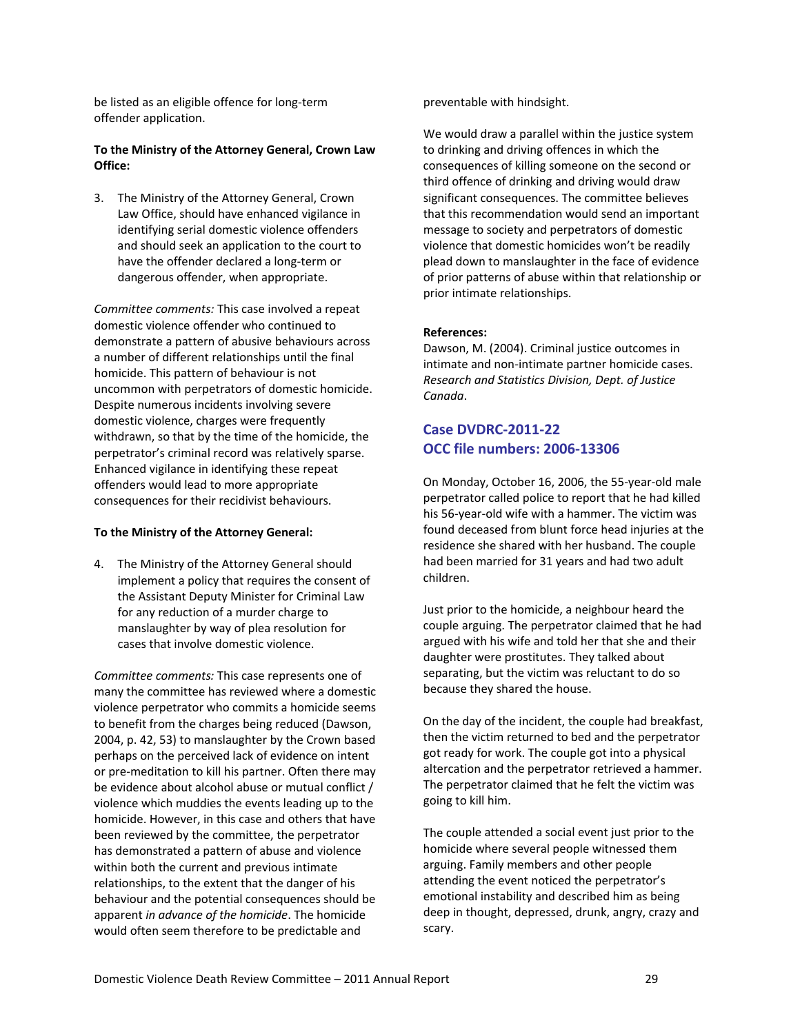be listed as an eligible offence for long-term offender application.

**To the Ministry of the Attorney General, Crown Law Office:**

3. The Ministry of the Attorney General, Crown Law Office, should have enhanced vigilance in identifying serial domestic violence offenders and should seek an application to the court to have the offender declared a long-term or dangerous offender, when appropriate.

*Committee comments:* This case involved a repeat domestic violence offender who continued to demonstrate a pattern of abusive behaviours across a number of different relationships until the final homicide. This pattern of behaviour is not uncommon with perpetrators of domestic homicide. Despite numerous incidents involving severe domestic violence, charges were frequently withdrawn, so that by the time of the homicide, the perpetrator's criminal record was relatively sparse. Enhanced vigilance in identifying these repeat offenders would lead to more appropriate consequences for their recidivist behaviours.

**To the Ministry of the Attorney General:**

4. The Ministry of the Attorney General should implement a policy that requires the consent of the Assistant Deputy Minister for Criminal Law for any reduction of a murder charge to manslaughter by way of plea resolution for cases that involve domestic violence.

*Committee comments:* This case represents one of many the committee has reviewed where a domestic violence perpetrator who commits a homicide seems to benefit from the charges being reduced (Dawson, 2004, p. 42, 53) to manslaughter by the Crown based perhaps on the perceived lack of evidence on intent or pre-meditation to kill his partner. Often there may be evidence about alcohol abuse or mutual conflict / violence which muddies the events leading up to the homicide. However, in this case and others that have been reviewed by the committee, the perpetrator has demonstrated a pattern of abuse and violence within both the current and previous intimate relationships, to the extent that the danger of his behaviour and the potential consequences should be apparent *in advance of the homicide*. The homicide would often seem therefore to be predictable and preventable with hindsight.

We would draw a parallel within the justice system to drinking and driving offences in which the consequences of killing someone on the second or third offence of drinking and driving would draw significant consequences. The committee believes that this recommendation would send an important message to society and perpetrators of domestic violence that domestic homicides won't be readily plead down to manslaughter in the face of evidence of prior patterns of abuse within that relationship or prior intimate relationships.

**References:**

Dawson, M. (2004). Criminal justice outcomes in intimate and non-intimate partner homicide cases. *Research and Statistics Division, Dept. of Justice Canada*.

## Case DVDRC-2011-22
## OCC file numbers: 2006-13306

On Monday, October 16, 2006, the 55-year-old male perpetrator called police to report that he had killed his 56-year-old wife with a hammer. The victim was found deceased from blunt force head injuries at the residence she shared with her husband. The couple had been married for 31 years and had two adult children.

Just prior to the homicide, a neighbour heard the couple arguing. The perpetrator claimed that he had argued with his wife and told her that she and their daughter were prostitutes. They talked about separating, but the victim was reluctant to do so because they shared the house.

On the day of the incident, the couple had breakfast, then the victim returned to bed and the perpetrator got ready for work. The couple got into a physical altercation and the perpetrator retrieved a hammer. The perpetrator claimed that he felt the victim was going to kill him.

The couple attended a social event just prior to the homicide where several people witnessed them arguing. Family members and other people attending the event noticed the perpetrator's emotional instability and described him as being deep in thought, depressed, drunk, angry, crazy and scary.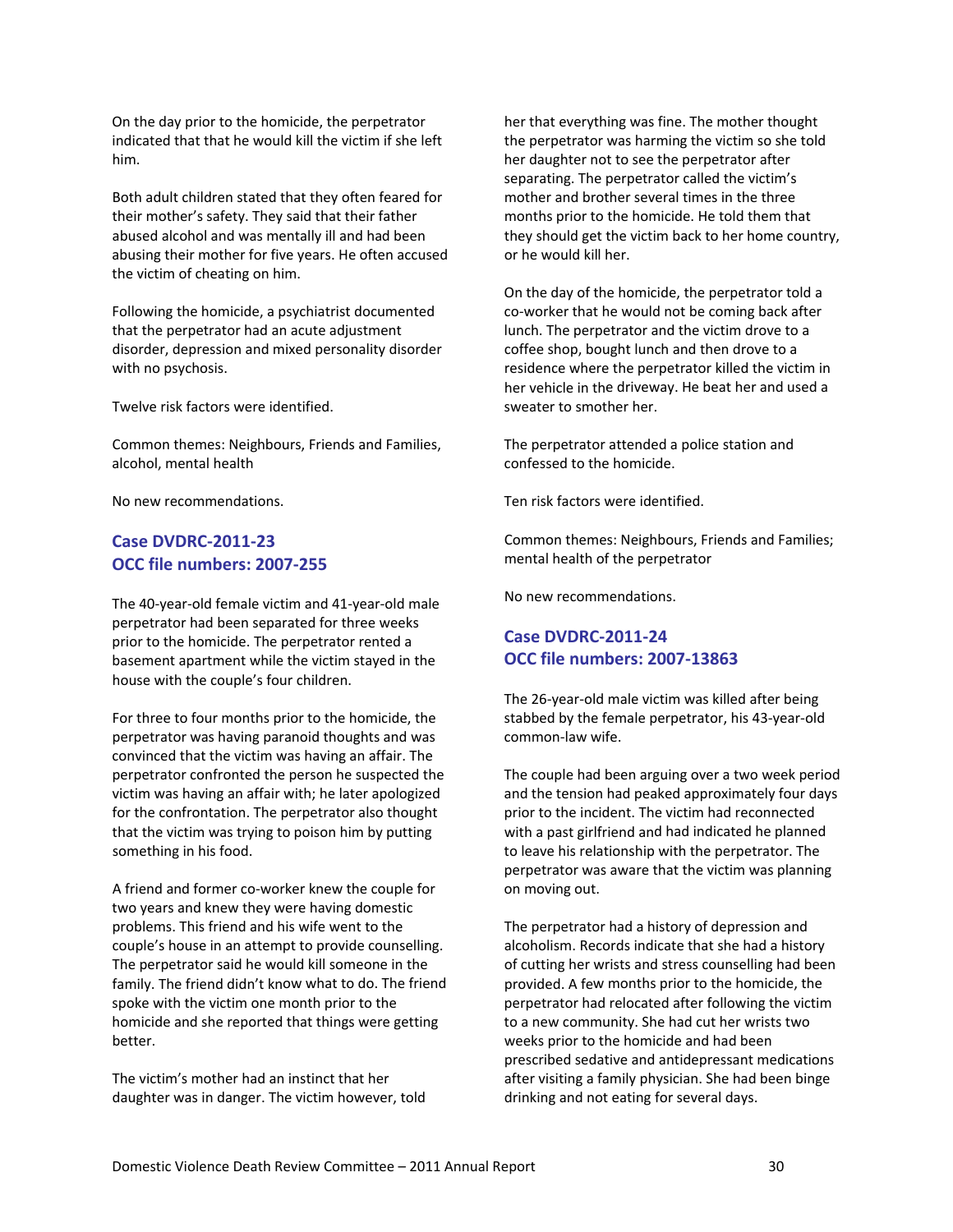On the day prior to the homicide, the perpetrator indicated that that he would kill the victim if she left him.

Both adult children stated that they often feared for their mother's safety. They said that their father abused alcohol and was mentally ill and had been abusing their mother for five years. He often accused the victim of cheating on him.

Following the homicide, a psychiatrist documented that the perpetrator had an acute adjustment disorder, depression and mixed personality disorder with no psychosis.

Twelve risk factors were identified.

Common themes: Neighbours, Friends and Families, alcohol, mental health

No new recommendations.

### Case DVDRC-2011-23
### OCC file numbers: 2007-255

The 40-year-old female victim and 41-year-old male perpetrator had been separated for three weeks prior to the homicide. The perpetrator rented a basement apartment while the victim stayed in the house with the couple's four children.

For three to four months prior to the homicide, the perpetrator was having paranoid thoughts and was convinced that the victim was having an affair. The perpetrator confronted the person he suspected the victim was having an affair with; he later apologized for the confrontation. The perpetrator also thought that the victim was trying to poison him by putting something in his food.

A friend and former co-worker knew the couple for two years and knew they were having domestic problems. This friend and his wife went to the couple's house in an attempt to provide counselling. The perpetrator said he would kill someone in the family. The friend didn't know what to do. The friend spoke with the victim one month prior to the homicide and she reported that things were getting better.

The victim's mother had an instinct that her daughter was in danger. The victim however, told her that everything was fine. The mother thought the perpetrator was harming the victim so she told her daughter not to see the perpetrator after separating. The perpetrator called the victim's mother and brother several times in the three months prior to the homicide. He told them that they should get the victim back to her home country, or he would kill her.

On the day of the homicide, the perpetrator told a co-worker that he would not be coming back after lunch. The perpetrator and the victim drove to a coffee shop, bought lunch and then drove to a residence where the perpetrator killed the victim in her vehicle in the driveway. He beat her and used a sweater to smother her.

The perpetrator attended a police station and confessed to the homicide.

Ten risk factors were identified.

Common themes: Neighbours, Friends and Families; mental health of the perpetrator

No new recommendations.

### Case DVDRC-2011-24
### OCC file numbers: 2007-13863

The 26-year-old male victim was killed after being stabbed by the female perpetrator, his 43-year-old common-law wife.

The couple had been arguing over a two week period and the tension had peaked approximately four days prior to the incident. The victim had reconnected with a past girlfriend and had indicated he planned to leave his relationship with the perpetrator. The perpetrator was aware that the victim was planning on moving out.

The perpetrator had a history of depression and alcoholism. Records indicate that she had a history of cutting her wrists and stress counselling had been provided. A few months prior to the homicide, the perpetrator had relocated after following the victim to a new community. She had cut her wrists two weeks prior to the homicide and had been prescribed sedative and antidepressant medications after visiting a family physician. She had been binge drinking and not eating for several days.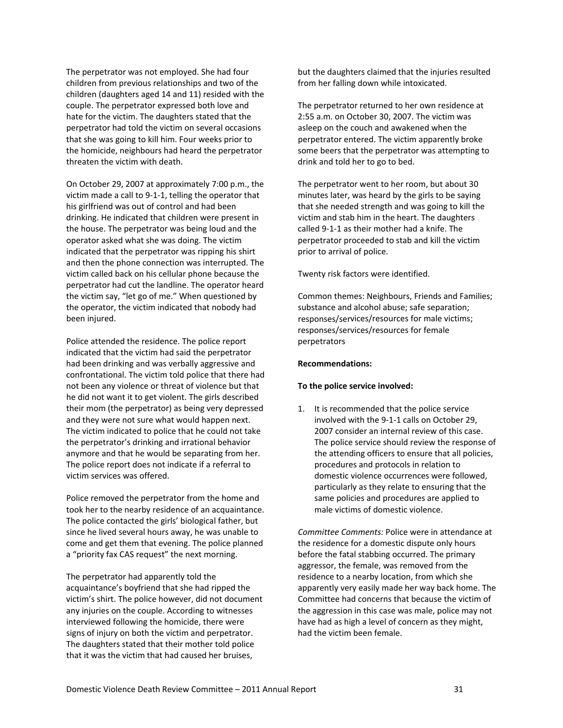The perpetrator was not employed. She had four children from previous relationships and two of the children (daughters aged 14 and 11) resided with the couple. The perpetrator expressed both love and hate for the victim. The daughters stated that the perpetrator had told the victim on several occasions that she was going to kill him. Four weeks prior to the homicide, neighbours had heard the perpetrator threaten the victim with death.

On October 29, 2007 at approximately 7:00 p.m., the victim made a call to 9-1-1, telling the operator that his girlfriend was out of control and had been drinking. He indicated that children were present in the house. The perpetrator was being loud and the operator asked what she was doing. The victim indicated that the perpetrator was ripping his shirt and then the phone connection was interrupted. The victim called back on his cellular phone because the perpetrator had cut the landline. The operator heard the victim say, "let go of me." When questioned by the operator, the victim indicated that nobody had been injured.

Police attended the residence. The police report indicated that the victim had said the perpetrator had been drinking and was verbally aggressive and confrontational. The victim told police that there had not been any violence or threat of violence but that he did not want it to get violent. The girls described their mom (the perpetrator) as being very depressed and they were not sure what would happen next. The victim indicated to police that he could not take the perpetrator's drinking and irrational behavior anymore and that he would be separating from her. The police report does not indicate if a referral to victim services was offered.

Police removed the perpetrator from the home and took her to the nearby residence of an acquaintance. The police contacted the girls' biological father, but since he lived several hours away, he was unable to come and get them that evening. The police planned a "priority fax CAS request" the next morning.

The perpetrator had apparently told the acquaintance's boyfriend that she had ripped the victim's shirt. The police however, did not document any injuries on the couple. According to witnesses interviewed following the homicide, there were signs of injury on both the victim and perpetrator. The daughters stated that their mother told police that it was the victim that had caused her bruises, but the daughters claimed that the injuries resulted from her falling down while intoxicated.

The perpetrator returned to her own residence at 2:55 a.m. on October 30, 2007. The victim was asleep on the couch and awakened when the perpetrator entered. The victim apparently broke some beers that the perpetrator was attempting to drink and told her to go to bed.

The perpetrator went to her room, but about 30 minutes later, was heard by the girls to be saying that she needed strength and was going to kill the victim and stab him in the heart. The daughters called 9-1-1 as their mother had a knife. The perpetrator proceeded to stab and kill the victim prior to arrival of police.

Twenty risk factors were identified.

Common themes: Neighbours, Friends and Families; substance and alcohol abuse; safe separation; responses/services/resources for male victims; responses/services/resources for female perpetrators

**Recommendations:**

**To the police service involved:**

1. It is recommended that the police service involved with the 9-1-1 calls on October 29, 2007 consider an internal review of this case. The police service should review the response of the attending officers to ensure that all policies, procedures and protocols in relation to domestic violence occurrences were followed, particularly as they relate to ensuring that the same policies and procedures are applied to male victims of domestic violence.

*Committee Comments:* Police were in attendance at the residence for a domestic dispute only hours before the fatal stabbing occurred. The primary aggressor, the female, was removed from the residence to a nearby location, from which she apparently very easily made her way back home. The Committee had concerns that because the victim of the aggression in this case was male, police may not have had as high a level of concern as they might, had the victim been female.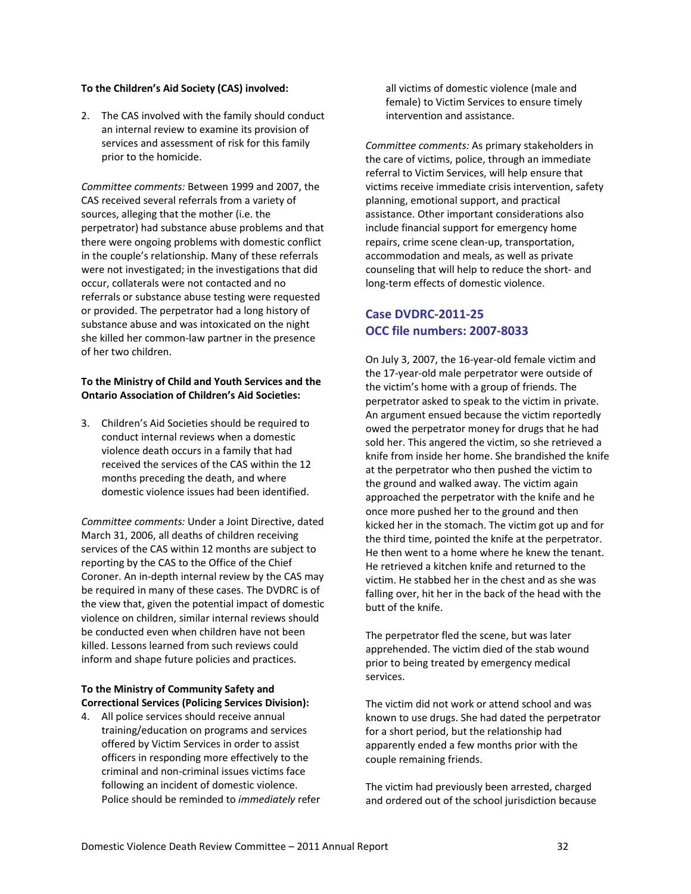**To the Children's Aid Society (CAS) involved:**

2. The CAS involved with the family should conduct an internal review to examine its provision of services and assessment of risk for this family prior to the homicide.

*Committee comments:* Between 1999 and 2007, the CAS received several referrals from a variety of sources, alleging that the mother (i.e. the perpetrator) had substance abuse problems and that there were ongoing problems with domestic conflict in the couple's relationship. Many of these referrals were not investigated; in the investigations that did occur, collaterals were not contacted and no referrals or substance abuse testing were requested or provided. The perpetrator had a long history of substance abuse and was intoxicated on the night she killed her common-law partner in the presence of her two children.

**To the Ministry of Child and Youth Services and the Ontario Association of Children's Aid Societies:**

3. Children's Aid Societies should be required to conduct internal reviews when a domestic violence death occurs in a family that had received the services of the CAS within the 12 months preceding the death, and where domestic violence issues had been identified.

*Committee comments:* Under a Joint Directive, dated March 31, 2006, all deaths of children receiving services of the CAS within 12 months are subject to reporting by the CAS to the Office of the Chief Coroner. An in-depth internal review by the CAS may be required in many of these cases. The DVDRC is of the view that, given the potential impact of domestic violence on children, similar internal reviews should be conducted even when children have not been killed. Lessons learned from such reviews could inform and shape future policies and practices.

**To the Ministry of Community Safety and Correctional Services (Policing Services Division):**

4. All police services should receive annual training/education on programs and services offered by Victim Services in order to assist officers in responding more effectively to the criminal and non-criminal issues victims face following an incident of domestic violence. Police should be reminded to *immediately* refer all victims of domestic violence (male and female) to Victim Services to ensure timely intervention and assistance.

*Committee comments:* As primary stakeholders in the care of victims, police, through an immediate referral to Victim Services, will help ensure that victims receive immediate crisis intervention, safety planning, emotional support, and practical assistance. Other important considerations also include financial support for emergency home repairs, crime scene clean-up, transportation, accommodation and meals, as well as private counseling that will help to reduce the short- and long-term effects of domestic violence.

## Case DVDRC-2011-25
## OCC file numbers: 2007-8033

On July 3, 2007, the 16-year-old female victim and the 17-year-old male perpetrator were outside of the victim's home with a group of friends. The perpetrator asked to speak to the victim in private. An argument ensued because the victim reportedly owed the perpetrator money for drugs that he had sold her. This angered the victim, so she retrieved a knife from inside her home. She brandished the knife at the perpetrator who then pushed the victim to the ground and walked away. The victim again approached the perpetrator with the knife and he once more pushed her to the ground and then kicked her in the stomach. The victim got up and for the third time, pointed the knife at the perpetrator. He then went to a home where he knew the tenant. He retrieved a kitchen knife and returned to the victim. He stabbed her in the chest and as she was falling over, hit her in the back of the head with the butt of the knife.

The perpetrator fled the scene, but was later apprehended. The victim died of the stab wound prior to being treated by emergency medical services.

The victim did not work or attend school and was known to use drugs. She had dated the perpetrator for a short period, but the relationship had apparently ended a few months prior with the couple remaining friends.

The victim had previously been arrested, charged and ordered out of the school jurisdiction because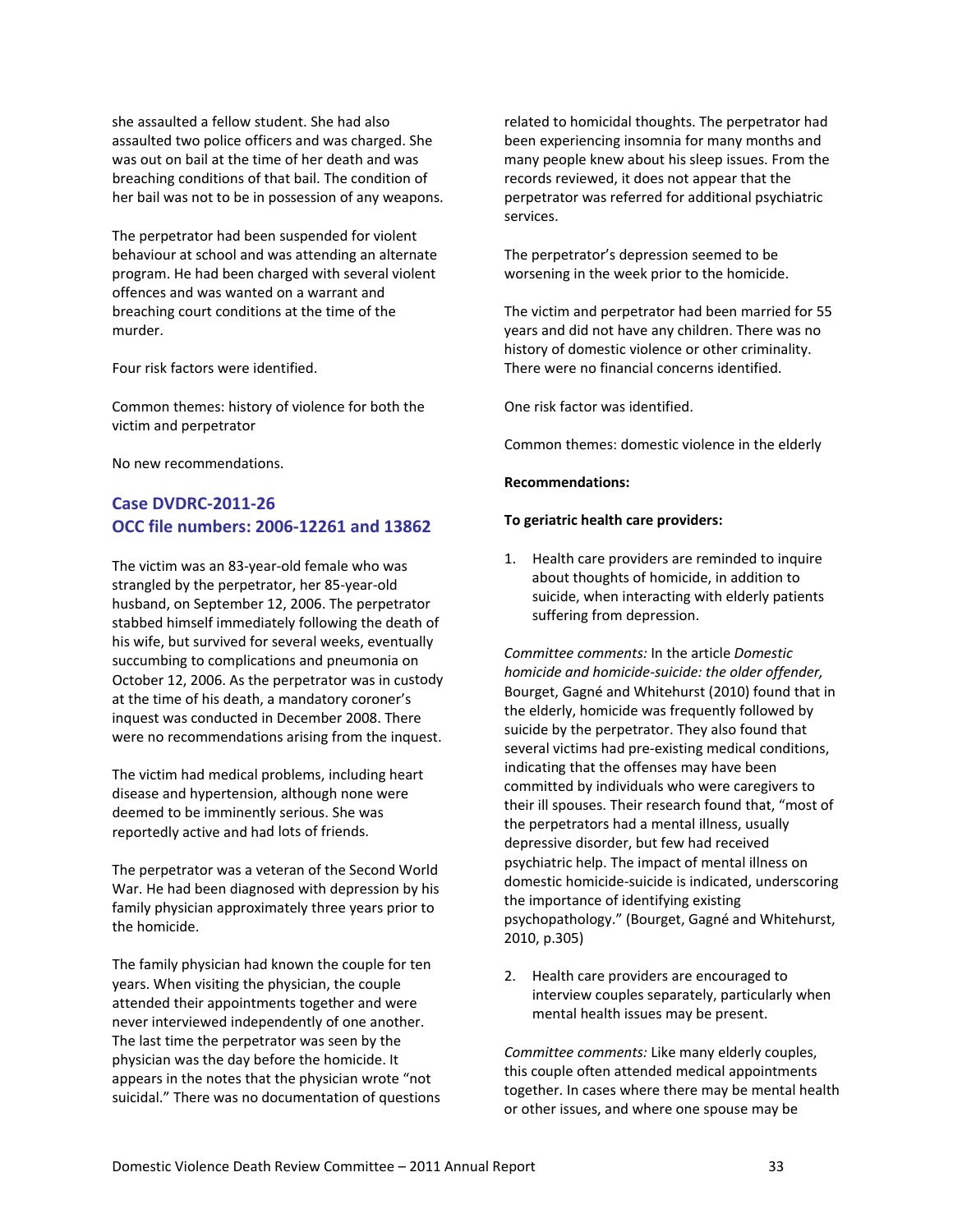she assaulted a fellow student. She had also assaulted two police officers and was charged. She was out on bail at the time of her death and was breaching conditions of that bail. The condition of her bail was not to be in possession of any weapons.

The perpetrator had been suspended for violent behaviour at school and was attending an alternate program. He had been charged with several violent offences and was wanted on a warrant and breaching court conditions at the time of the murder.

Four risk factors were identified.

Common themes: history of violence for both the victim and perpetrator

No new recommendations.

## Case DVDRC-2011-26
## OCC file numbers: 2006-12261 and 13862

The victim was an 83-year-old female who was strangled by the perpetrator, her 85-year-old husband, on September 12, 2006. The perpetrator stabbed himself immediately following the death of his wife, but survived for several weeks, eventually succumbing to complications and pneumonia on October 12, 2006. As the perpetrator was in custody at the time of his death, a mandatory coroner's inquest was conducted in December 2008. There were no recommendations arising from the inquest.

The victim had medical problems, including heart disease and hypertension, although none were deemed to be imminently serious. She was reportedly active and had lots of friends.

The perpetrator was a veteran of the Second World War. He had been diagnosed with depression by his family physician approximately three years prior to the homicide.

The family physician had known the couple for ten years. When visiting the physician, the couple attended their appointments together and were never interviewed independently of one another. The last time the perpetrator was seen by the physician was the day before the homicide. It appears in the notes that the physician wrote "not suicidal." There was no documentation of questions related to homicidal thoughts. The perpetrator had been experiencing insomnia for many months and many people knew about his sleep issues. From the records reviewed, it does not appear that the perpetrator was referred for additional psychiatric services.

The perpetrator's depression seemed to be worsening in the week prior to the homicide.

The victim and perpetrator had been married for 55 years and did not have any children. There was no history of domestic violence or other criminality. There were no financial concerns identified.

One risk factor was identified.

Common themes: domestic violence in the elderly

**Recommendations:**

**To geriatric health care providers:**

1. Health care providers are reminded to inquire about thoughts of homicide, in addition to suicide, when interacting with elderly patients suffering from depression.

*Committee comments:* In the article *Domestic homicide and homicide-suicide: the older offender,* Bourget, Gagné and Whitehurst (2010) found that in the elderly, homicide was frequently followed by suicide by the perpetrator. They also found that several victims had pre-existing medical conditions, indicating that the offenses may have been committed by individuals who were caregivers to their ill spouses. Their research found that, "most of the perpetrators had a mental illness, usually depressive disorder, but few had received psychiatric help. The impact of mental illness on domestic homicide-suicide is indicated, underscoring the importance of identifying existing psychopathology." (Bourget, Gagné and Whitehurst, 2010, p.305)

2. Health care providers are encouraged to interview couples separately, particularly when mental health issues may be present.

*Committee comments:* Like many elderly couples, this couple often attended medical appointments together. In cases where there may be mental health or other issues, and where one spouse may be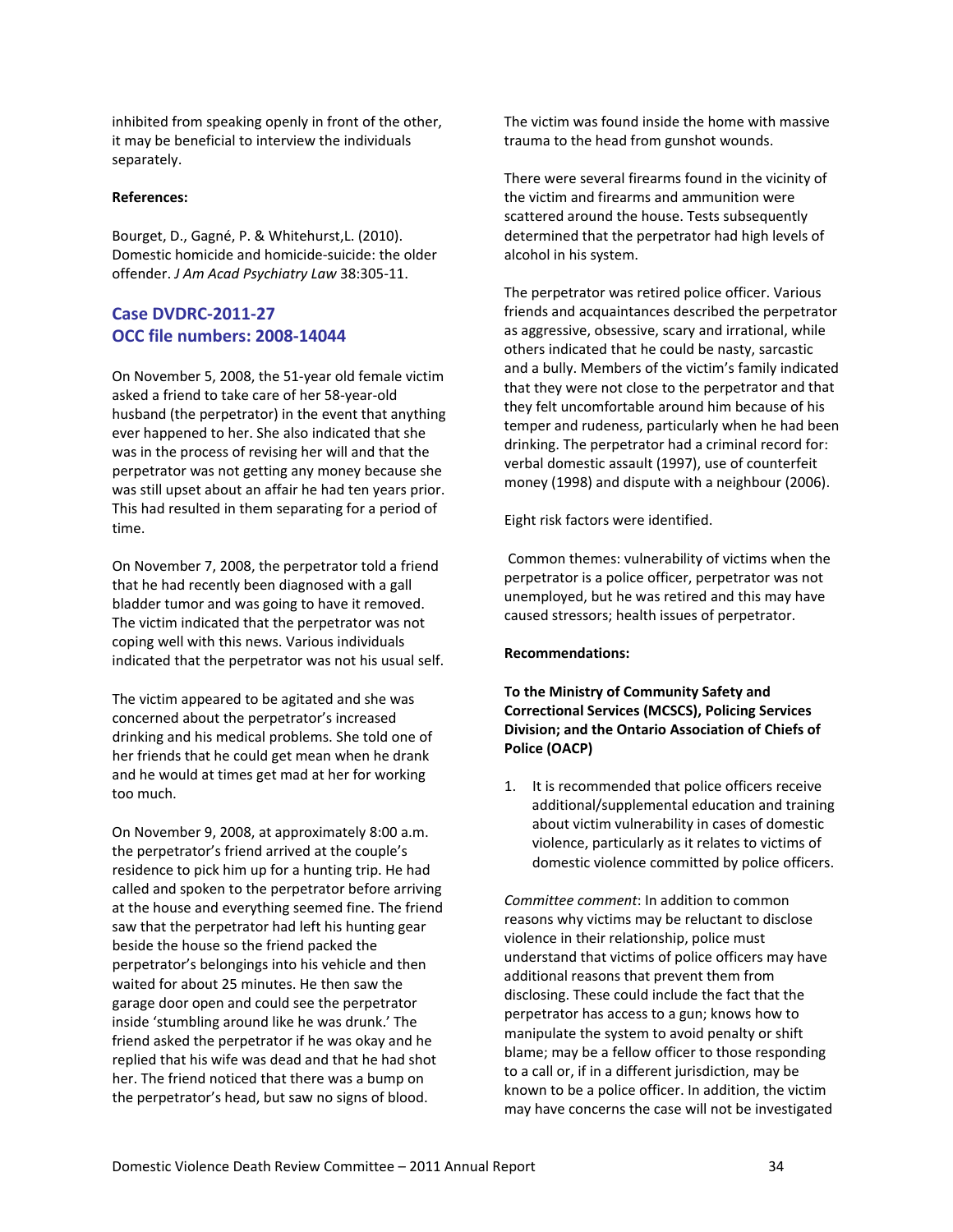inhibited from speaking openly in front of the other, it may be beneficial to interview the individuals separately.

**References:**

Bourget, D., Gagné, P. & Whitehurst,L. (2010). Domestic homicide and homicide-suicide: the older offender. *J Am Acad Psychiatry Law* 38:305-11.

## Case DVDRC-2011-27
## OCC file numbers: 2008-14044

On November 5, 2008, the 51-year old female victim asked a friend to take care of her 58-year-old husband (the perpetrator) in the event that anything ever happened to her. She also indicated that she was in the process of revising her will and that the perpetrator was not getting any money because she was still upset about an affair he had ten years prior. This had resulted in them separating for a period of time.

On November 7, 2008, the perpetrator told a friend that he had recently been diagnosed with a gall bladder tumor and was going to have it removed. The victim indicated that the perpetrator was not coping well with this news. Various individuals indicated that the perpetrator was not his usual self.

The victim appeared to be agitated and she was concerned about the perpetrator's increased drinking and his medical problems. She told one of her friends that he could get mean when he drank and he would at times get mad at her for working too much.

On November 9, 2008, at approximately 8:00 a.m. the perpetrator's friend arrived at the couple's residence to pick him up for a hunting trip. He had called and spoken to the perpetrator before arriving at the house and everything seemed fine. The friend saw that the perpetrator had left his hunting gear beside the house so the friend packed the perpetrator's belongings into his vehicle and then waited for about 25 minutes. He then saw the garage door open and could see the perpetrator inside 'stumbling around like he was drunk.' The friend asked the perpetrator if he was okay and he replied that his wife was dead and that he had shot her. The friend noticed that there was a bump on the perpetrator's head, but saw no signs of blood.

The victim was found inside the home with massive trauma to the head from gunshot wounds.

There were several firearms found in the vicinity of the victim and firearms and ammunition were scattered around the house. Tests subsequently determined that the perpetrator had high levels of alcohol in his system.

The perpetrator was retired police officer. Various friends and acquaintances described the perpetrator as aggressive, obsessive, scary and irrational, while others indicated that he could be nasty, sarcastic and a bully. Members of the victim's family indicated that they were not close to the perpetrator and that they felt uncomfortable around him because of his temper and rudeness, particularly when he had been drinking. The perpetrator had a criminal record for: verbal domestic assault (1997), use of counterfeit money (1998) and dispute with a neighbour (2006).

Eight risk factors were identified.

Common themes: vulnerability of victims when the perpetrator is a police officer, perpetrator was not unemployed, but he was retired and this may have caused stressors; health issues of perpetrator.

**Recommendations:**

**To the Ministry of Community Safety and Correctional Services (MCSCS), Policing Services Division; and the Ontario Association of Chiefs of Police (OACP)**

1. It is recommended that police officers receive additional/supplemental education and training about victim vulnerability in cases of domestic violence, particularly as it relates to victims of domestic violence committed by police officers.

*Committee comment*: In addition to common reasons why victims may be reluctant to disclose violence in their relationship, police must understand that victims of police officers may have additional reasons that prevent them from disclosing. These could include the fact that the perpetrator has access to a gun; knows how to manipulate the system to avoid penalty or shift blame; may be a fellow officer to those responding to a call or, if in a different jurisdiction, may be known to be a police officer. In addition, the victim may have concerns the case will not be investigated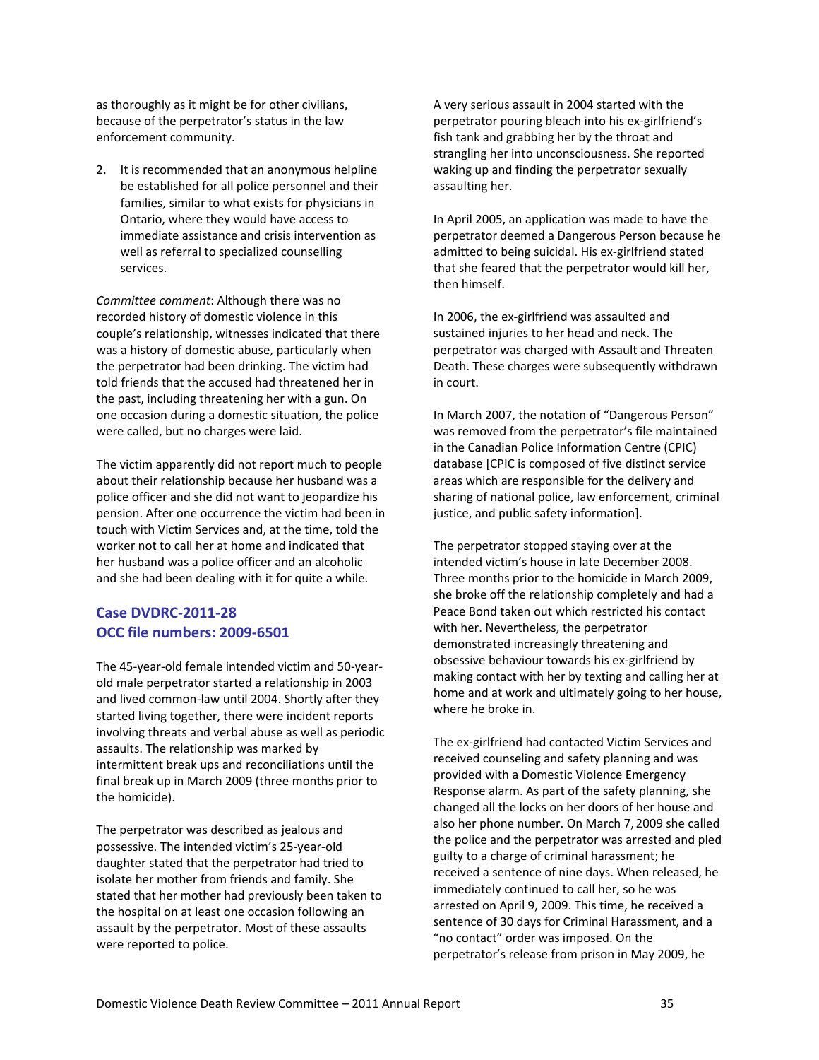as thoroughly as it might be for other civilians, because of the perpetrator's status in the law enforcement community.

2. It is recommended that an anonymous helpline be established for all police personnel and their families, similar to what exists for physicians in Ontario, where they would have access to immediate assistance and crisis intervention as well as referral to specialized counselling services.

*Committee comment*: Although there was no recorded history of domestic violence in this couple's relationship, witnesses indicated that there was a history of domestic abuse, particularly when the perpetrator had been drinking. The victim had told friends that the accused had threatened her in the past, including threatening her with a gun. On one occasion during a domestic situation, the police were called, but no charges were laid.

The victim apparently did not report much to people about their relationship because her husband was a police officer and she did not want to jeopardize his pension. After one occurrence the victim had been in touch with Victim Services and, at the time, told the worker not to call her at home and indicated that her husband was a police officer and an alcoholic and she had been dealing with it for quite a while.

## Case DVDRC-2011-28
## OCC file numbers: 2009-6501

The 45-year-old female intended victim and 50-year-old male perpetrator started a relationship in 2003 and lived common-law until 2004. Shortly after they started living together, there were incident reports involving threats and verbal abuse as well as periodic assaults. The relationship was marked by intermittent break ups and reconciliations until the final break up in March 2009 (three months prior to the homicide).

The perpetrator was described as jealous and possessive. The intended victim's 25-year-old daughter stated that the perpetrator had tried to isolate her mother from friends and family. She stated that her mother had previously been taken to the hospital on at least one occasion following an assault by the perpetrator. Most of these assaults were reported to police.

A very serious assault in 2004 started with the perpetrator pouring bleach into his ex-girlfriend's fish tank and grabbing her by the throat and strangling her into unconsciousness. She reported waking up and finding the perpetrator sexually assaulting her.

In April 2005, an application was made to have the perpetrator deemed a Dangerous Person because he admitted to being suicidal. His ex-girlfriend stated that she feared that the perpetrator would kill her, then himself.

In 2006, the ex-girlfriend was assaulted and sustained injuries to her head and neck. The perpetrator was charged with Assault and Threaten Death. These charges were subsequently withdrawn in court.

In March 2007, the notation of "Dangerous Person" was removed from the perpetrator's file maintained in the Canadian Police Information Centre (CPIC) database [CPIC is composed of five distinct service areas which are responsible for the delivery and sharing of national police, law enforcement, criminal justice, and public safety information].

The perpetrator stopped staying over at the intended victim's house in late December 2008. Three months prior to the homicide in March 2009, she broke off the relationship completely and had a Peace Bond taken out which restricted his contact with her. Nevertheless, the perpetrator demonstrated increasingly threatening and obsessive behaviour towards his ex-girlfriend by making contact with her by texting and calling her at home and at work and ultimately going to her house, where he broke in.

The ex-girlfriend had contacted Victim Services and received counseling and safety planning and was provided with a Domestic Violence Emergency Response alarm. As part of the safety planning, she changed all the locks on her doors of her house and also her phone number. On March 7, 2009 she called the police and the perpetrator was arrested and pled guilty to a charge of criminal harassment; he received a sentence of nine days. When released, he immediately continued to call her, so he was arrested on April 9, 2009. This time, he received a sentence of 30 days for Criminal Harassment, and a "no contact" order was imposed. On the perpetrator's release from prison in May 2009, he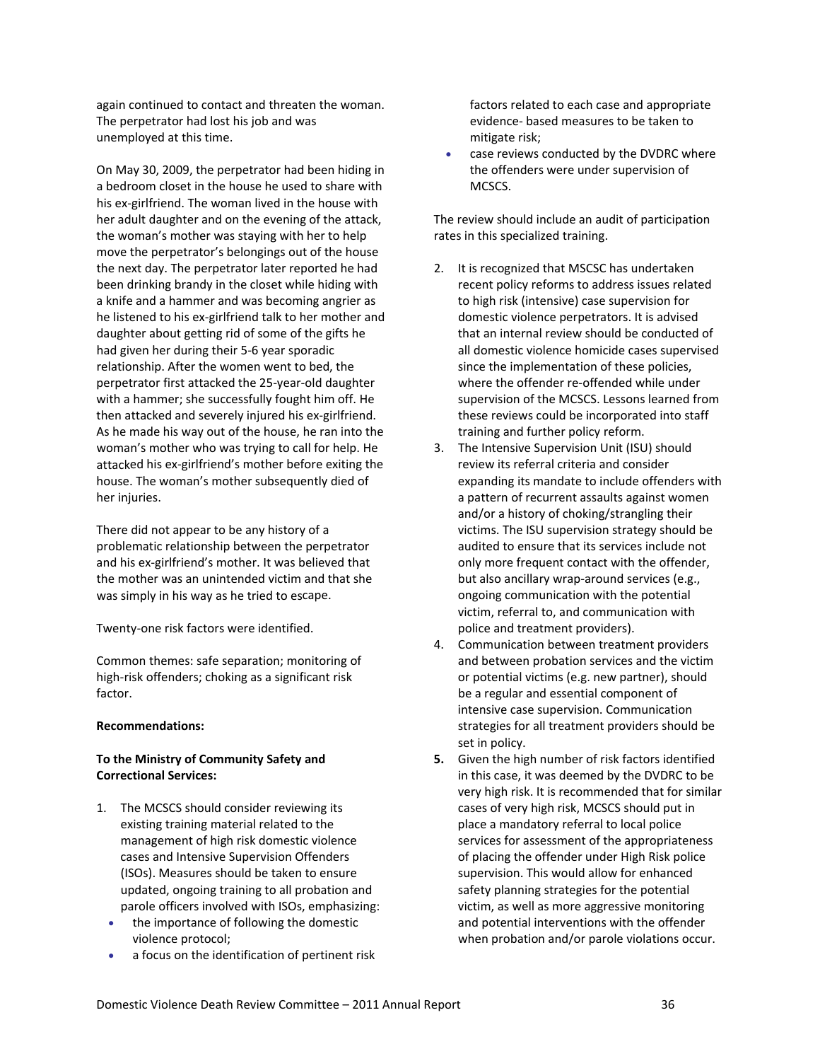again continued to contact and threaten the woman. The perpetrator had lost his job and was unemployed at this time.

On May 30, 2009, the perpetrator had been hiding in a bedroom closet in the house he used to share with his ex-girlfriend. The woman lived in the house with her adult daughter and on the evening of the attack, the woman's mother was staying with her to help move the perpetrator's belongings out of the house the next day. The perpetrator later reported he had been drinking brandy in the closet while hiding with a knife and a hammer and was becoming angrier as he listened to his ex-girlfriend talk to her mother and daughter about getting rid of some of the gifts he had given her during their 5-6 year sporadic relationship. After the women went to bed, the perpetrator first attacked the 25-year-old daughter with a hammer; she successfully fought him off. He then attacked and severely injured his ex-girlfriend. As he made his way out of the house, he ran into the woman's mother who was trying to call for help. He attacked his ex-girlfriend's mother before exiting the house. The woman's mother subsequently died of her injuries.

There did not appear to be any history of a problematic relationship between the perpetrator and his ex-girlfriend's mother. It was believed that the mother was an unintended victim and that she was simply in his way as he tried to escape.

Twenty-one risk factors were identified.

Common themes: safe separation; monitoring of high-risk offenders; choking as a significant risk factor.

**Recommendations:**

**To the Ministry of Community Safety and Correctional Services:**

1. The MCSCS should consider reviewing its existing training material related to the management of high risk domestic violence cases and Intensive Supervision Offenders (ISOs). Measures should be taken to ensure updated, ongoing training to all probation and parole officers involved with ISOs, emphasizing:
   - the importance of following the domestic violence protocol;
   - a focus on the identification of pertinent risk factors related to each case and appropriate evidence- based measures to be taken to mitigate risk;
   - case reviews conducted by the DVDRC where the offenders were under supervision of MCSCS.

   The review should include an audit of participation rates in this specialized training.

2. It is recognized that MSCSC has undertaken recent policy reforms to address issues related to high risk (intensive) case supervision for domestic violence perpetrators. It is advised that an internal review should be conducted of all domestic violence homicide cases supervised since the implementation of these policies, where the offender re-offended while under supervision of the MCSCS. Lessons learned from these reviews could be incorporated into staff training and further policy reform.
3. The Intensive Supervision Unit (ISU) should review its referral criteria and consider expanding its mandate to include offenders with a pattern of recurrent assaults against women and/or a history of choking/strangling their victims. The ISU supervision strategy should be audited to ensure that its services include not only more frequent contact with the offender, but also ancillary wrap-around services (e.g., ongoing communication with the potential victim, referral to, and communication with police and treatment providers).
4. Communication between treatment providers and between probation services and the victim or potential victims (e.g. new partner), should be a regular and essential component of intensive case supervision. Communication strategies for all treatment providers should be set in policy.
5. Given the high number of risk factors identified in this case, it was deemed by the DVDRC to be very high risk. It is recommended that for similar cases of very high risk, MCSCS should put in place a mandatory referral to local police services for assessment of the appropriateness of placing the offender under High Risk police supervision. This would allow for enhanced safety planning strategies for the potential victim, as well as more aggressive monitoring and potential interventions with the offender when probation and/or parole violations occur.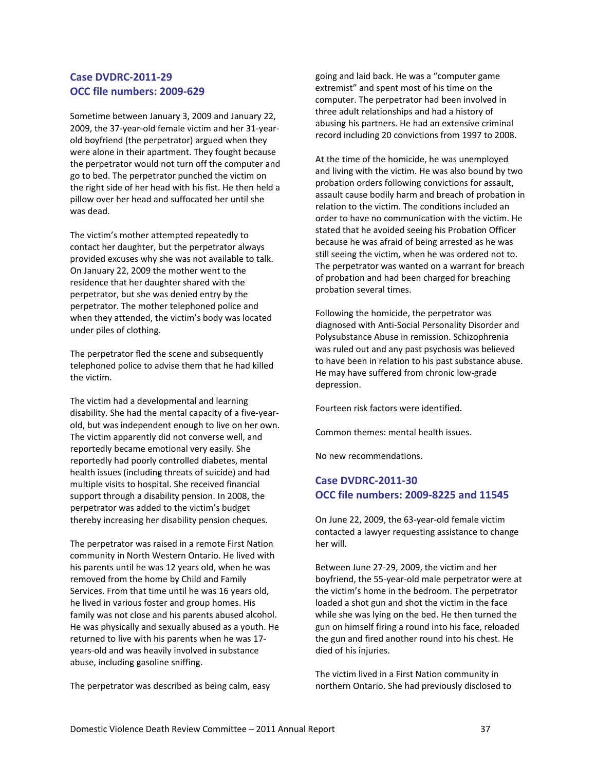## Case DVDRC-2011-29
## OCC file numbers: 2009-629

Sometime between January 3, 2009 and January 22, 2009, the 37-year-old female victim and her 31-year-old boyfriend (the perpetrator) argued when they were alone in their apartment. They fought because the perpetrator would not turn off the computer and go to bed. The perpetrator punched the victim on the right side of her head with his fist. He then held a pillow over her head and suffocated her until she was dead.

The victim's mother attempted repeatedly to contact her daughter, but the perpetrator always provided excuses why she was not available to talk. On January 22, 2009 the mother went to the residence that her daughter shared with the perpetrator, but she was denied entry by the perpetrator. The mother telephoned police and when they attended, the victim's body was located under piles of clothing.

The perpetrator fled the scene and subsequently telephoned police to advise them that he had killed the victim.

The victim had a developmental and learning disability. She had the mental capacity of a five-year-old, but was independent enough to live on her own. The victim apparently did not converse well, and reportedly became emotional very easily. She reportedly had poorly controlled diabetes, mental health issues (including threats of suicide) and had multiple visits to hospital. She received financial support through a disability pension. In 2008, the perpetrator was added to the victim's budget thereby increasing her disability pension cheques.

The perpetrator was raised in a remote First Nation community in North Western Ontario. He lived with his parents until he was 12 years old, when he was removed from the home by Child and Family Services. From that time until he was 16 years old, he lived in various foster and group homes. His family was not close and his parents abused alcohol. He was physically and sexually abused as a youth. He returned to live with his parents when he was 17-years-old and was heavily involved in substance abuse, including gasoline sniffing.

The perpetrator was described as being calm, easy going and laid back. He was a "computer game extremist" and spent most of his time on the computer. The perpetrator had been involved in three adult relationships and had a history of abusing his partners. He had an extensive criminal record including 20 convictions from 1997 to 2008.

At the time of the homicide, he was unemployed and living with the victim. He was also bound by two probation orders following convictions for assault, assault cause bodily harm and breach of probation in relation to the victim. The conditions included an order to have no communication with the victim. He stated that he avoided seeing his Probation Officer because he was afraid of being arrested as he was still seeing the victim, when he was ordered not to. The perpetrator was wanted on a warrant for breach of probation and had been charged for breaching probation several times.

Following the homicide, the perpetrator was diagnosed with Anti-Social Personality Disorder and Polysubstance Abuse in remission. Schizophrenia was ruled out and any past psychosis was believed to have been in relation to his past substance abuse. He may have suffered from chronic low-grade depression.

Fourteen risk factors were identified.

Common themes: mental health issues.

No new recommendations.

## Case DVDRC-2011-30
## OCC file numbers: 2009-8225 and 11545

On June 22, 2009, the 63-year-old female victim contacted a lawyer requesting assistance to change her will.

Between June 27-29, 2009, the victim and her boyfriend, the 55-year-old male perpetrator were at the victim's home in the bedroom. The perpetrator loaded a shot gun and shot the victim in the face while she was lying on the bed. He then turned the gun on himself firing a round into his face, reloaded the gun and fired another round into his chest. He died of his injuries.

The victim lived in a First Nation community in northern Ontario. She had previously disclosed to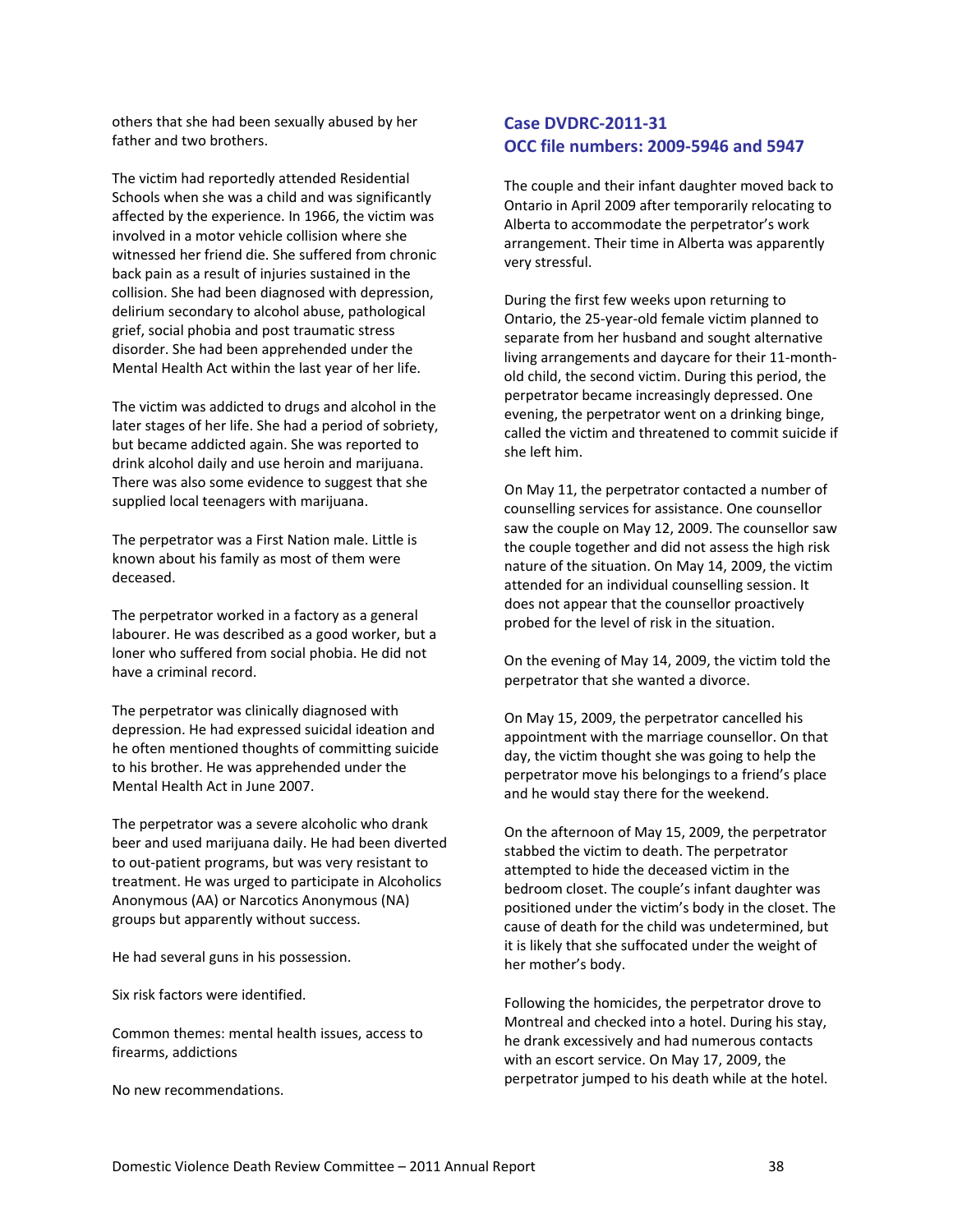others that she had been sexually abused by her father and two brothers.

The victim had reportedly attended Residential Schools when she was a child and was significantly affected by the experience. In 1966, the victim was involved in a motor vehicle collision where she witnessed her friend die. She suffered from chronic back pain as a result of injuries sustained in the collision. She had been diagnosed with depression, delirium secondary to alcohol abuse, pathological grief, social phobia and post traumatic stress disorder. She had been apprehended under the Mental Health Act within the last year of her life.

The victim was addicted to drugs and alcohol in the later stages of her life. She had a period of sobriety, but became addicted again. She was reported to drink alcohol daily and use heroin and marijuana. There was also some evidence to suggest that she supplied local teenagers with marijuana.

The perpetrator was a First Nation male. Little is known about his family as most of them were deceased.

The perpetrator worked in a factory as a general labourer. He was described as a good worker, but a loner who suffered from social phobia. He did not have a criminal record.

The perpetrator was clinically diagnosed with depression. He had expressed suicidal ideation and he often mentioned thoughts of committing suicide to his brother. He was apprehended under the Mental Health Act in June 2007.

The perpetrator was a severe alcoholic who drank beer and used marijuana daily. He had been diverted to out-patient programs, but was very resistant to treatment. He was urged to participate in Alcoholics Anonymous (AA) or Narcotics Anonymous (NA) groups but apparently without success.

He had several guns in his possession.

Six risk factors were identified.

Common themes: mental health issues, access to firearms, addictions

No new recommendations.

## Case DVDRC-2011-31
## OCC file numbers: 2009-5946 and 5947

The couple and their infant daughter moved back to Ontario in April 2009 after temporarily relocating to Alberta to accommodate the perpetrator's work arrangement. Their time in Alberta was apparently very stressful.

During the first few weeks upon returning to Ontario, the 25-year-old female victim planned to separate from her husband and sought alternative living arrangements and daycare for their 11-month-old child, the second victim. During this period, the perpetrator became increasingly depressed. One evening, the perpetrator went on a drinking binge, called the victim and threatened to commit suicide if she left him.

On May 11, the perpetrator contacted a number of counselling services for assistance. One counsellor saw the couple on May 12, 2009. The counsellor saw the couple together and did not assess the high risk nature of the situation. On May 14, 2009, the victim attended for an individual counselling session. It does not appear that the counsellor proactively probed for the level of risk in the situation.

On the evening of May 14, 2009, the victim told the perpetrator that she wanted a divorce.

On May 15, 2009, the perpetrator cancelled his appointment with the marriage counsellor. On that day, the victim thought she was going to help the perpetrator move his belongings to a friend's place and he would stay there for the weekend.

On the afternoon of May 15, 2009, the perpetrator stabbed the victim to death. The perpetrator attempted to hide the deceased victim in the bedroom closet. The couple's infant daughter was positioned under the victim's body in the closet. The cause of death for the child was undetermined, but it is likely that she suffocated under the weight of her mother's body.

Following the homicides, the perpetrator drove to Montreal and checked into a hotel. During his stay, he drank excessively and had numerous contacts with an escort service. On May 17, 2009, the perpetrator jumped to his death while at the hotel.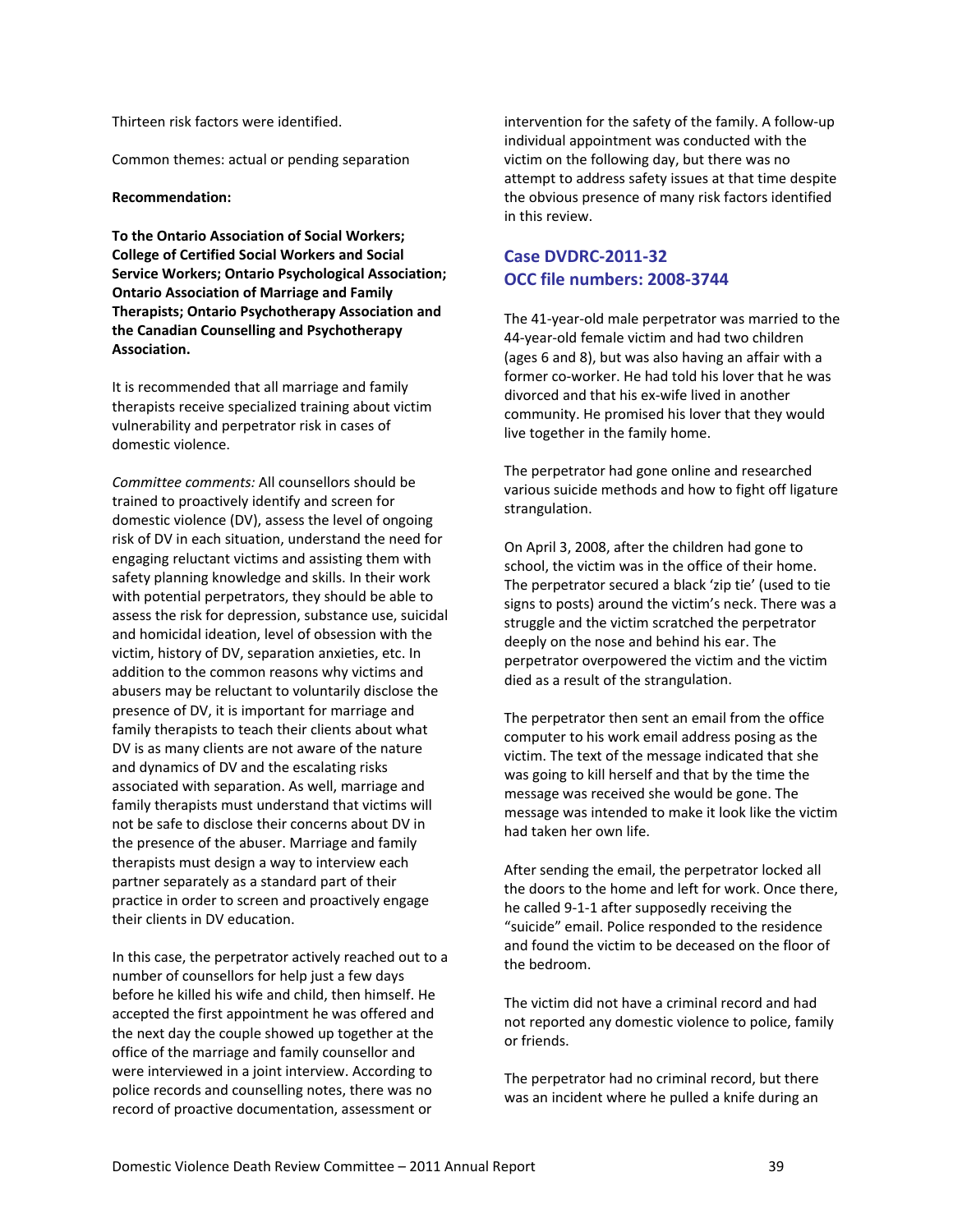Thirteen risk factors were identified.

Common themes: actual or pending separation

**Recommendation:**

**To the Ontario Association of Social Workers; College of Certified Social Workers and Social Service Workers; Ontario Psychological Association; Ontario Association of Marriage and Family Therapists; Ontario Psychotherapy Association and the Canadian Counselling and Psychotherapy Association.**

It is recommended that all marriage and family therapists receive specialized training about victim vulnerability and perpetrator risk in cases of domestic violence.

*Committee comments:* All counsellors should be trained to proactively identify and screen for domestic violence (DV), assess the level of ongoing risk of DV in each situation, understand the need for engaging reluctant victims and assisting them with safety planning knowledge and skills. In their work with potential perpetrators, they should be able to assess the risk for depression, substance use, suicidal and homicidal ideation, level of obsession with the victim, history of DV, separation anxieties, etc. In addition to the common reasons why victims and abusers may be reluctant to voluntarily disclose the presence of DV, it is important for marriage and family therapists to teach their clients about what DV is as many clients are not aware of the nature and dynamics of DV and the escalating risks associated with separation. As well, marriage and family therapists must understand that victims will not be safe to disclose their concerns about DV in the presence of the abuser. Marriage and family therapists must design a way to interview each partner separately as a standard part of their practice in order to screen and proactively engage their clients in DV education.

In this case, the perpetrator actively reached out to a number of counsellors for help just a few days before he killed his wife and child, then himself. He accepted the first appointment he was offered and the next day the couple showed up together at the office of the marriage and family counsellor and were interviewed in a joint interview. According to police records and counselling notes, there was no record of proactive documentation, assessment or intervention for the safety of the family. A follow-up individual appointment was conducted with the victim on the following day, but there was no attempt to address safety issues at that time despite the obvious presence of many risk factors identified in this review.

## Case DVDRC-2011-32
## OCC file numbers: 2008-3744

The 41-year-old male perpetrator was married to the 44-year-old female victim and had two children (ages 6 and 8), but was also having an affair with a former co-worker. He had told his lover that he was divorced and that his ex-wife lived in another community. He promised his lover that they would live together in the family home.

The perpetrator had gone online and researched various suicide methods and how to fight off ligature strangulation.

On April 3, 2008, after the children had gone to school, the victim was in the office of their home. The perpetrator secured a black 'zip tie' (used to tie signs to posts) around the victim's neck. There was a struggle and the victim scratched the perpetrator deeply on the nose and behind his ear. The perpetrator overpowered the victim and the victim died as a result of the strangulation.

The perpetrator then sent an email from the office computer to his work email address posing as the victim. The text of the message indicated that she was going to kill herself and that by the time the message was received she would be gone. The message was intended to make it look like the victim had taken her own life.

After sending the email, the perpetrator locked all the doors to the home and left for work. Once there, he called 9-1-1 after supposedly receiving the "suicide" email. Police responded to the residence and found the victim to be deceased on the floor of the bedroom.

The victim did not have a criminal record and had not reported any domestic violence to police, family or friends.

The perpetrator had no criminal record, but there was an incident where he pulled a knife during an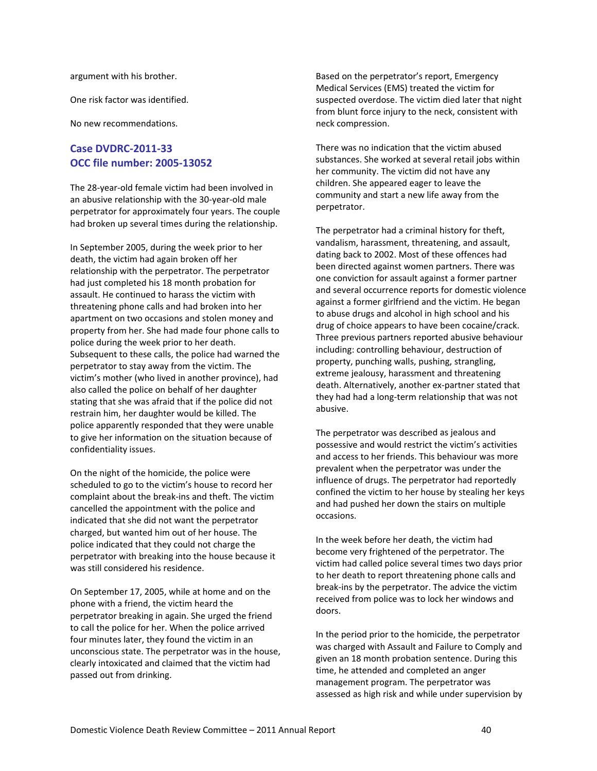argument with his brother.

One risk factor was identified.

No new recommendations.

## Case DVDRC-2011-33
## OCC file number: 2005-13052

The 28-year-old female victim had been involved in an abusive relationship with the 30-year-old male perpetrator for approximately four years. The couple had broken up several times during the relationship.

In September 2005, during the week prior to her death, the victim had again broken off her relationship with the perpetrator. The perpetrator had just completed his 18 month probation for assault. He continued to harass the victim with threatening phone calls and had broken into her apartment on two occasions and stolen money and property from her. She had made four phone calls to police during the week prior to her death. Subsequent to these calls, the police had warned the perpetrator to stay away from the victim. The victim's mother (who lived in another province), had also called the police on behalf of her daughter stating that she was afraid that if the police did not restrain him, her daughter would be killed. The police apparently responded that they were unable to give her information on the situation because of confidentiality issues.

On the night of the homicide, the police were scheduled to go to the victim's house to record her complaint about the break-ins and theft. The victim cancelled the appointment with the police and indicated that she did not want the perpetrator charged, but wanted him out of her house. The police indicated that they could not charge the perpetrator with breaking into the house because it was still considered his residence.

On September 17, 2005, while at home and on the phone with a friend, the victim heard the perpetrator breaking in again. She urged the friend to call the police for her. When the police arrived four minutes later, they found the victim in an unconscious state. The perpetrator was in the house, clearly intoxicated and claimed that the victim had passed out from drinking.

Based on the perpetrator's report, Emergency Medical Services (EMS) treated the victim for suspected overdose. The victim died later that night from blunt force injury to the neck, consistent with neck compression.

There was no indication that the victim abused substances. She worked at several retail jobs within her community. The victim did not have any children. She appeared eager to leave the community and start a new life away from the perpetrator.

The perpetrator had a criminal history for theft, vandalism, harassment, threatening, and assault, dating back to 2002. Most of these offences had been directed against women partners. There was one conviction for assault against a former partner and several occurrence reports for domestic violence against a former girlfriend and the victim. He began to abuse drugs and alcohol in high school and his drug of choice appears to have been cocaine/crack. Three previous partners reported abusive behaviour including: controlling behaviour, destruction of property, punching walls, pushing, strangling, extreme jealousy, harassment and threatening death. Alternatively, another ex-partner stated that they had had a long-term relationship that was not abusive.

The perpetrator was described as jealous and possessive and would restrict the victim's activities and access to her friends. This behaviour was more prevalent when the perpetrator was under the influence of drugs. The perpetrator had reportedly confined the victim to her house by stealing her keys and had pushed her down the stairs on multiple occasions.

In the week before her death, the victim had become very frightened of the perpetrator. The victim had called police several times two days prior to her death to report threatening phone calls and break-ins by the perpetrator. The advice the victim received from police was to lock her windows and doors.

In the period prior to the homicide, the perpetrator was charged with Assault and Failure to Comply and given an 18 month probation sentence. During this time, he attended and completed an anger management program. The perpetrator was assessed as high risk and while under supervision by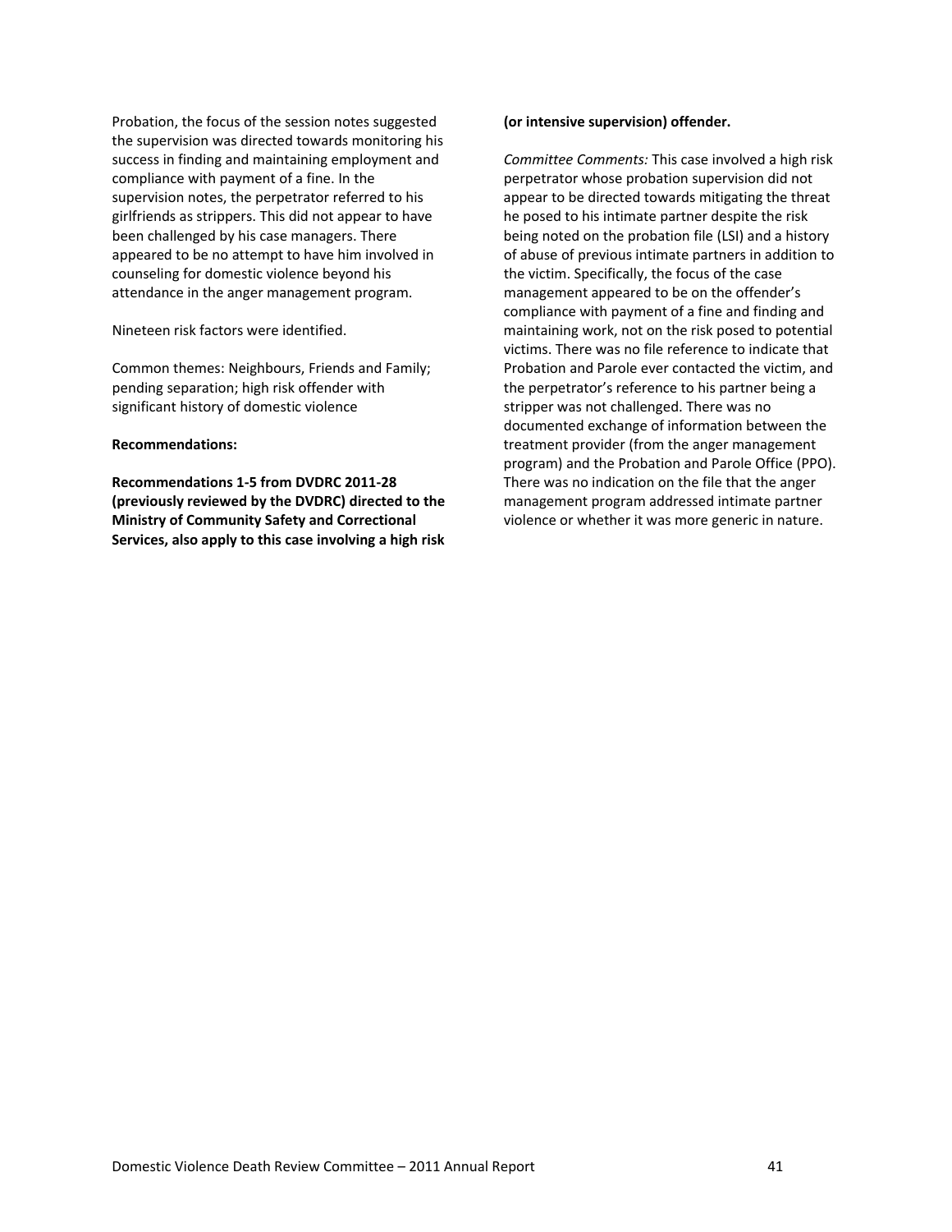Probation, the focus of the session notes suggested the supervision was directed towards monitoring his success in finding and maintaining employment and compliance with payment of a fine. In the supervision notes, the perpetrator referred to his girlfriends as strippers. This did not appear to have been challenged by his case managers. There appeared to be no attempt to have him involved in counseling for domestic violence beyond his attendance in the anger management program.

Nineteen risk factors were identified.

Common themes: Neighbours, Friends and Family; pending separation; high risk offender with significant history of domestic violence

**Recommendations:**

**Recommendations 1-5 from DVDRC 2011-28 (previously reviewed by the DVDRC) directed to the Ministry of Community Safety and Correctional Services, also apply to this case involving a high risk (or intensive supervision) offender.**

*Committee Comments:* This case involved a high risk perpetrator whose probation supervision did not appear to be directed towards mitigating the threat he posed to his intimate partner despite the risk being noted on the probation file (LSI) and a history of abuse of previous intimate partners in addition to the victim. Specifically, the focus of the case management appeared to be on the offender's compliance with payment of a fine and finding and maintaining work, not on the risk posed to potential victims. There was no file reference to indicate that Probation and Parole ever contacted the victim, and the perpetrator's reference to his partner being a stripper was not challenged. There was no documented exchange of information between the treatment provider (from the anger management program) and the Probation and Parole Office (PPO). There was no indication on the file that the anger management program addressed intimate partner violence or whether it was more generic in nature.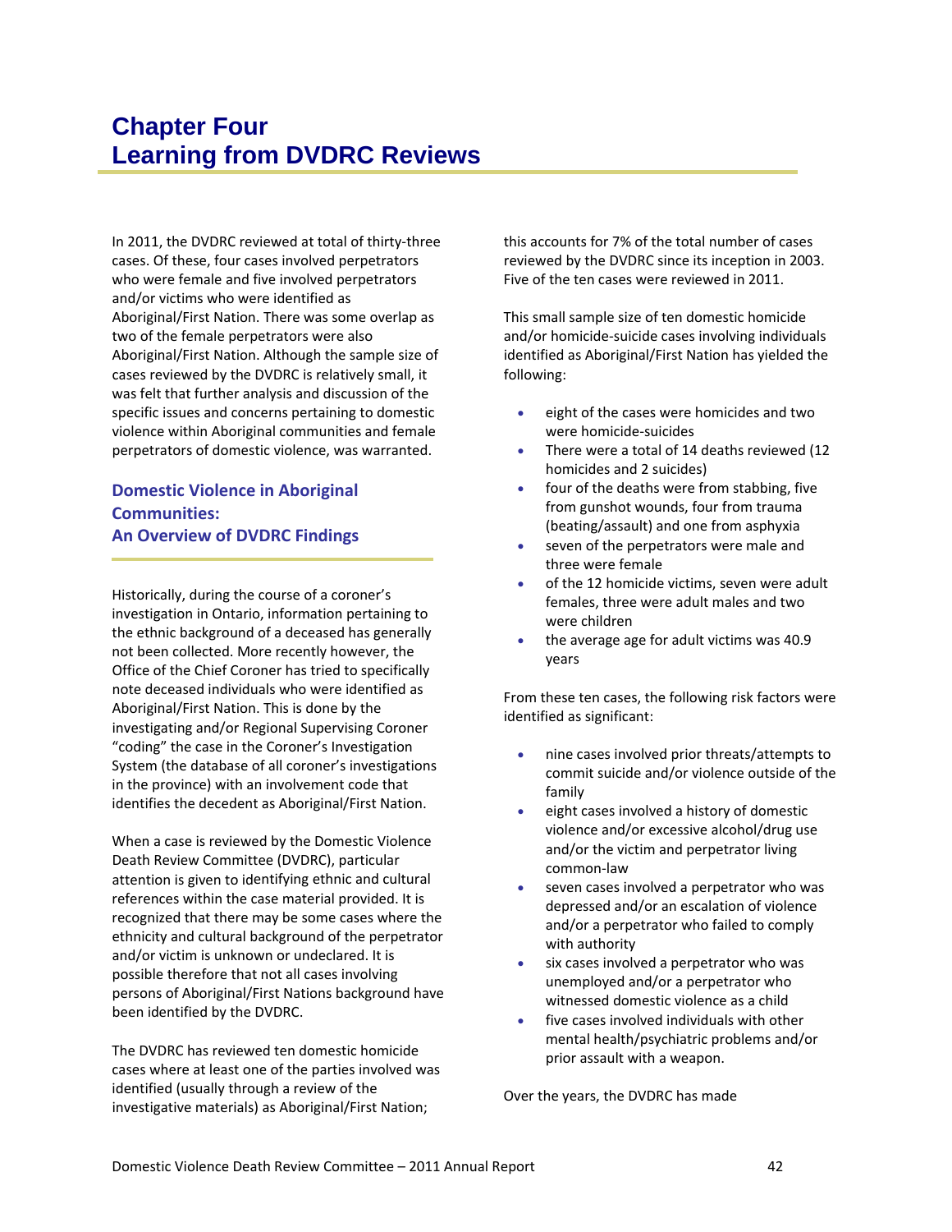# Chapter Four
# Learning from DVDRC Reviews

In 2011, the DVDRC reviewed at total of thirty-three cases. Of these, four cases involved perpetrators who were female and five involved perpetrators and/or victims who were identified as Aboriginal/First Nation. There was some overlap as two of the female perpetrators were also Aboriginal/First Nation. Although the sample size of cases reviewed by the DVDRC is relatively small, it was felt that further analysis and discussion of the specific issues and concerns pertaining to domestic violence within Aboriginal communities and female perpetrators of domestic violence, was warranted.

## Domestic Violence in Aboriginal Communities: An Overview of DVDRC Findings

Historically, during the course of a coroner's investigation in Ontario, information pertaining to the ethnic background of a deceased has generally not been collected. More recently however, the Office of the Chief Coroner has tried to specifically note deceased individuals who were identified as Aboriginal/First Nation. This is done by the investigating and/or Regional Supervising Coroner "coding" the case in the Coroner's Investigation System (the database of all coroner's investigations in the province) with an involvement code that identifies the decedent as Aboriginal/First Nation.

When a case is reviewed by the Domestic Violence Death Review Committee (DVDRC), particular attention is given to identifying ethnic and cultural references within the case material provided. It is recognized that there may be some cases where the ethnicity and cultural background of the perpetrator and/or victim is unknown or undeclared. It is possible therefore that not all cases involving persons of Aboriginal/First Nations background have been identified by the DVDRC.

The DVDRC has reviewed ten domestic homicide cases where at least one of the parties involved was identified (usually through a review of the investigative materials) as Aboriginal/First Nation; this accounts for 7% of the total number of cases reviewed by the DVDRC since its inception in 2003. Five of the ten cases were reviewed in 2011.

This small sample size of ten domestic homicide and/or homicide-suicide cases involving individuals identified as Aboriginal/First Nation has yielded the following:

- eight of the cases were homicides and two were homicide-suicides
- There were a total of 14 deaths reviewed (12 homicides and 2 suicides)
- four of the deaths were from stabbing, five from gunshot wounds, four from trauma (beating/assault) and one from asphyxia
- seven of the perpetrators were male and three were female
- of the 12 homicide victims, seven were adult females, three were adult males and two were children
- the average age for adult victims was 40.9 years

From these ten cases, the following risk factors were identified as significant:

- nine cases involved prior threats/attempts to commit suicide and/or violence outside of the family
- eight cases involved a history of domestic violence and/or excessive alcohol/drug use and/or the victim and perpetrator living common-law
- seven cases involved a perpetrator who was depressed and/or an escalation of violence and/or a perpetrator who failed to comply with authority
- six cases involved a perpetrator who was unemployed and/or a perpetrator who witnessed domestic violence as a child
- five cases involved individuals with other mental health/psychiatric problems and/or prior assault with a weapon.

Over the years, the DVDRC has made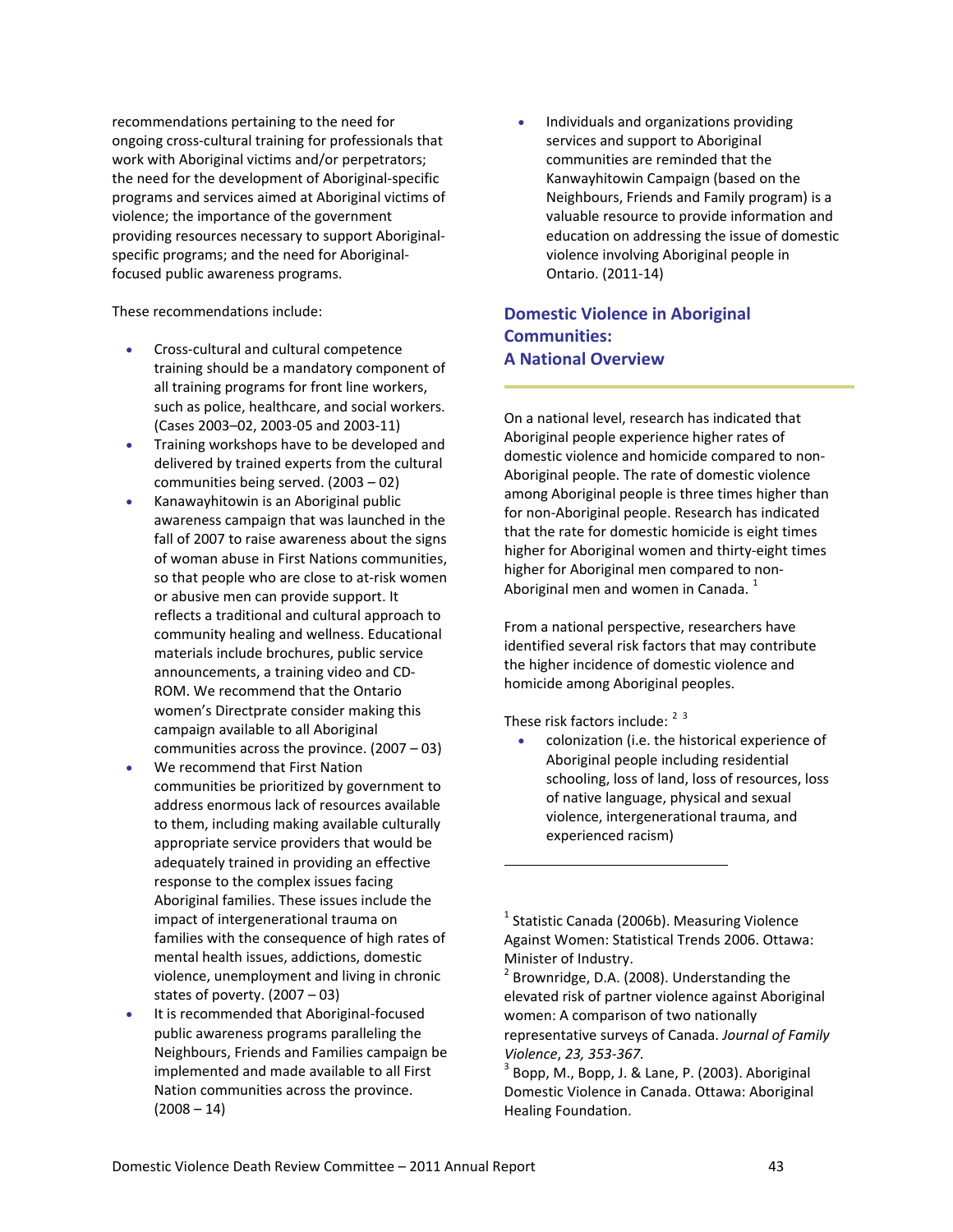recommendations pertaining to the need for ongoing cross-cultural training for professionals that work with Aboriginal victims and/or perpetrators; the need for the development of Aboriginal-specific programs and services aimed at Aboriginal victims of violence; the importance of the government providing resources necessary to support Aboriginal-specific programs; and the need for Aboriginal-focused public awareness programs.

These recommendations include:

- Cross-cultural and cultural competence training should be a mandatory component of all training programs for front line workers, such as police, healthcare, and social workers. (Cases 2003–02, 2003-05 and 2003-11)
- Training workshops have to be developed and delivered by trained experts from the cultural communities being served. (2003 – 02)
- Kanawayhitowin is an Aboriginal public awareness campaign that was launched in the fall of 2007 to raise awareness about the signs of woman abuse in First Nations communities, so that people who are close to at-risk women or abusive men can provide support. It reflects a traditional and cultural approach to community healing and wellness. Educational materials include brochures, public service announcements, a training video and CD-ROM. We recommend that the Ontario women's Directprate consider making this campaign available to all Aboriginal communities across the province. (2007 – 03)
- We recommend that First Nation communities be prioritized by government to address enormous lack of resources available to them, including making available culturally appropriate service providers that would be adequately trained in providing an effective response to the complex issues facing Aboriginal families. These issues include the impact of intergenerational trauma on families with the consequence of high rates of mental health issues, addictions, domestic violence, unemployment and living in chronic states of poverty. (2007 – 03)
- It is recommended that Aboriginal-focused public awareness programs paralleling the Neighbours, Friends and Families campaign be implemented and made available to all First Nation communities across the province. (2008 – 14)
- Individuals and organizations providing services and support to Aboriginal communities are reminded that the Kanwayhitowin Campaign (based on the Neighbours, Friends and Family program) is a valuable resource to provide information and education on addressing the issue of domestic violence involving Aboriginal people in Ontario. (2011-14)

## Domestic Violence in Aboriginal Communities: A National Overview

On a national level, research has indicated that Aboriginal people experience higher rates of domestic violence and homicide compared to non-Aboriginal people. The rate of domestic violence among Aboriginal people is three times higher than for non-Aboriginal people. Research has indicated that the rate for domestic homicide is eight times higher for Aboriginal women and thirty-eight times higher for Aboriginal men compared to non-Aboriginal men and women in Canada. [1]

From a national perspective, researchers have identified several risk factors that may contribute the higher incidence of domestic violence and homicide among Aboriginal peoples.

These risk factors include: [2] [3]

- colonization (i.e. the historical experience of Aboriginal people including residential schooling, loss of land, loss of resources, loss of native language, physical and sexual violence, intergenerational trauma, and experienced racism)

---

[1] Statistic Canada (2006b). Measuring Violence Against Women: Statistical Trends 2006. Ottawa: Minister of Industry.

[2] Brownridge, D.A. (2008). Understanding the elevated risk of partner violence against Aboriginal women: A comparison of two nationally representative surveys of Canada. *Journal of Family Violence*, *23, 353-367.*

[3] Bopp, M., Bopp, J. & Lane, P. (2003). Aboriginal Domestic Violence in Canada. Ottawa: Aboriginal Healing Foundation.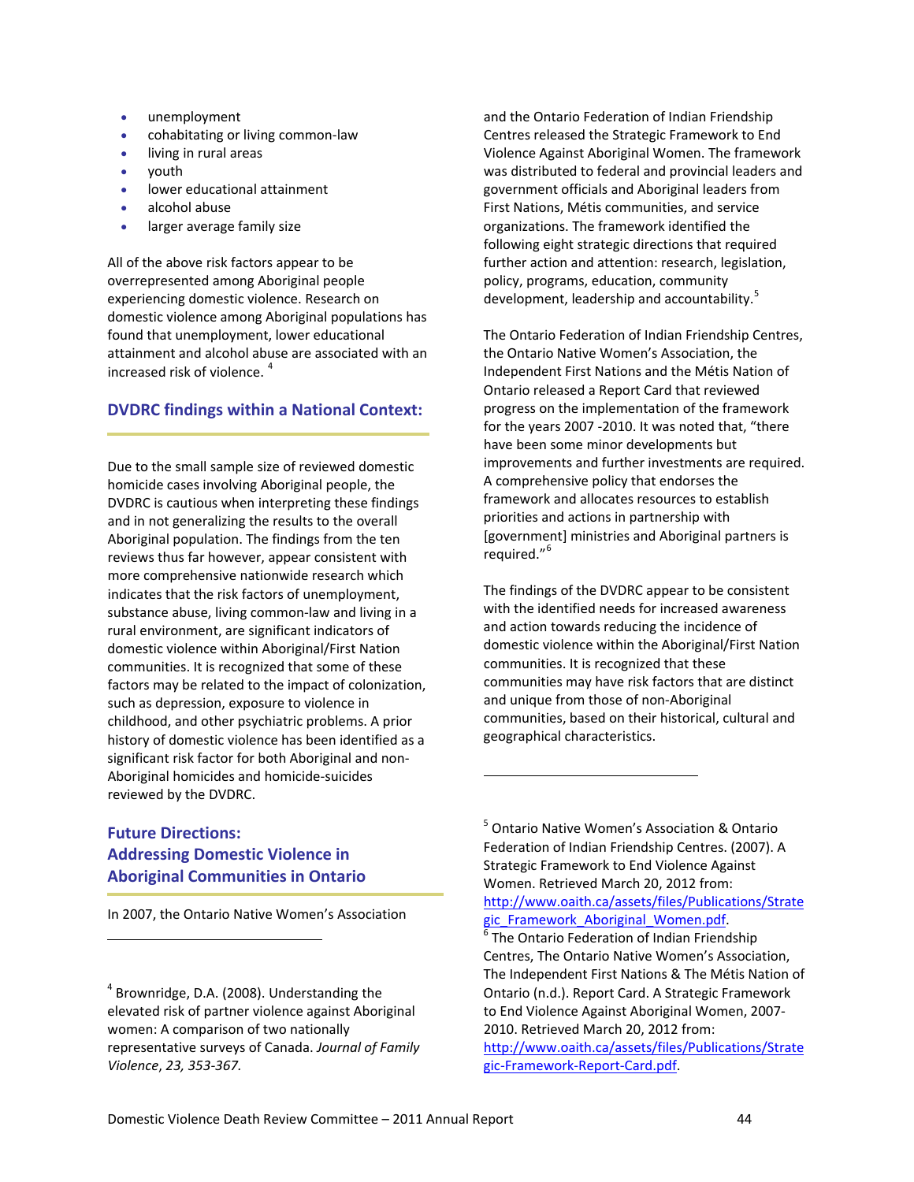- unemployment
- cohabitating or living common-law
- living in rural areas
- youth
- lower educational attainment
- alcohol abuse
- larger average family size

All of the above risk factors appear to be overrepresented among Aboriginal people experiencing domestic violence. Research on domestic violence among Aboriginal populations has found that unemployment, lower educational attainment and alcohol abuse are associated with an increased risk of violence.[4]

## DVDRC findings within a National Context:

Due to the small sample size of reviewed domestic homicide cases involving Aboriginal people, the DVDRC is cautious when interpreting these findings and in not generalizing the results to the overall Aboriginal population. The findings from the ten reviews thus far however, appear consistent with more comprehensive nationwide research which indicates that the risk factors of unemployment, substance abuse, living common-law and living in a rural environment, are significant indicators of domestic violence within Aboriginal/First Nation communities. It is recognized that some of these factors may be related to the impact of colonization, such as depression, exposure to violence in childhood, and other psychiatric problems. A prior history of domestic violence has been identified as a significant risk factor for both Aboriginal and non-Aboriginal homicides and homicide-suicides reviewed by the DVDRC.

## Future Directions: Addressing Domestic Violence in Aboriginal Communities in Ontario

In 2007, the Ontario Native Women's Association and the Ontario Federation of Indian Friendship Centres released the Strategic Framework to End Violence Against Aboriginal Women. The framework was distributed to federal and provincial leaders and government officials and Aboriginal leaders from First Nations, Métis communities, and service organizations. The framework identified the following eight strategic directions that required further action and attention: research, legislation, policy, programs, education, community development, leadership and accountability.[5]

The Ontario Federation of Indian Friendship Centres, the Ontario Native Women's Association, the Independent First Nations and the Métis Nation of Ontario released a Report Card that reviewed progress on the implementation of the framework for the years 2007 -2010. It was noted that, "there have been some minor developments but improvements and further investments are required. A comprehensive policy that endorses the framework and allocates resources to establish priorities and actions in partnership with [government] ministries and Aboriginal partners is required."[6]

The findings of the DVDRC appear to be consistent with the identified needs for increased awareness and action towards reducing the incidence of domestic violence within the Aboriginal/First Nation communities. It is recognized that these communities may have risk factors that are distinct and unique from those of non-Aboriginal communities, based on their historical, cultural and geographical characteristics.

---

[4] Brownridge, D.A. (2008). Understanding the elevated risk of partner violence against Aboriginal women: A comparison of two nationally representative surveys of Canada. *Journal of Family Violence*, *23, 353-367*.

[5] Ontario Native Women's Association & Ontario Federation of Indian Friendship Centres. (2007). A Strategic Framework to End Violence Against Women. Retrieved March 20, 2012 from: http://www.oaith.ca/assets/files/Publications/Strategic_Framework_Aboriginal_Women.pdf.

[6] The Ontario Federation of Indian Friendship Centres, The Ontario Native Women's Association, The Independent First Nations & The Métis Nation of Ontario (n.d.). Report Card. A Strategic Framework to End Violence Against Aboriginal Women, 2007-2010. Retrieved March 20, 2012 from: http://www.oaith.ca/assets/files/Publications/Strategic-Framework-Report-Card.pdf.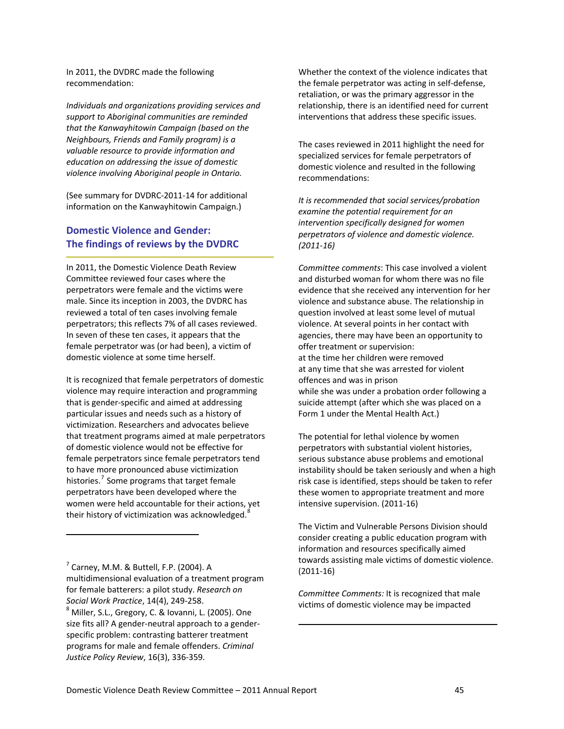In 2011, the DVDRC made the following recommendation:

*Individuals and organizations providing services and support to Aboriginal communities are reminded that the Kanwayhitowin Campaign (based on the Neighbours, Friends and Family program) is a valuable resource to provide information and education on addressing the issue of domestic violence involving Aboriginal people in Ontario.*

(See summary for DVDRC-2011-14 for additional information on the Kanwayhitowin Campaign.)

## Domestic Violence and Gender: The findings of reviews by the DVDRC

In 2011, the Domestic Violence Death Review Committee reviewed four cases where the perpetrators were female and the victims were male. Since its inception in 2003, the DVDRC has reviewed a total of ten cases involving female perpetrators; this reflects 7% of all cases reviewed. In seven of these ten cases, it appears that the female perpetrator was (or had been), a victim of domestic violence at some time herself.

It is recognized that female perpetrators of domestic violence may require interaction and programming that is gender-specific and aimed at addressing particular issues and needs such as a history of victimization. Researchers and advocates believe that treatment programs aimed at male perpetrators of domestic violence would not be effective for female perpetrators since female perpetrators tend to have more pronounced abuse victimization histories.[7] Some programs that target female perpetrators have been developed where the women were held accountable for their actions, yet their history of victimization was acknowledged.[8]

Whether the context of the violence indicates that the female perpetrator was acting in self-defense, retaliation, or was the primary aggressor in the relationship, there is an identified need for current interventions that address these specific issues.

The cases reviewed in 2011 highlight the need for specialized services for female perpetrators of domestic violence and resulted in the following recommendations:

*It is recommended that social services/probation examine the potential requirement for an intervention specifically designed for women perpetrators of violence and domestic violence. (2011-16)*

*Committee comments*: This case involved a violent and disturbed woman for whom there was no file evidence that she received any intervention for her violence and substance abuse. The relationship in question involved at least some level of mutual violence. At several points in her contact with agencies, there may have been an opportunity to offer treatment or supervision:

- at the time her children were removed
- at any time that she was arrested for violent offences and was in prison
- while she was under a probation order following a suicide attempt (after which she was placed on a Form 1 under the Mental Health Act.)

The potential for lethal violence by women perpetrators with substantial violent histories, serious substance abuse problems and emotional instability should be taken seriously and when a high risk case is identified, steps should be taken to refer these women to appropriate treatment and more intensive supervision. (2011-16)

The Victim and Vulnerable Persons Division should consider creating a public education program with information and resources specifically aimed towards assisting male victims of domestic violence. (2011-16)

*Committee Comments:* It is recognized that male victims of domestic violence may be impacted

---

[7] Carney, M.M. & Buttell, F.P. (2004). A multidimensional evaluation of a treatment program for female batterers: a pilot study. *Research on Social Work Practice*, 14(4), 249-258.

[8] Miller, S.L., Gregory, C. & Iovanni, L. (2005). One size fits all? A gender-neutral approach to a gender-specific problem: contrasting batterer treatment programs for male and female offenders. *Criminal Justice Policy Review*, 16(3), 336-359.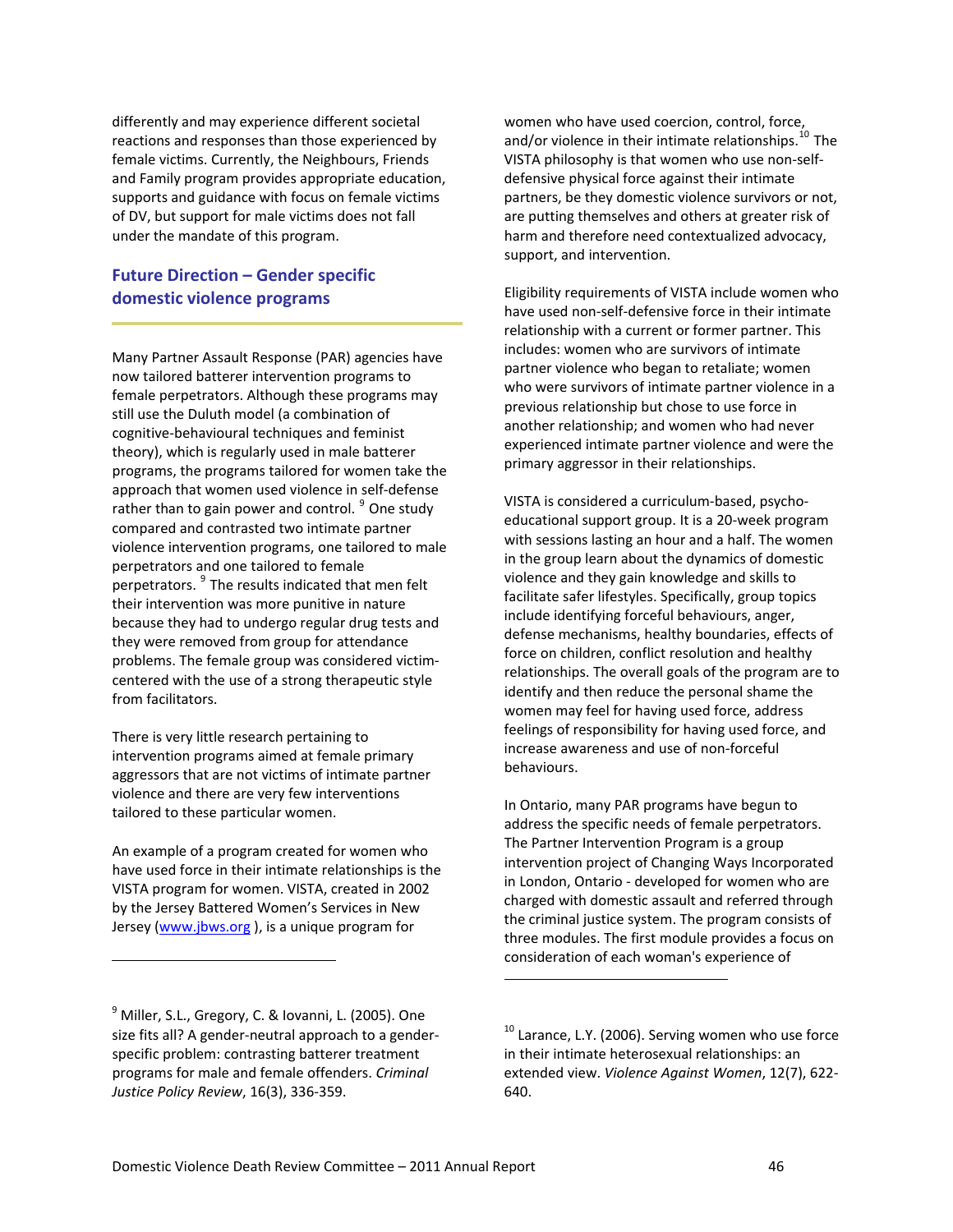differently and may experience different societal reactions and responses than those experienced by female victims. Currently, the Neighbours, Friends and Family program provides appropriate education, supports and guidance with focus on female victims of DV, but support for male victims does not fall under the mandate of this program.

## Future Direction – Gender specific domestic violence programs

Many Partner Assault Response (PAR) agencies have now tailored batterer intervention programs to female perpetrators. Although these programs may still use the Duluth model (a combination of cognitive-behavioural techniques and feminist theory), which is regularly used in male batterer programs, the programs tailored for women take the approach that women used violence in self-defense rather than to gain power and control. [9] One study compared and contrasted two intimate partner violence intervention programs, one tailored to male perpetrators and one tailored to female perpetrators. [9] The results indicated that men felt their intervention was more punitive in nature because they had to undergo regular drug tests and they were removed from group for attendance problems. The female group was considered victim-centered with the use of a strong therapeutic style from facilitators.

There is very little research pertaining to intervention programs aimed at female primary aggressors that are not victims of intimate partner violence and there are very few interventions tailored to these particular women.

An example of a program created for women who have used force in their intimate relationships is the VISTA program for women. VISTA, created in 2002 by the Jersey Battered Women's Services in New Jersey (www.jbws.org ), is a unique program for women who have used coercion, control, force, and/or violence in their intimate relationships.[10] The VISTA philosophy is that women who use non-self-defensive physical force against their intimate partners, be they domestic violence survivors or not, are putting themselves and others at greater risk of harm and therefore need contextualized advocacy, support, and intervention.

Eligibility requirements of VISTA include women who have used non-self-defensive force in their intimate relationship with a current or former partner. This includes: women who are survivors of intimate partner violence who began to retaliate; women who were survivors of intimate partner violence in a previous relationship but chose to use force in another relationship; and women who had never experienced intimate partner violence and were the primary aggressor in their relationships.

VISTA is considered a curriculum-based, psycho-educational support group. It is a 20-week program with sessions lasting an hour and a half. The women in the group learn about the dynamics of domestic violence and they gain knowledge and skills to facilitate safer lifestyles. Specifically, group topics include identifying forceful behaviours, anger, defense mechanisms, healthy boundaries, effects of force on children, conflict resolution and healthy relationships. The overall goals of the program are to identify and then reduce the personal shame the women may feel for having used force, address feelings of responsibility for having used force, and increase awareness and use of non-forceful behaviours.

In Ontario, many PAR programs have begun to address the specific needs of female perpetrators. The Partner Intervention Program is a group intervention project of Changing Ways Incorporated in London, Ontario - developed for women who are charged with domestic assault and referred through the criminal justice system. The program consists of three modules. The first module provides a focus on consideration of each woman's experience of

---

[9] Miller, S.L., Gregory, C. & Iovanni, L. (2005). One size fits all? A gender-neutral approach to a gender-specific problem: contrasting batterer treatment programs for male and female offenders. *Criminal Justice Policy Review*, 16(3), 336-359.

[10] Larance, L.Y. (2006). Serving women who use force in their intimate heterosexual relationships: an extended view. *Violence Against Women*, 12(7), 622-640.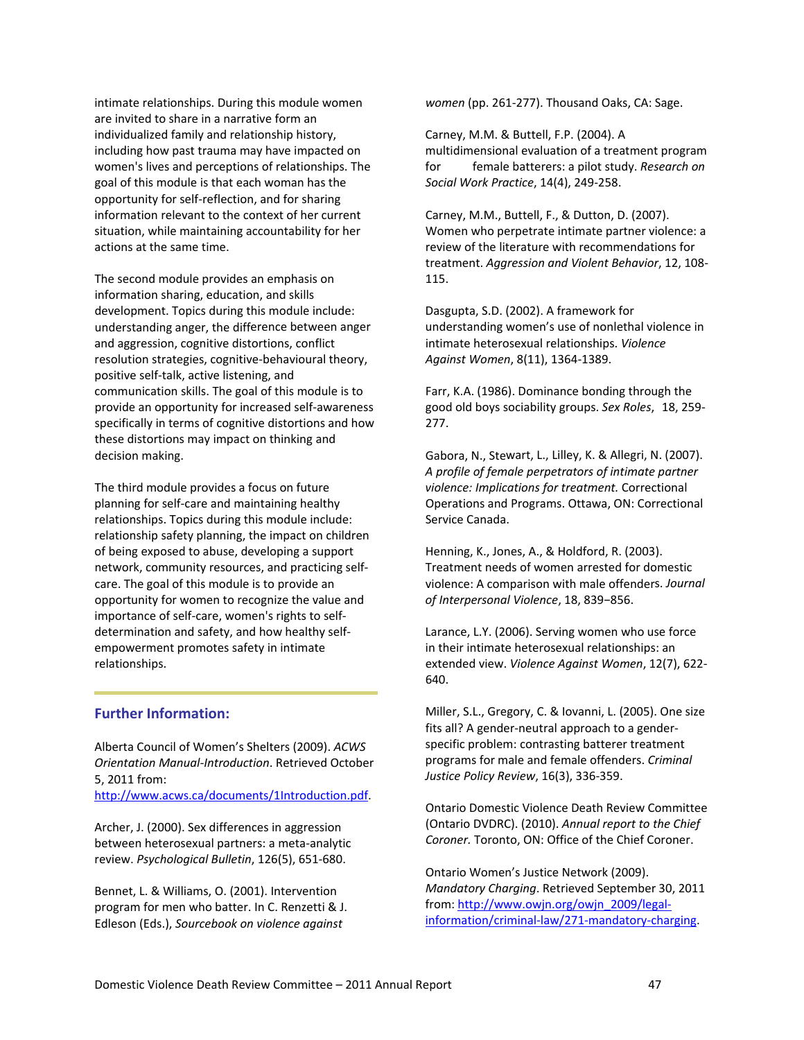intimate relationships. During this module women are invited to share in a narrative form an individualized family and relationship history, including how past trauma may have impacted on women's lives and perceptions of relationships. The goal of this module is that each woman has the opportunity for self-reflection, and for sharing information relevant to the context of her current situation, while maintaining accountability for her actions at the same time.

The second module provides an emphasis on information sharing, education, and skills development. Topics during this module include: understanding anger, the difference between anger and aggression, cognitive distortions, conflict resolution strategies, cognitive-behavioural theory, positive self-talk, active listening, and communication skills. The goal of this module is to provide an opportunity for increased self-awareness specifically in terms of cognitive distortions and how these distortions may impact on thinking and decision making.

The third module provides a focus on future planning for self-care and maintaining healthy relationships. Topics during this module include: relationship safety planning, the impact on children of being exposed to abuse, developing a support network, community resources, and practicing self-care. The goal of this module is to provide an opportunity for women to recognize the value and importance of self-care, women's rights to self-determination and safety, and how healthy self-empowerment promotes safety in intimate relationships.

## Further Information:

Alberta Council of Women's Shelters (2009). *ACWS Orientation Manual-Introduction*. Retrieved October 5, 2011 from: http://www.acws.ca/documents/1Introduction.pdf.

Archer, J. (2000). Sex differences in aggression between heterosexual partners: a meta-analytic review. *Psychological Bulletin*, 126(5), 651-680.

Bennet, L. & Williams, O. (2001). Intervention program for men who batter. In C. Renzetti & J. Edleson (Eds.), *Sourcebook on violence against women* (pp. 261-277). Thousand Oaks, CA: Sage.

Carney, M.M. & Buttell, F.P. (2004). A multidimensional evaluation of a treatment program for female batterers: a pilot study. *Research on Social Work Practice*, 14(4), 249-258.

Carney, M.M., Buttell, F., & Dutton, D. (2007). Women who perpetrate intimate partner violence: a review of the literature with recommendations for treatment. *Aggression and Violent Behavior*, 12, 108-115.

Dasgupta, S.D. (2002). A framework for understanding women's use of nonlethal violence in intimate heterosexual relationships. *Violence Against Women*, 8(11), 1364-1389.

Farr, K.A. (1986). Dominance bonding through the good old boys sociability groups. *Sex Roles*, 18, 259-277.

Gabora, N., Stewart, L., Lilley, K. & Allegri, N. (2007). *A profile of female perpetrators of intimate partner violence: Implications for treatment.* Correctional Operations and Programs. Ottawa, ON: Correctional Service Canada.

Henning, K., Jones, A., & Holdford, R. (2003). Treatment needs of women arrested for domestic violence: A comparison with male offenders. *Journal of Interpersonal Violence*, 18, 839–856.

Larance, L.Y. (2006). Serving women who use force in their intimate heterosexual relationships: an extended view. *Violence Against Women*, 12(7), 622-640.

Miller, S.L., Gregory, C. & Iovanni, L. (2005). One size fits all? A gender-neutral approach to a gender-specific problem: contrasting batterer treatment programs for male and female offenders. *Criminal Justice Policy Review*, 16(3), 336-359.

Ontario Domestic Violence Death Review Committee (Ontario DVDRC). (2010). *Annual report to the Chief Coroner.* Toronto, ON: Office of the Chief Coroner.

Ontario Women's Justice Network (2009). *Mandatory Charging*. Retrieved September 30, 2011 from: http://www.owjn.org/owjn_2009/legal-information/criminal-law/271-mandatory-charging.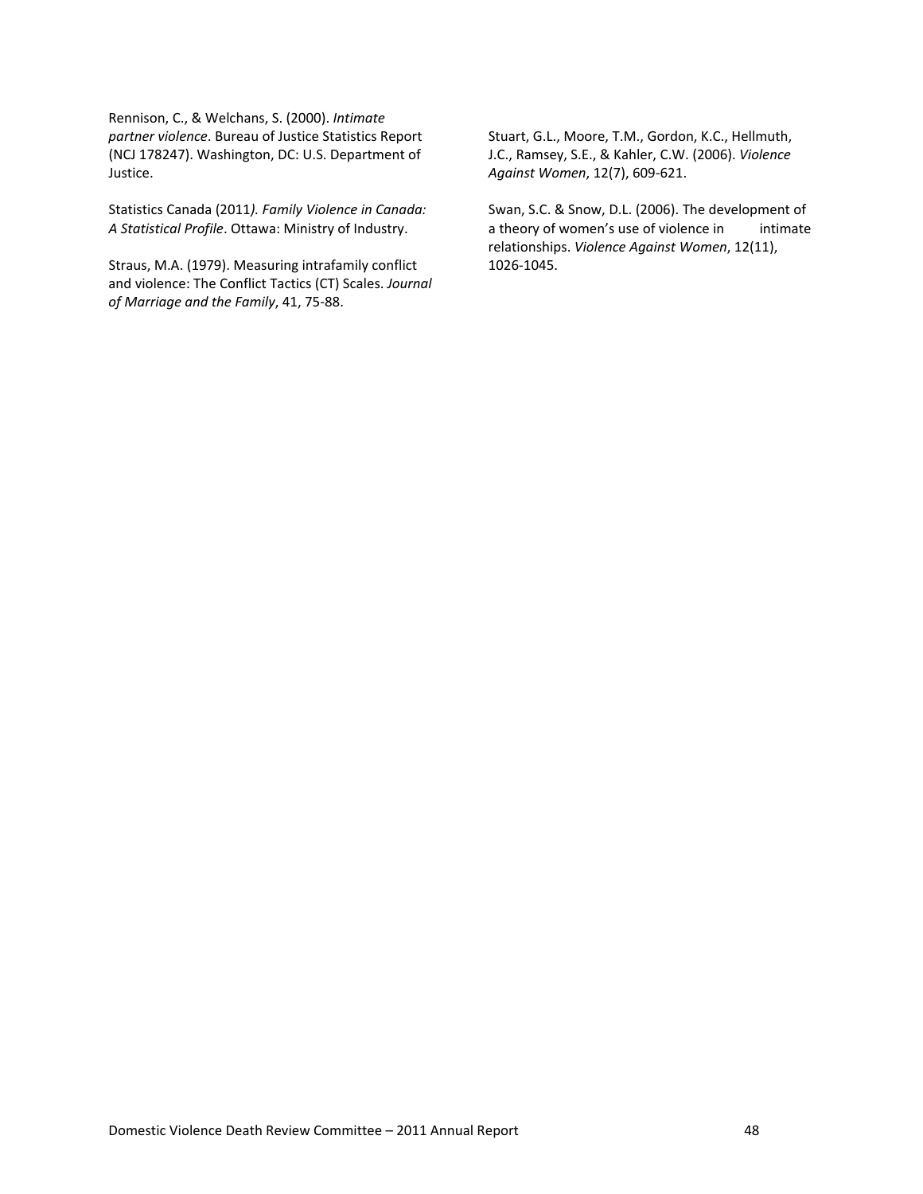Rennison, C., & Welchans, S. (2000). *Intimate partner violence*. Bureau of Justice Statistics Report (NCJ 178247). Washington, DC: U.S. Department of Justice.

Statistics Canada (2011*). Family Violence in Canada: A Statistical Profile*. Ottawa: Ministry of Industry.

Straus, M.A. (1979). Measuring intrafamily conflict and violence: The Conflict Tactics (CT) Scales. *Journal of Marriage and the Family*, 41, 75-88.

Stuart, G.L., Moore, T.M., Gordon, K.C., Hellmuth, J.C., Ramsey, S.E., & Kahler, C.W. (2006). *Violence Against Women*, 12(7), 609-621.

Swan, S.C. & Snow, D.L. (2006). The development of a theory of women's use of violence in intimate relationships. *Violence Against Women*, 12(11), 1026-1045.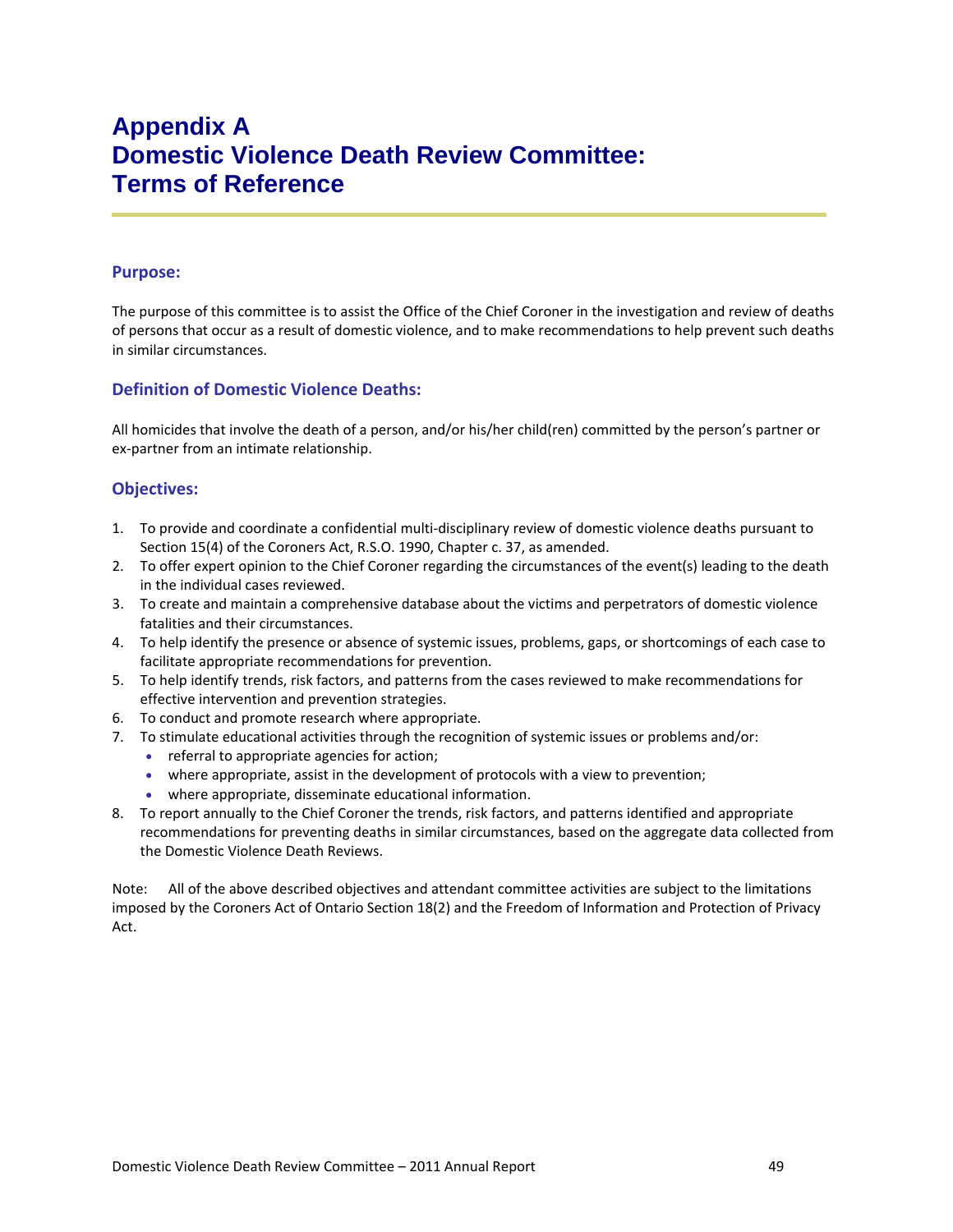# Appendix A
# Domestic Violence Death Review Committee: Terms of Reference

## Purpose:

The purpose of this committee is to assist the Office of the Chief Coroner in the investigation and review of deaths of persons that occur as a result of domestic violence, and to make recommendations to help prevent such deaths in similar circumstances.

## Definition of Domestic Violence Deaths:

All homicides that involve the death of a person, and/or his/her child(ren) committed by the person's partner or ex-partner from an intimate relationship.

## Objectives:

1. To provide and coordinate a confidential multi-disciplinary review of domestic violence deaths pursuant to Section 15(4) of the Coroners Act, R.S.O. 1990, Chapter c. 37, as amended.
2. To offer expert opinion to the Chief Coroner regarding the circumstances of the event(s) leading to the death in the individual cases reviewed.
3. To create and maintain a comprehensive database about the victims and perpetrators of domestic violence fatalities and their circumstances.
4. To help identify the presence or absence of systemic issues, problems, gaps, or shortcomings of each case to facilitate appropriate recommendations for prevention.
5. To help identify trends, risk factors, and patterns from the cases reviewed to make recommendations for effective intervention and prevention strategies.
6. To conduct and promote research where appropriate.
7. To stimulate educational activities through the recognition of systemic issues or problems and/or:
   - referral to appropriate agencies for action;
   - where appropriate, assist in the development of protocols with a view to prevention;
   - where appropriate, disseminate educational information.
8. To report annually to the Chief Coroner the trends, risk factors, and patterns identified and appropriate recommendations for preventing deaths in similar circumstances, based on the aggregate data collected from the Domestic Violence Death Reviews.

Note: All of the above described objectives and attendant committee activities are subject to the limitations imposed by the Coroners Act of Ontario Section 18(2) and the Freedom of Information and Protection of Privacy Act.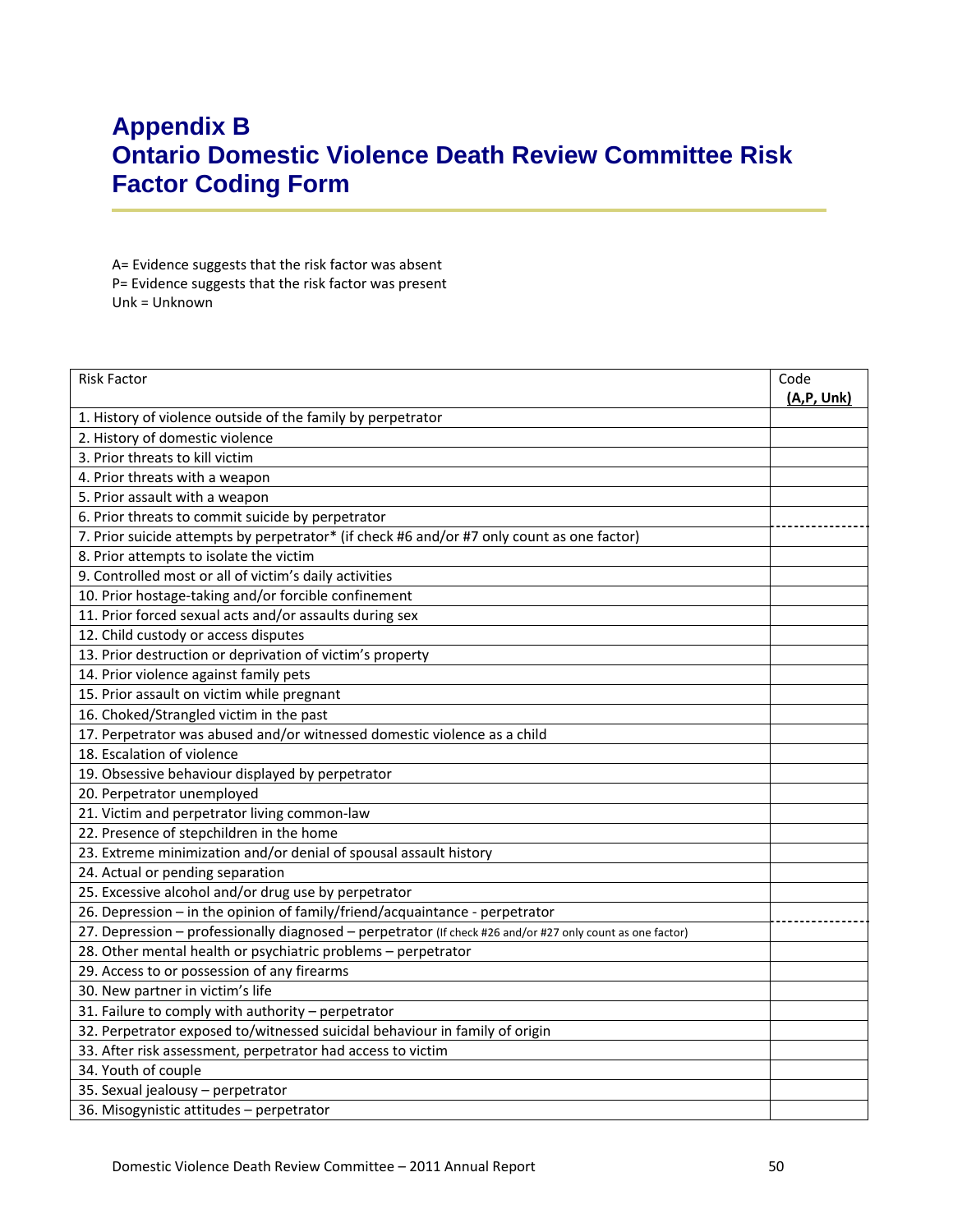# Appendix B
# Ontario Domestic Violence Death Review Committee Risk Factor Coding Form

A= Evidence suggests that the risk factor was absent
P= Evidence suggests that the risk factor was present
Unk = Unknown

| Risk Factor | Code **(A,P, Unk)** |
|---|---|
| 1. History of violence outside of the family by perpetrator | |
| 2. History of domestic violence | |
| 3. Prior threats to kill victim | |
| 4. Prior threats with a weapon | |
| 5. Prior assault with a weapon | |
| 6. Prior threats to commit suicide by perpetrator | |
| 7. Prior suicide attempts by perpetrator* (if check #6 and/or #7 only count as one factor) | |
| 8. Prior attempts to isolate the victim | |
| 9. Controlled most or all of victim's daily activities | |
| 10. Prior hostage-taking and/or forcible confinement | |
| 11. Prior forced sexual acts and/or assaults during sex | |
| 12. Child custody or access disputes | |
| 13. Prior destruction or deprivation of victim's property | |
| 14. Prior violence against family pets | |
| 15. Prior assault on victim while pregnant | |
| 16. Choked/Strangled victim in the past | |
| 17. Perpetrator was abused and/or witnessed domestic violence as a child | |
| 18. Escalation of violence | |
| 19. Obsessive behaviour displayed by perpetrator | |
| 20. Perpetrator unemployed | |
| 21. Victim and perpetrator living common-law | |
| 22. Presence of stepchildren in the home | |
| 23. Extreme minimization and/or denial of spousal assault history | |
| 24. Actual or pending separation | |
| 25. Excessive alcohol and/or drug use by perpetrator | |
| 26. Depression – in the opinion of family/friend/acquaintance - perpetrator | |
| 27. Depression – professionally diagnosed – perpetrator (If check #26 and/or #27 only count as one factor) | |
| 28. Other mental health or psychiatric problems – perpetrator | |
| 29. Access to or possession of any firearms | |
| 30. New partner in victim's life | |
| 31. Failure to comply with authority – perpetrator | |
| 32. Perpetrator exposed to/witnessed suicidal behaviour in family of origin | |
| 33. After risk assessment, perpetrator had access to victim | |
| 34. Youth of couple | |
| 35. Sexual jealousy – perpetrator | |
| 36. Misogynistic attitudes – perpetrator | |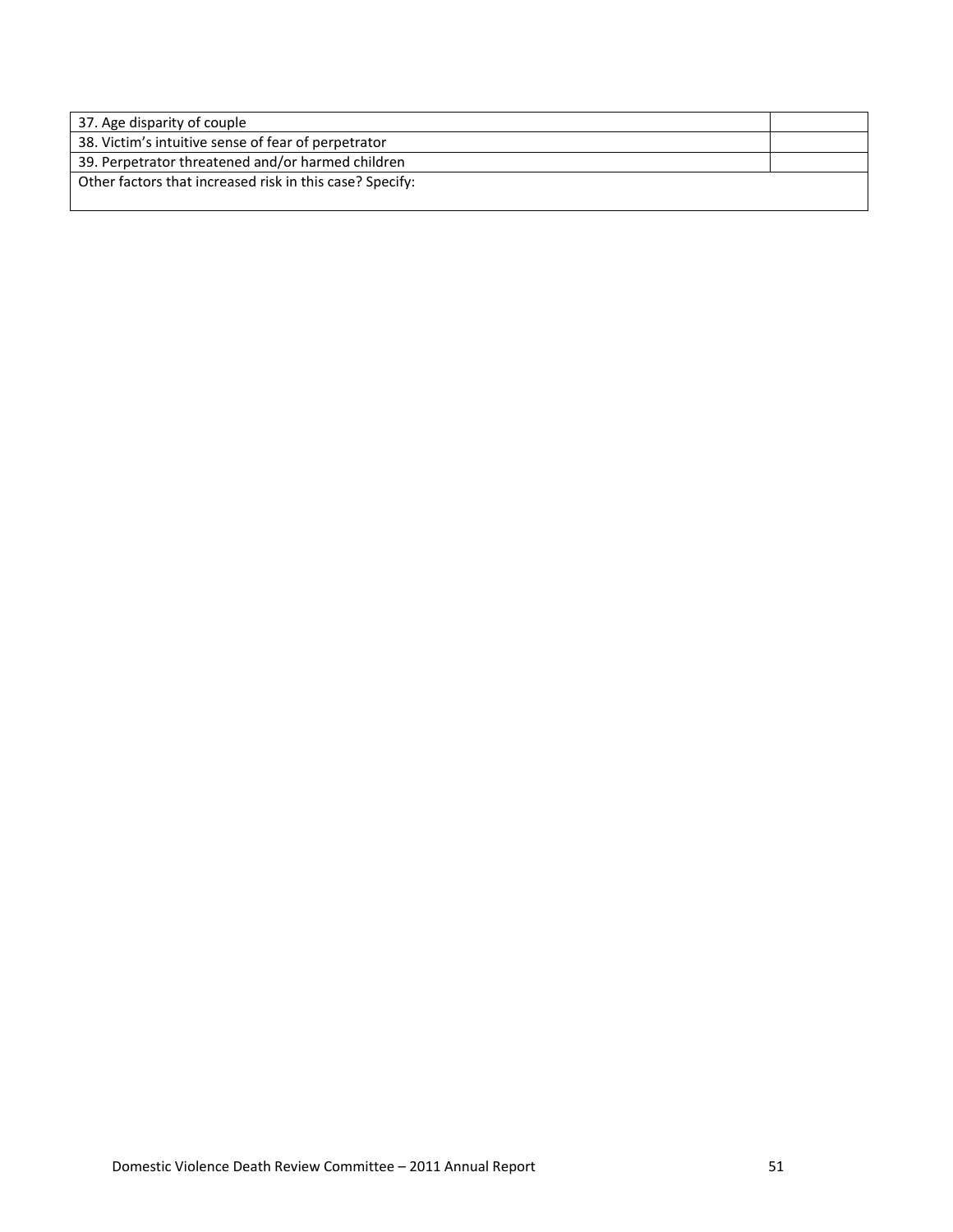| 37. Age disparity of couple | |
|---|---|
| 38. Victim's intuitive sense of fear of perpetrator | |
| 39. Perpetrator threatened and/or harmed children | |
| Other factors that increased risk in this case? Specify: | |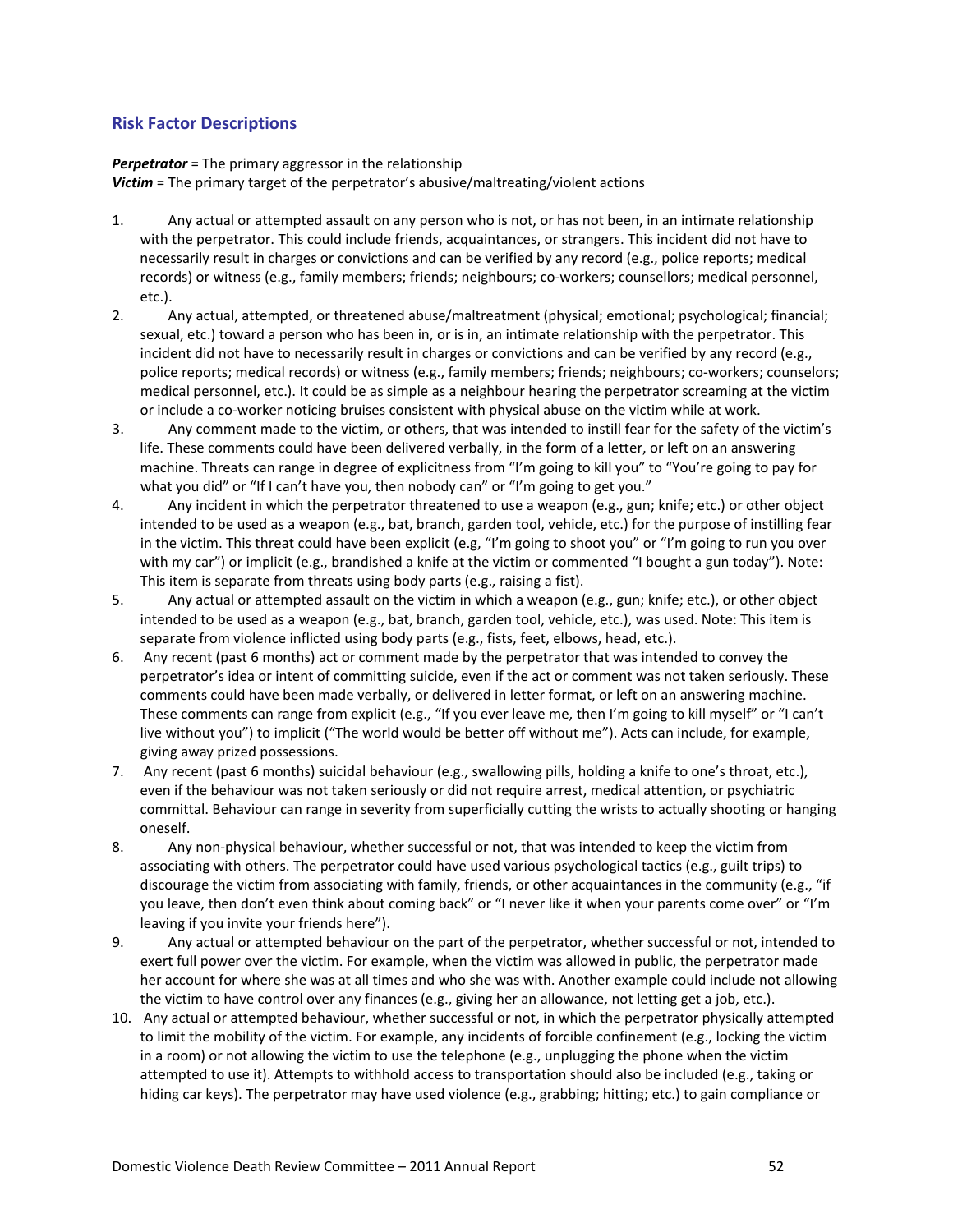## Risk Factor Descriptions

***Perpetrator*** = The primary aggressor in the relationship
***Victim*** = The primary target of the perpetrator's abusive/maltreating/violent actions

1. Any actual or attempted assault on any person who is not, or has not been, in an intimate relationship with the perpetrator. This could include friends, acquaintances, or strangers. This incident did not have to necessarily result in charges or convictions and can be verified by any record (e.g., police reports; medical records) or witness (e.g., family members; friends; neighbours; co-workers; counsellors; medical personnel, etc.).
2. Any actual, attempted, or threatened abuse/maltreatment (physical; emotional; psychological; financial; sexual, etc.) toward a person who has been in, or is in, an intimate relationship with the perpetrator. This incident did not have to necessarily result in charges or convictions and can be verified by any record (e.g., police reports; medical records) or witness (e.g., family members; friends; neighbours; co-workers; counselors; medical personnel, etc.). It could be as simple as a neighbour hearing the perpetrator screaming at the victim or include a co-worker noticing bruises consistent with physical abuse on the victim while at work.
3. Any comment made to the victim, or others, that was intended to instill fear for the safety of the victim's life. These comments could have been delivered verbally, in the form of a letter, or left on an answering machine. Threats can range in degree of explicitness from "I'm going to kill you" to "You're going to pay for what you did" or "If I can't have you, then nobody can" or "I'm going to get you."
4. Any incident in which the perpetrator threatened to use a weapon (e.g., gun; knife; etc.) or other object intended to be used as a weapon (e.g., bat, branch, garden tool, vehicle, etc.) for the purpose of instilling fear in the victim. This threat could have been explicit (e.g, "I'm going to shoot you" or "I'm going to run you over with my car") or implicit (e.g., brandished a knife at the victim or commented "I bought a gun today"). Note: This item is separate from threats using body parts (e.g., raising a fist).
5. Any actual or attempted assault on the victim in which a weapon (e.g., gun; knife; etc.), or other object intended to be used as a weapon (e.g., bat, branch, garden tool, vehicle, etc.), was used. Note: This item is separate from violence inflicted using body parts (e.g., fists, feet, elbows, head, etc.).
6. Any recent (past 6 months) act or comment made by the perpetrator that was intended to convey the perpetrator's idea or intent of committing suicide, even if the act or comment was not taken seriously. These comments could have been made verbally, or delivered in letter format, or left on an answering machine. These comments can range from explicit (e.g., "If you ever leave me, then I'm going to kill myself" or "I can't live without you") to implicit ("The world would be better off without me"). Acts can include, for example, giving away prized possessions.
7. Any recent (past 6 months) suicidal behaviour (e.g., swallowing pills, holding a knife to one's throat, etc.), even if the behaviour was not taken seriously or did not require arrest, medical attention, or psychiatric committal. Behaviour can range in severity from superficially cutting the wrists to actually shooting or hanging oneself.
8. Any non-physical behaviour, whether successful or not, that was intended to keep the victim from associating with others. The perpetrator could have used various psychological tactics (e.g., guilt trips) to discourage the victim from associating with family, friends, or other acquaintances in the community (e.g., "if you leave, then don't even think about coming back" or "I never like it when your parents come over" or "I'm leaving if you invite your friends here").
9. Any actual or attempted behaviour on the part of the perpetrator, whether successful or not, intended to exert full power over the victim. For example, when the victim was allowed in public, the perpetrator made her account for where she was at all times and who she was with. Another example could include not allowing the victim to have control over any finances (e.g., giving her an allowance, not letting get a job, etc.).
10. Any actual or attempted behaviour, whether successful or not, in which the perpetrator physically attempted to limit the mobility of the victim. For example, any incidents of forcible confinement (e.g., locking the victim in a room) or not allowing the victim to use the telephone (e.g., unplugging the phone when the victim attempted to use it). Attempts to withhold access to transportation should also be included (e.g., taking or hiding car keys). The perpetrator may have used violence (e.g., grabbing; hitting; etc.) to gain compliance or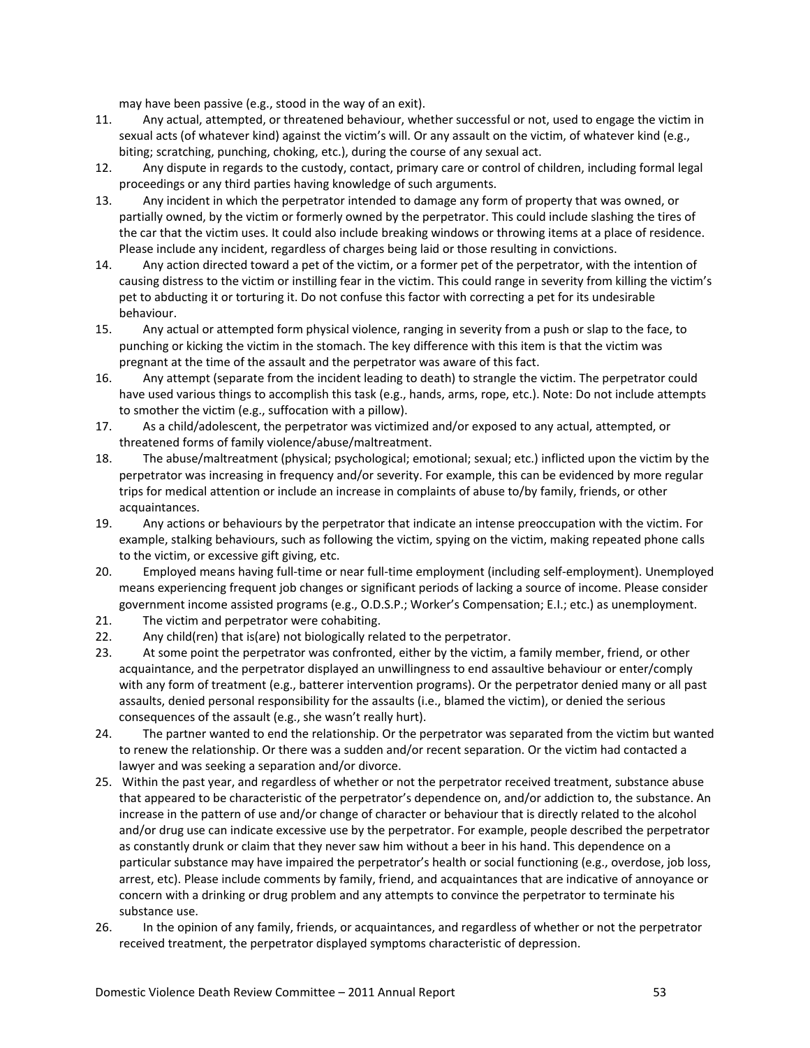may have been passive (e.g., stood in the way of an exit).

11. Any actual, attempted, or threatened behaviour, whether successful or not, used to engage the victim in sexual acts (of whatever kind) against the victim's will. Or any assault on the victim, of whatever kind (e.g., biting; scratching, punching, choking, etc.), during the course of any sexual act.
12. Any dispute in regards to the custody, contact, primary care or control of children, including formal legal proceedings or any third parties having knowledge of such arguments.
13. Any incident in which the perpetrator intended to damage any form of property that was owned, or partially owned, by the victim or formerly owned by the perpetrator. This could include slashing the tires of the car that the victim uses. It could also include breaking windows or throwing items at a place of residence. Please include any incident, regardless of charges being laid or those resulting in convictions.
14. Any action directed toward a pet of the victim, or a former pet of the perpetrator, with the intention of causing distress to the victim or instilling fear in the victim. This could range in severity from killing the victim's pet to abducting it or torturing it. Do not confuse this factor with correcting a pet for its undesirable behaviour.
15. Any actual or attempted form physical violence, ranging in severity from a push or slap to the face, to punching or kicking the victim in the stomach. The key difference with this item is that the victim was pregnant at the time of the assault and the perpetrator was aware of this fact.
16. Any attempt (separate from the incident leading to death) to strangle the victim. The perpetrator could have used various things to accomplish this task (e.g., hands, arms, rope, etc.). Note: Do not include attempts to smother the victim (e.g., suffocation with a pillow).
17. As a child/adolescent, the perpetrator was victimized and/or exposed to any actual, attempted, or threatened forms of family violence/abuse/maltreatment.
18. The abuse/maltreatment (physical; psychological; emotional; sexual; etc.) inflicted upon the victim by the perpetrator was increasing in frequency and/or severity. For example, this can be evidenced by more regular trips for medical attention or include an increase in complaints of abuse to/by family, friends, or other acquaintances.
19. Any actions or behaviours by the perpetrator that indicate an intense preoccupation with the victim. For example, stalking behaviours, such as following the victim, spying on the victim, making repeated phone calls to the victim, or excessive gift giving, etc.
20. Employed means having full-time or near full-time employment (including self-employment). Unemployed means experiencing frequent job changes or significant periods of lacking a source of income. Please consider government income assisted programs (e.g., O.D.S.P.; Worker's Compensation; E.I.; etc.) as unemployment.
21. The victim and perpetrator were cohabiting.
22. Any child(ren) that is(are) not biologically related to the perpetrator.
23. At some point the perpetrator was confronted, either by the victim, a family member, friend, or other acquaintance, and the perpetrator displayed an unwillingness to end assaultive behaviour or enter/comply with any form of treatment (e.g., batterer intervention programs). Or the perpetrator denied many or all past assaults, denied personal responsibility for the assaults (i.e., blamed the victim), or denied the serious consequences of the assault (e.g., she wasn't really hurt).
24. The partner wanted to end the relationship. Or the perpetrator was separated from the victim but wanted to renew the relationship. Or there was a sudden and/or recent separation. Or the victim had contacted a lawyer and was seeking a separation and/or divorce.
25. Within the past year, and regardless of whether or not the perpetrator received treatment, substance abuse that appeared to be characteristic of the perpetrator's dependence on, and/or addiction to, the substance. An increase in the pattern of use and/or change of character or behaviour that is directly related to the alcohol and/or drug use can indicate excessive use by the perpetrator. For example, people described the perpetrator as constantly drunk or claim that they never saw him without a beer in his hand. This dependence on a particular substance may have impaired the perpetrator's health or social functioning (e.g., overdose, job loss, arrest, etc). Please include comments by family, friend, and acquaintances that are indicative of annoyance or concern with a drinking or drug problem and any attempts to convince the perpetrator to terminate his substance use.
26. In the opinion of any family, friends, or acquaintances, and regardless of whether or not the perpetrator received treatment, the perpetrator displayed symptoms characteristic of depression.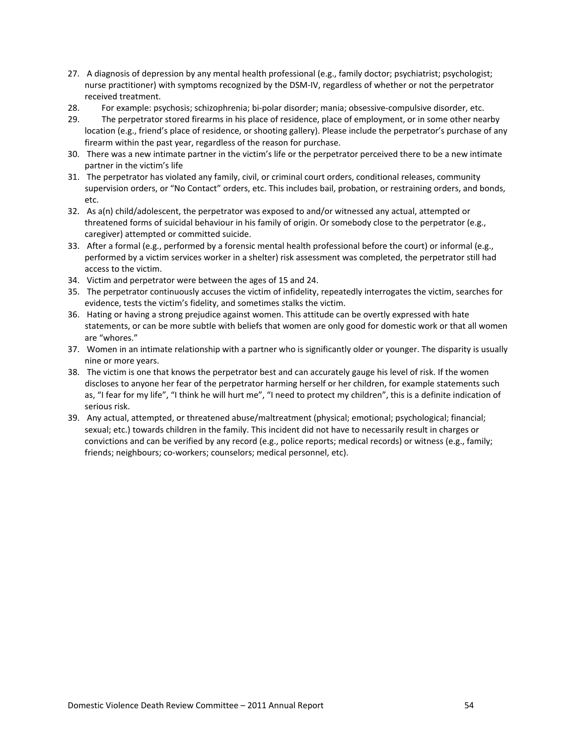27. A diagnosis of depression by any mental health professional (e.g., family doctor; psychiatrist; psychologist; nurse practitioner) with symptoms recognized by the DSM-IV, regardless of whether or not the perpetrator received treatment.
28. For example: psychosis; schizophrenia; bi-polar disorder; mania; obsessive-compulsive disorder, etc.
29. The perpetrator stored firearms in his place of residence, place of employment, or in some other nearby location (e.g., friend's place of residence, or shooting gallery). Please include the perpetrator's purchase of any firearm within the past year, regardless of the reason for purchase.
30. There was a new intimate partner in the victim's life or the perpetrator perceived there to be a new intimate partner in the victim's life
31. The perpetrator has violated any family, civil, or criminal court orders, conditional releases, community supervision orders, or "No Contact" orders, etc. This includes bail, probation, or restraining orders, and bonds, etc.
32. As a(n) child/adolescent, the perpetrator was exposed to and/or witnessed any actual, attempted or threatened forms of suicidal behaviour in his family of origin. Or somebody close to the perpetrator (e.g., caregiver) attempted or committed suicide.
33. After a formal (e.g., performed by a forensic mental health professional before the court) or informal (e.g., performed by a victim services worker in a shelter) risk assessment was completed, the perpetrator still had access to the victim.
34. Victim and perpetrator were between the ages of 15 and 24.
35. The perpetrator continuously accuses the victim of infidelity, repeatedly interrogates the victim, searches for evidence, tests the victim's fidelity, and sometimes stalks the victim.
36. Hating or having a strong prejudice against women. This attitude can be overtly expressed with hate statements, or can be more subtle with beliefs that women are only good for domestic work or that all women are "whores."
37. Women in an intimate relationship with a partner who is significantly older or younger. The disparity is usually nine or more years.
38. The victim is one that knows the perpetrator best and can accurately gauge his level of risk. If the women discloses to anyone her fear of the perpetrator harming herself or her children, for example statements such as, "I fear for my life", "I think he will hurt me", "I need to protect my children", this is a definite indication of serious risk.
39. Any actual, attempted, or threatened abuse/maltreatment (physical; emotional; psychological; financial; sexual; etc.) towards children in the family. This incident did not have to necessarily result in charges or convictions and can be verified by any record (e.g., police reports; medical records) or witness (e.g., family; friends; neighbours; co-workers; counselors; medical personnel, etc).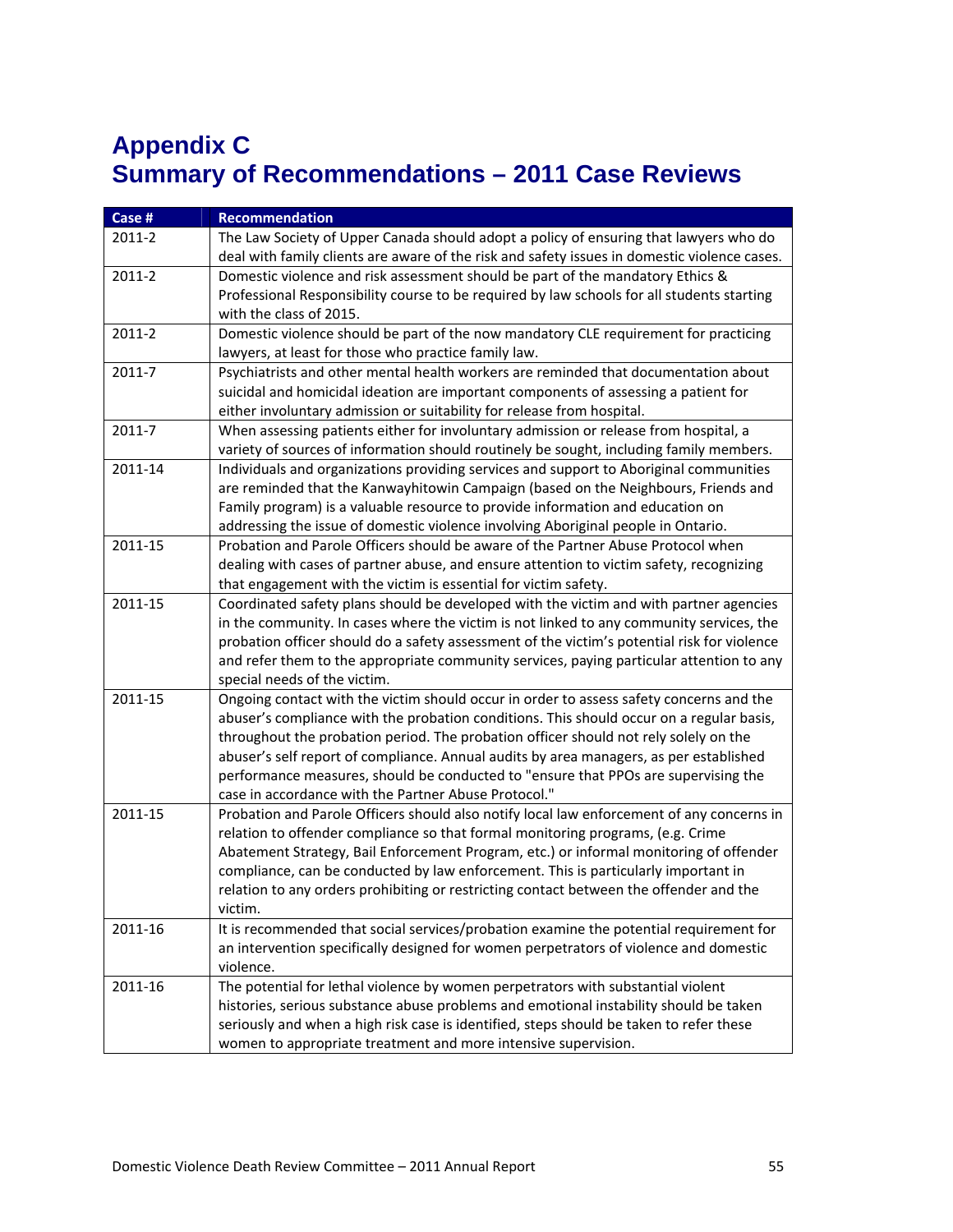# Appendix C
# Summary of Recommendations – 2011 Case Reviews

| Case # | Recommendation |
|---|---|
| 2011-2 | The Law Society of Upper Canada should adopt a policy of ensuring that lawyers who do deal with family clients are aware of the risk and safety issues in domestic violence cases. |
| 2011-2 | Domestic violence and risk assessment should be part of the mandatory Ethics & Professional Responsibility course to be required by law schools for all students starting with the class of 2015. |
| 2011-2 | Domestic violence should be part of the now mandatory CLE requirement for practicing lawyers, at least for those who practice family law. |
| 2011-7 | Psychiatrists and other mental health workers are reminded that documentation about suicidal and homicidal ideation are important components of assessing a patient for either involuntary admission or suitability for release from hospital. |
| 2011-7 | When assessing patients either for involuntary admission or release from hospital, a variety of sources of information should routinely be sought, including family members. |
| 2011-14 | Individuals and organizations providing services and support to Aboriginal communities are reminded that the Kanwayhitowin Campaign (based on the Neighbours, Friends and Family program) is a valuable resource to provide information and education on addressing the issue of domestic violence involving Aboriginal people in Ontario. |
| 2011-15 | Probation and Parole Officers should be aware of the Partner Abuse Protocol when dealing with cases of partner abuse, and ensure attention to victim safety, recognizing that engagement with the victim is essential for victim safety. |
| 2011-15 | Coordinated safety plans should be developed with the victim and with partner agencies in the community. In cases where the victim is not linked to any community services, the probation officer should do a safety assessment of the victim's potential risk for violence and refer them to the appropriate community services, paying particular attention to any special needs of the victim. |
| 2011-15 | Ongoing contact with the victim should occur in order to assess safety concerns and the abuser's compliance with the probation conditions. This should occur on a regular basis, throughout the probation period. The probation officer should not rely solely on the abuser's self report of compliance. Annual audits by area managers, as per established performance measures, should be conducted to "ensure that PPOs are supervising the case in accordance with the Partner Abuse Protocol." |
| 2011-15 | Probation and Parole Officers should also notify local law enforcement of any concerns in relation to offender compliance so that formal monitoring programs, (e.g. Crime Abatement Strategy, Bail Enforcement Program, etc.) or informal monitoring of offender compliance, can be conducted by law enforcement. This is particularly important in relation to any orders prohibiting or restricting contact between the offender and the victim. |
| 2011-16 | It is recommended that social services/probation examine the potential requirement for an intervention specifically designed for women perpetrators of violence and domestic violence. |
| 2011-16 | The potential for lethal violence by women perpetrators with substantial violent histories, serious substance abuse problems and emotional instability should be taken seriously and when a high risk case is identified, steps should be taken to refer these women to appropriate treatment and more intensive supervision. |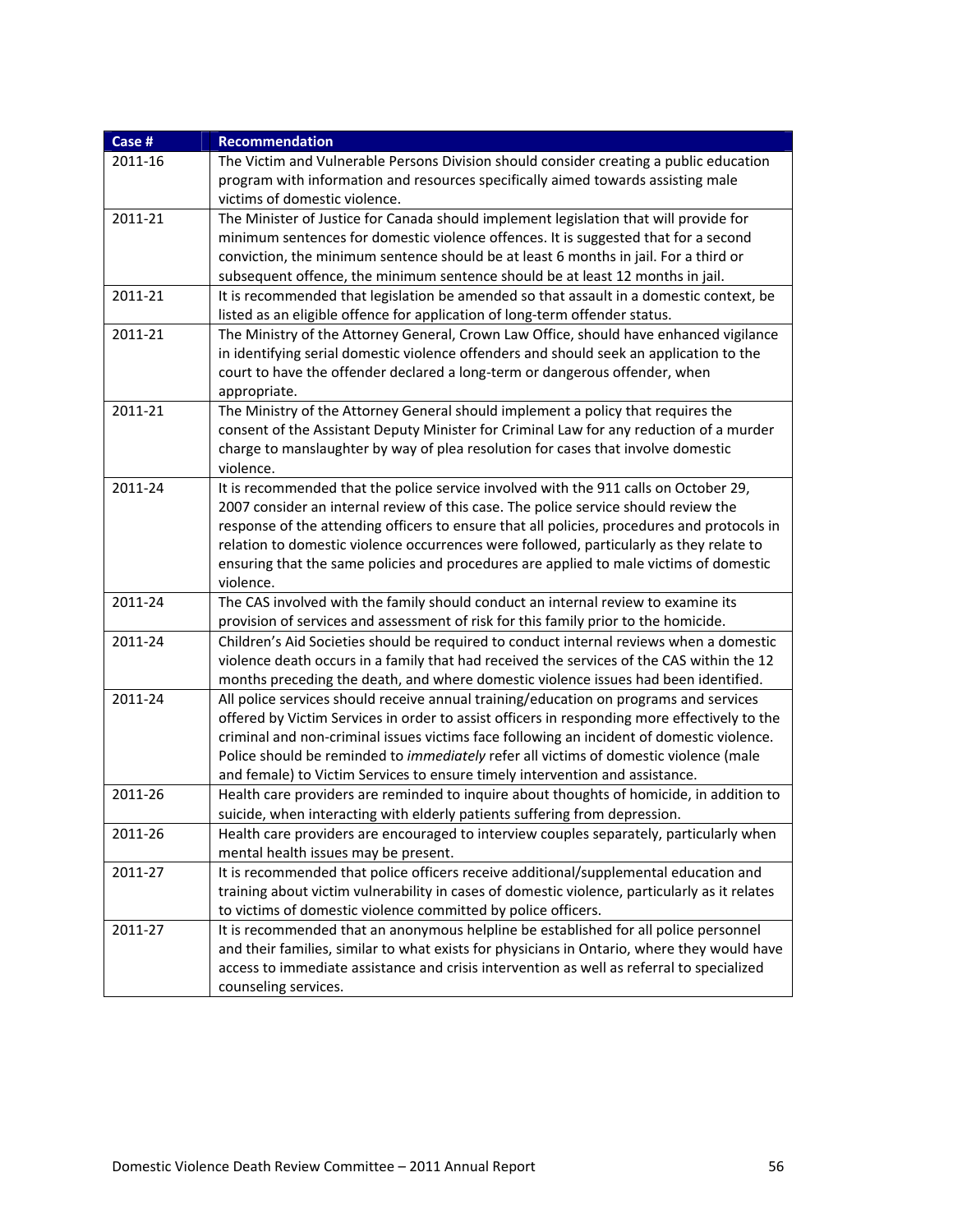| Case # | Recommendation |
|---|---|
| 2011-16 | The Victim and Vulnerable Persons Division should consider creating a public education program with information and resources specifically aimed towards assisting male victims of domestic violence. |
| 2011-21 | The Minister of Justice for Canada should implement legislation that will provide for minimum sentences for domestic violence offences. It is suggested that for a second conviction, the minimum sentence should be at least 6 months in jail. For a third or subsequent offence, the minimum sentence should be at least 12 months in jail. |
| 2011-21 | It is recommended that legislation be amended so that assault in a domestic context, be listed as an eligible offence for application of long-term offender status. |
| 2011-21 | The Ministry of the Attorney General, Crown Law Office, should have enhanced vigilance in identifying serial domestic violence offenders and should seek an application to the court to have the offender declared a long-term or dangerous offender, when appropriate. |
| 2011-21 | The Ministry of the Attorney General should implement a policy that requires the consent of the Assistant Deputy Minister for Criminal Law for any reduction of a murder charge to manslaughter by way of plea resolution for cases that involve domestic violence. |
| 2011-24 | It is recommended that the police service involved with the 911 calls on October 29, 2007 consider an internal review of this case. The police service should review the response of the attending officers to ensure that all policies, procedures and protocols in relation to domestic violence occurrences were followed, particularly as they relate to ensuring that the same policies and procedures are applied to male victims of domestic violence. |
| 2011-24 | The CAS involved with the family should conduct an internal review to examine its provision of services and assessment of risk for this family prior to the homicide. |
| 2011-24 | Children's Aid Societies should be required to conduct internal reviews when a domestic violence death occurs in a family that had received the services of the CAS within the 12 months preceding the death, and where domestic violence issues had been identified. |
| 2011-24 | All police services should receive annual training/education on programs and services offered by Victim Services in order to assist officers in responding more effectively to the criminal and non-criminal issues victims face following an incident of domestic violence. Police should be reminded to *immediately* refer all victims of domestic violence (male and female) to Victim Services to ensure timely intervention and assistance. |
| 2011-26 | Health care providers are reminded to inquire about thoughts of homicide, in addition to suicide, when interacting with elderly patients suffering from depression. |
| 2011-26 | Health care providers are encouraged to interview couples separately, particularly when mental health issues may be present. |
| 2011-27 | It is recommended that police officers receive additional/supplemental education and training about victim vulnerability in cases of domestic violence, particularly as it relates to victims of domestic violence committed by police officers. |
| 2011-27 | It is recommended that an anonymous helpline be established for all police personnel and their families, similar to what exists for physicians in Ontario, where they would have access to immediate assistance and crisis intervention as well as referral to specialized counseling services. |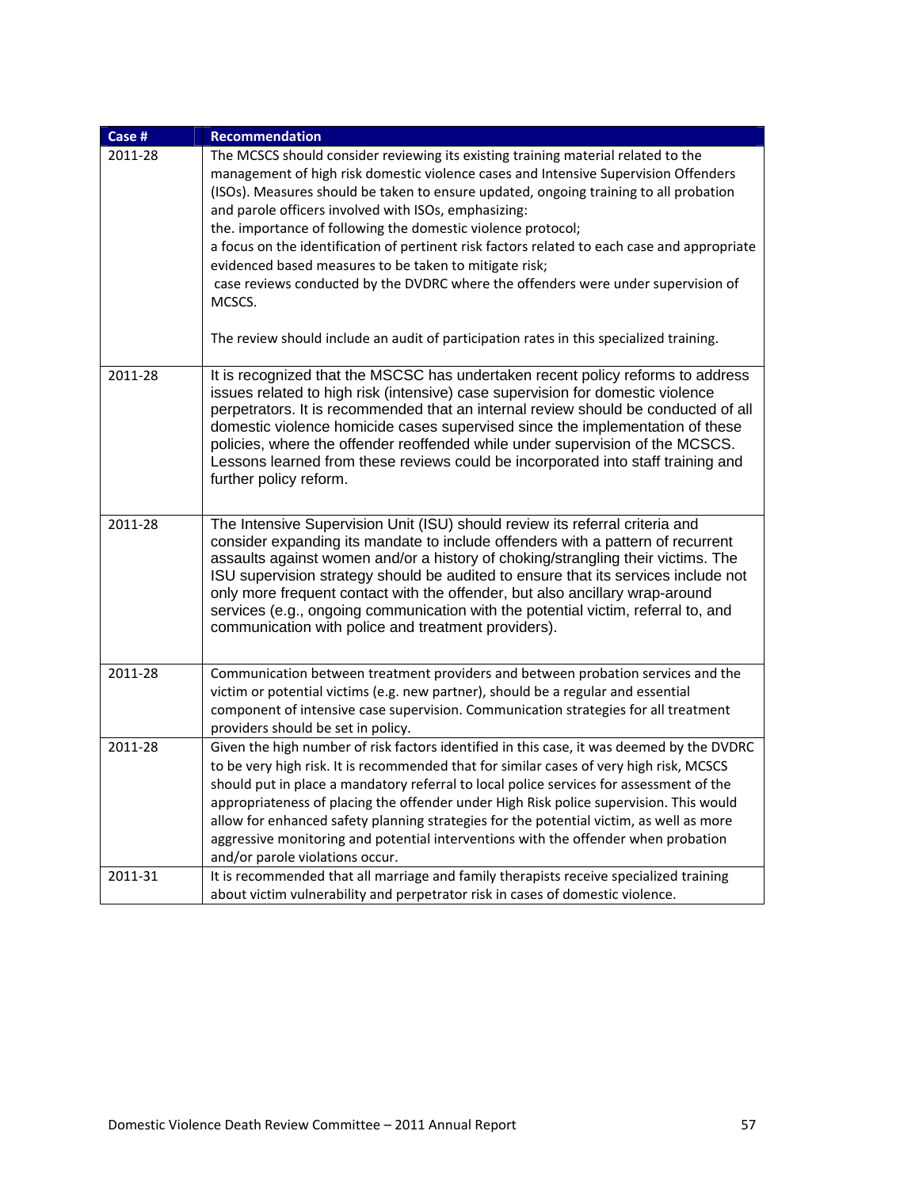| Case # | Recommendation |
|---|---|
| 2011-28 | The MCSCS should consider reviewing its existing training material related to the management of high risk domestic violence cases and Intensive Supervision Offenders (ISOs). Measures should be taken to ensure updated, ongoing training to all probation and parole officers involved with ISOs, emphasizing:<br>the. importance of following the domestic violence protocol;<br>a focus on the identification of pertinent risk factors related to each case and appropriate evidenced based measures to be taken to mitigate risk;<br>case reviews conducted by the DVDRC where the offenders were under supervision of MCSCS.<br><br>The review should include an audit of participation rates in this specialized training. |
| 2011-28 | It is recognized that the MSCSC has undertaken recent policy reforms to address issues related to high risk (intensive) case supervision for domestic violence perpetrators. It is recommended that an internal review should be conducted of all domestic violence homicide cases supervised since the implementation of these policies, where the offender reoffended while under supervision of the MCSCS. Lessons learned from these reviews could be incorporated into staff training and further policy reform. |
| 2011-28 | The Intensive Supervision Unit (ISU) should review its referral criteria and consider expanding its mandate to include offenders with a pattern of recurrent assaults against women and/or a history of choking/strangling their victims. The ISU supervision strategy should be audited to ensure that its services include not only more frequent contact with the offender, but also ancillary wrap-around services (e.g., ongoing communication with the potential victim, referral to, and communication with police and treatment providers). |
| 2011-28 | Communication between treatment providers and between probation services and the victim or potential victims (e.g. new partner), should be a regular and essential component of intensive case supervision. Communication strategies for all treatment providers should be set in policy. |
| 2011-28 | Given the high number of risk factors identified in this case, it was deemed by the DVDRC to be very high risk. It is recommended that for similar cases of very high risk, MCSCS should put in place a mandatory referral to local police services for assessment of the appropriateness of placing the offender under High Risk police supervision. This would allow for enhanced safety planning strategies for the potential victim, as well as more aggressive monitoring and potential interventions with the offender when probation and/or parole violations occur. |
| 2011-31 | It is recommended that all marriage and family therapists receive specialized training about victim vulnerability and perpetrator risk in cases of domestic violence. |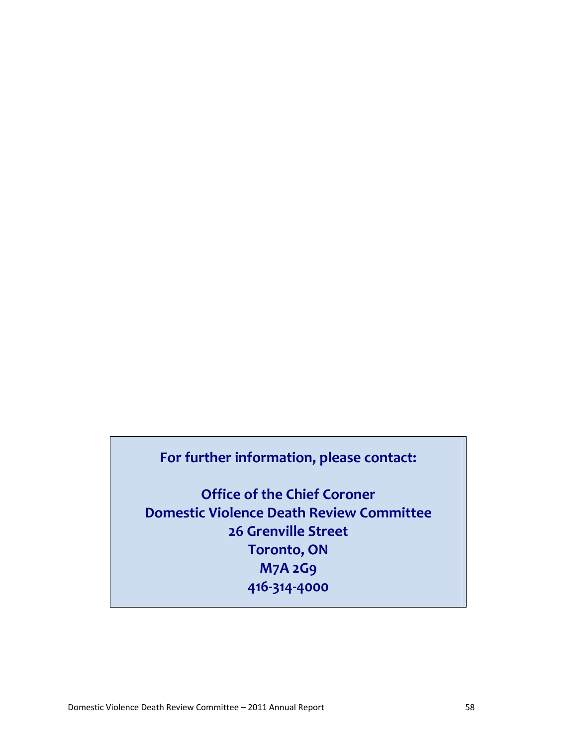**For further information, please contact:**

**Office of the Chief Coroner**
**Domestic Violence Death Review Committee**
**26 Grenville Street**
**Toronto, ON**
**M7A 2G9**
**416-314-4000**